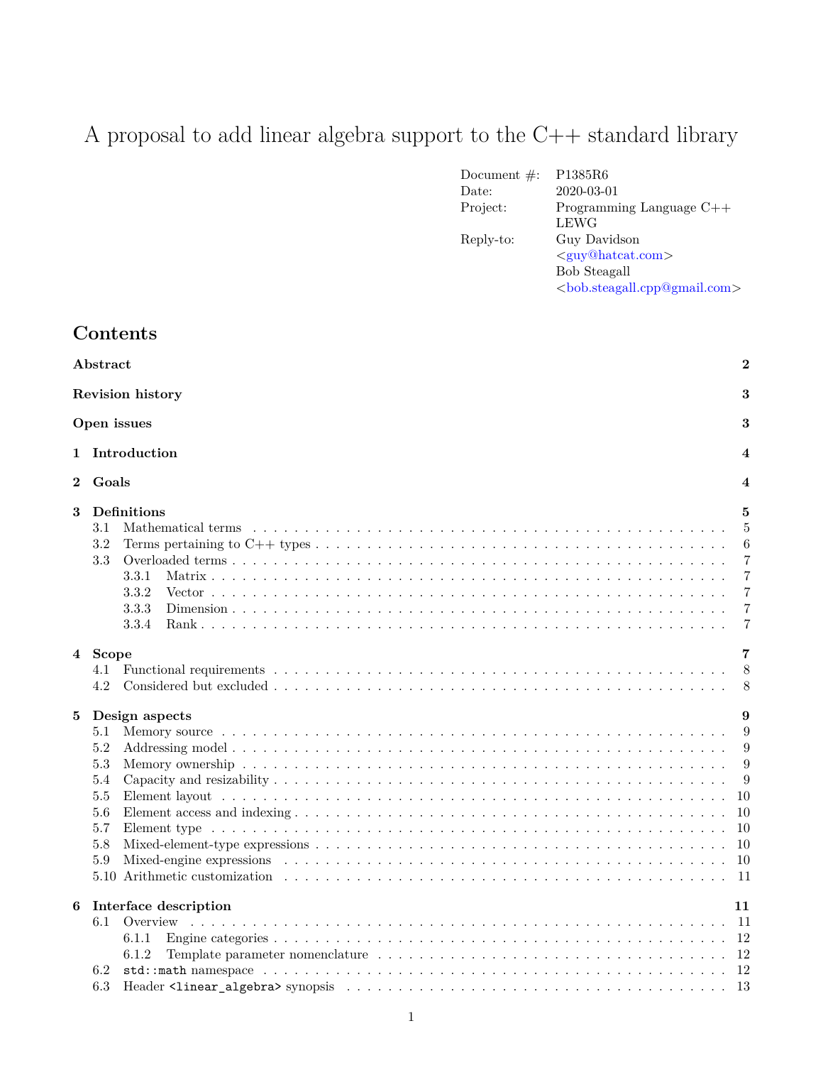# A proposal to add linear algebra support to the C++ standard library

| | |
|---|---|
| Document #: | P1385R6 |
| Date: | 2020-03-01 |
| Project: | Programming Language C++<br>LEWG |
| Reply-to: | Guy Davidson<br><guy@hatcat.com><br>Bob Steagall<br><bob.steagall.cpp@gmail.com> |

## Contents

**Abstract** **2**

**Revision history** **3**

**Open issues** **3**

**1 Introduction** **4**

**2 Goals** **4**

**3 Definitions** **5**
- 3.1 Mathematical terms . . . 5
- 3.2 Terms pertaining to C++ types . . . 6
- 3.3 Overloaded terms . . . 7
  - 3.3.1 Matrix . . . 7
  - 3.3.2 Vector . . . 7
  - 3.3.3 Dimension . . . 7
  - 3.3.4 Rank . . . 7

**4 Scope** **7**
- 4.1 Functional requirements . . . 8
- 4.2 Considered but excluded . . . 8

**5 Design aspects** **9**
- 5.1 Memory source . . . 9
- 5.2 Addressing model . . . 9
- 5.3 Memory ownership . . . 9
- 5.4 Capacity and resizability . . . 9
- 5.5 Element layout . . . 10
- 5.6 Element access and indexing . . . 10
- 5.7 Element type . . . 10
- 5.8 Mixed-element-type expressions . . . 10
- 5.9 Mixed-engine expressions . . . 10
- 5.10 Arithmetic customization . . . 11

**6 Interface description** **11**
- 6.1 Overview . . . 11
  - 6.1.1 Engine categories . . . 12
  - 6.1.2 Template parameter nomenclature . . . 12
- 6.2 `std::math` namespace . . . 12
- 6.3 Header `<linear_algebra>` synopsis . . . 13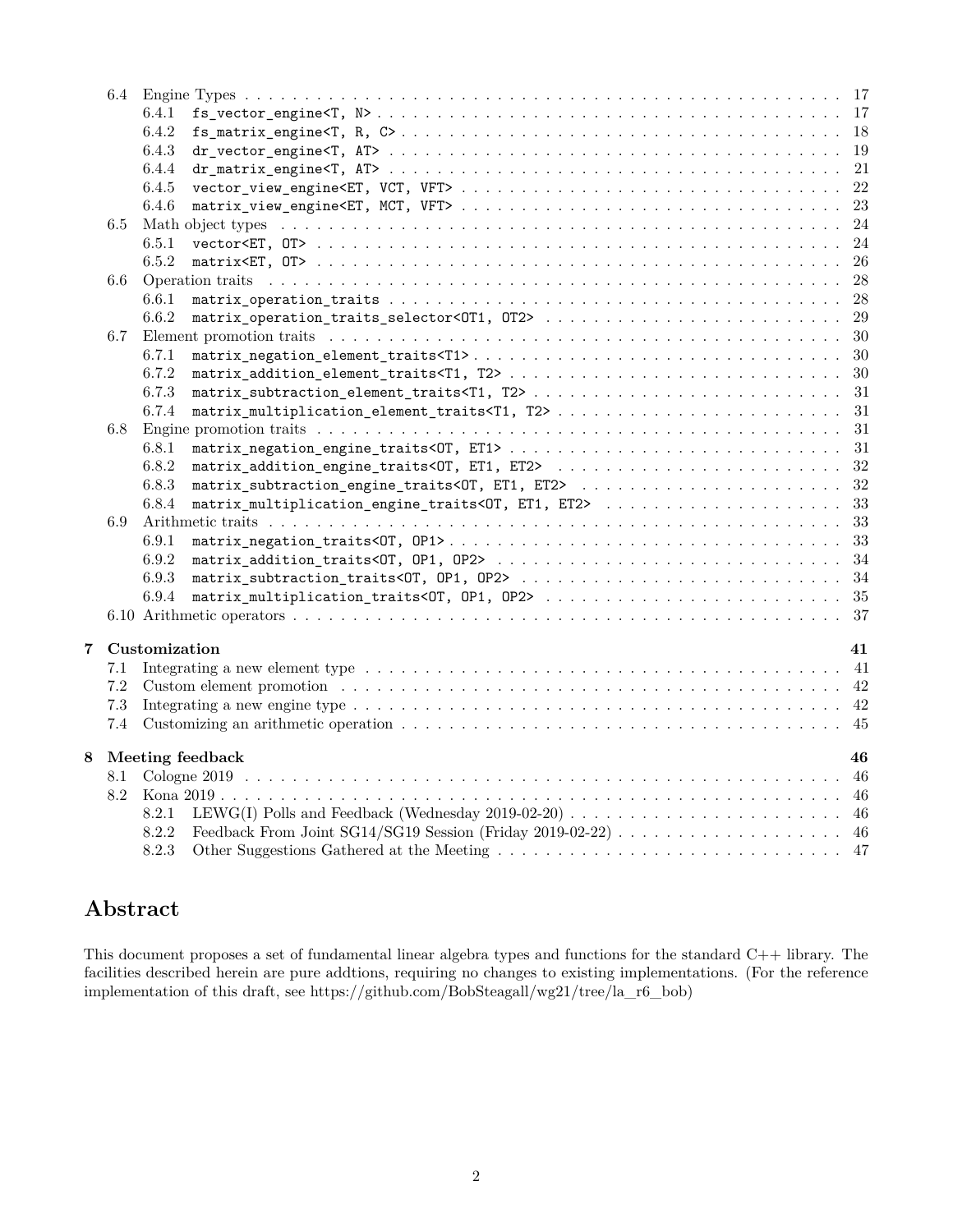- 6.4 Engine Types . . . 17
  - 6.4.1 `fs_vector_engine<T, N>` . . . 17
  - 6.4.2 `fs_matrix_engine<T, R, C>` . . . 18
  - 6.4.3 `dr_vector_engine<T, AT>` . . . 19
  - 6.4.4 `dr_matrix_engine<T, AT>` . . . 21
  - 6.4.5 `vector_view_engine<ET, VCT, VFT>` . . . 22
  - 6.4.6 `matrix_view_engine<ET, MCT, VFT>` . . . 23
- 6.5 Math object types . . . 24
  - 6.5.1 `vector<ET, OT>` . . . 24
  - 6.5.2 `matrix<ET, OT>` . . . 26
- 6.6 Operation traits . . . 28
  - 6.6.1 `matrix_operation_traits` . . . 28
  - 6.6.2 `matrix_operation_traits_selector<OT1, OT2>` . . . 29
- 6.7 Element promotion traits . . . 30
  - 6.7.1 `matrix_negation_element_traits<T1>` . . . 30
  - 6.7.2 `matrix_addition_element_traits<T1, T2>` . . . 30
  - 6.7.3 `matrix_subtraction_element_traits<T1, T2>` . . . 31
  - 6.7.4 `matrix_multiplication_element_traits<T1, T2>` . . . 31
- 6.8 Engine promotion traits . . . 31
  - 6.8.1 `matrix_negation_engine_traits<OT, ET1>` . . . 31
  - 6.8.2 `matrix_addition_engine_traits<OT, ET1, ET2>` . . . 32
  - 6.8.3 `matrix_subtraction_engine_traits<OT, ET1, ET2>` . . . 32
  - 6.8.4 `matrix_multiplication_engine_traits<OT, ET1, ET2>` . . . 33
- 6.9 Arithmetic traits . . . 33
  - 6.9.1 `matrix_negation_traits<OT, OP1>` . . . 33
  - 6.9.2 `matrix_addition_traits<OT, OP1, OP2>` . . . 34
  - 6.9.3 `matrix_subtraction_traits<OT, OP1, OP2>` . . . 34
  - 6.9.4 `matrix_multiplication_traits<OT, OP1, OP2>` . . . 35
- 6.10 Arithmetic operators . . . 37

**7 Customization** . . . **41**
- 7.1 Integrating a new element type . . . 41
- 7.2 Custom element promotion . . . 42
- 7.3 Integrating a new engine type . . . 42
- 7.4 Customizing an arithmetic operation . . . 45

**8 Meeting feedback** . . . **46**
- 8.1 Cologne 2019 . . . 46
- 8.2 Kona 2019 . . . 46
  - 8.2.1 LEWG(I) Polls and Feedback (Wednesday 2019-02-20) . . . 46
  - 8.2.2 Feedback From Joint SG14/SG19 Session (Friday 2019-02-22) . . . 46
  - 8.2.3 Other Suggestions Gathered at the Meeting . . . 47

# Abstract

This document proposes a set of fundamental linear algebra types and functions for the standard C++ library. The facilities described herein are pure addtions, requiring no changes to existing implementations. (For the reference implementation of this draft, see https://github.com/BobSteagall/wg21/tree/la_r6_bob)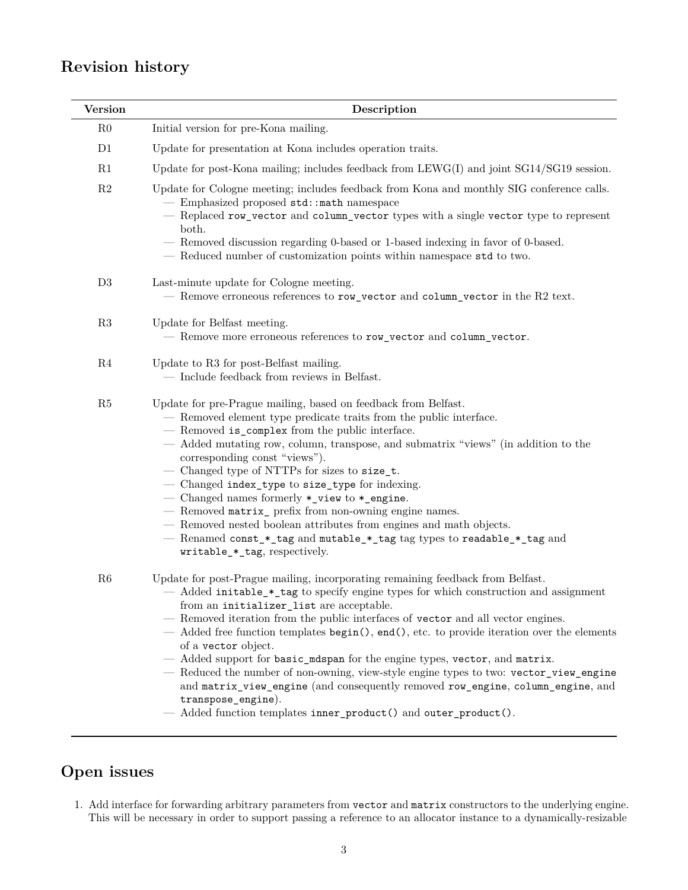## Revision history

| Version | Description |
|---|---|
| R0 | Initial version for pre-Kona mailing. |
| D1 | Update for presentation at Kona includes operation traits. |
| R1 | Update for post-Kona mailing; includes feedback from LEWG(I) and joint SG14/SG19 session. |
| R2 | Update for Cologne meeting; includes feedback from Kona and monthly SIG conference calls.<br>— Emphasized proposed `std::math` namespace<br>— Replaced `row_vector` and `column_vector` types with a single `vector` type to represent both.<br>— Removed discussion regarding 0-based or 1-based indexing in favor of 0-based.<br>— Reduced number of customization points within namespace `std` to two. |
| D3 | Last-minute update for Cologne meeting.<br>— Remove erroneous references to `row_vector` and `column_vector` in the R2 text. |
| R3 | Update for Belfast meeting.<br>— Remove more erroneous references to `row_vector` and `column_vector`. |
| R4 | Update to R3 for post-Belfast mailing.<br>— Include feedback from reviews in Belfast. |
| R5 | Update for pre-Prague mailing, based on feedback from Belfast.<br>— Removed element type predicate traits from the public interface.<br>— Removed `is_complex` from the public interface.<br>— Added mutating row, column, transpose, and submatrix "views" (in addition to the corresponding const "views").<br>— Changed type of NTTPs for sizes to `size_t`.<br>— Changed `index_type` to `size_type` for indexing.<br>— Changed names formerly `*_view` to `*_engine`.<br>— Removed `matrix_` prefix from non-owning engine names.<br>— Removed nested boolean attributes from engines and math objects.<br>— Renamed `const_*_tag` and `mutable_*_tag` tag types to `readable_*_tag` and `writable_*_tag`, respectively. |
| R6 | Update for post-Prague mailing, incorporating remaining feedback from Belfast.<br>— Added `initable_*_tag` to specify engine types for which construction and assignment from an `initializer_list` are acceptable.<br>— Removed iteration from the public interfaces of `vector` and all vector engines.<br>— Added free function templates `begin()`, `end()`, etc. to provide iteration over the elements of a `vector` object.<br>— Added support for `basic_mdspan` for the engine types, `vector`, and `matrix`.<br>— Reduced the number of non-owning, view-style engine types to two: `vector_view_engine` and `matrix_view_engine` (and consequently removed `row_engine`, `column_engine`, and `transpose_engine`).<br>— Added function templates `inner_product()` and `outer_product()`. |

## Open issues

1. Add interface for forwarding arbitrary parameters from `vector` and `matrix` constructors to the underlying engine. This will be necessary in order to support passing a reference to an allocator instance to a dynamically-resizable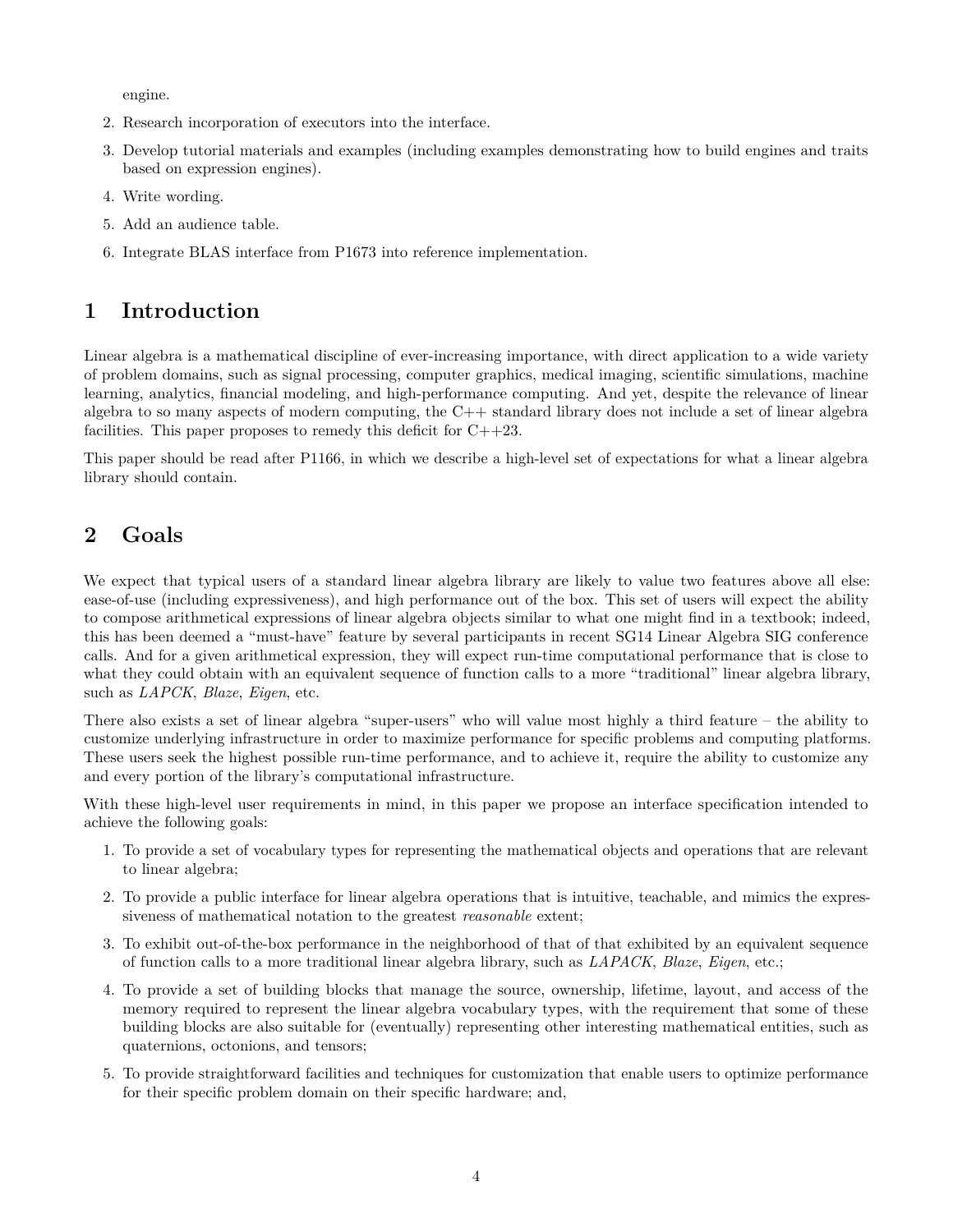engine.

2. Research incorporation of executors into the interface.
3. Develop tutorial materials and examples (including examples demonstrating how to build engines and traits based on expression engines).
4. Write wording.
5. Add an audience table.
6. Integrate BLAS interface from P1673 into reference implementation.

# 1 Introduction

Linear algebra is a mathematical discipline of ever-increasing importance, with direct application to a wide variety of problem domains, such as signal processing, computer graphics, medical imaging, scientific simulations, machine learning, analytics, financial modeling, and high-performance computing. And yet, despite the relevance of linear algebra to so many aspects of modern computing, the C++ standard library does not include a set of linear algebra facilities. This paper proposes to remedy this deficit for C++23.

This paper should be read after P1166, in which we describe a high-level set of expectations for what a linear algebra library should contain.

# 2 Goals

We expect that typical users of a standard linear algebra library are likely to value two features above all else: ease-of-use (including expressiveness), and high performance out of the box. This set of users will expect the ability to compose arithmetical expressions of linear algebra objects similar to what one might find in a textbook; indeed, this has been deemed a "must-have" feature by several participants in recent SG14 Linear Algebra SIG conference calls. And for a given arithmetical expression, they will expect run-time computational performance that is close to what they could obtain with an equivalent sequence of function calls to a more "traditional" linear algebra library, such as *LAPCK*, *Blaze*, *Eigen*, etc.

There also exists a set of linear algebra "super-users" who will value most highly a third feature – the ability to customize underlying infrastructure in order to maximize performance for specific problems and computing platforms. These users seek the highest possible run-time performance, and to achieve it, require the ability to customize any and every portion of the library's computational infrastructure.

With these high-level user requirements in mind, in this paper we propose an interface specification intended to achieve the following goals:

1. To provide a set of vocabulary types for representing the mathematical objects and operations that are relevant to linear algebra;
2. To provide a public interface for linear algebra operations that is intuitive, teachable, and mimics the expressiveness of mathematical notation to the greatest *reasonable* extent;
3. To exhibit out-of-the-box performance in the neighborhood of that of that exhibited by an equivalent sequence of function calls to a more traditional linear algebra library, such as *LAPACK*, *Blaze*, *Eigen*, etc.;
4. To provide a set of building blocks that manage the source, ownership, lifetime, layout, and access of the memory required to represent the linear algebra vocabulary types, with the requirement that some of these building blocks are also suitable for (eventually) representing other interesting mathematical entities, such as quaternions, octonions, and tensors;
5. To provide straightforward facilities and techniques for customization that enable users to optimize performance for their specific problem domain on their specific hardware; and,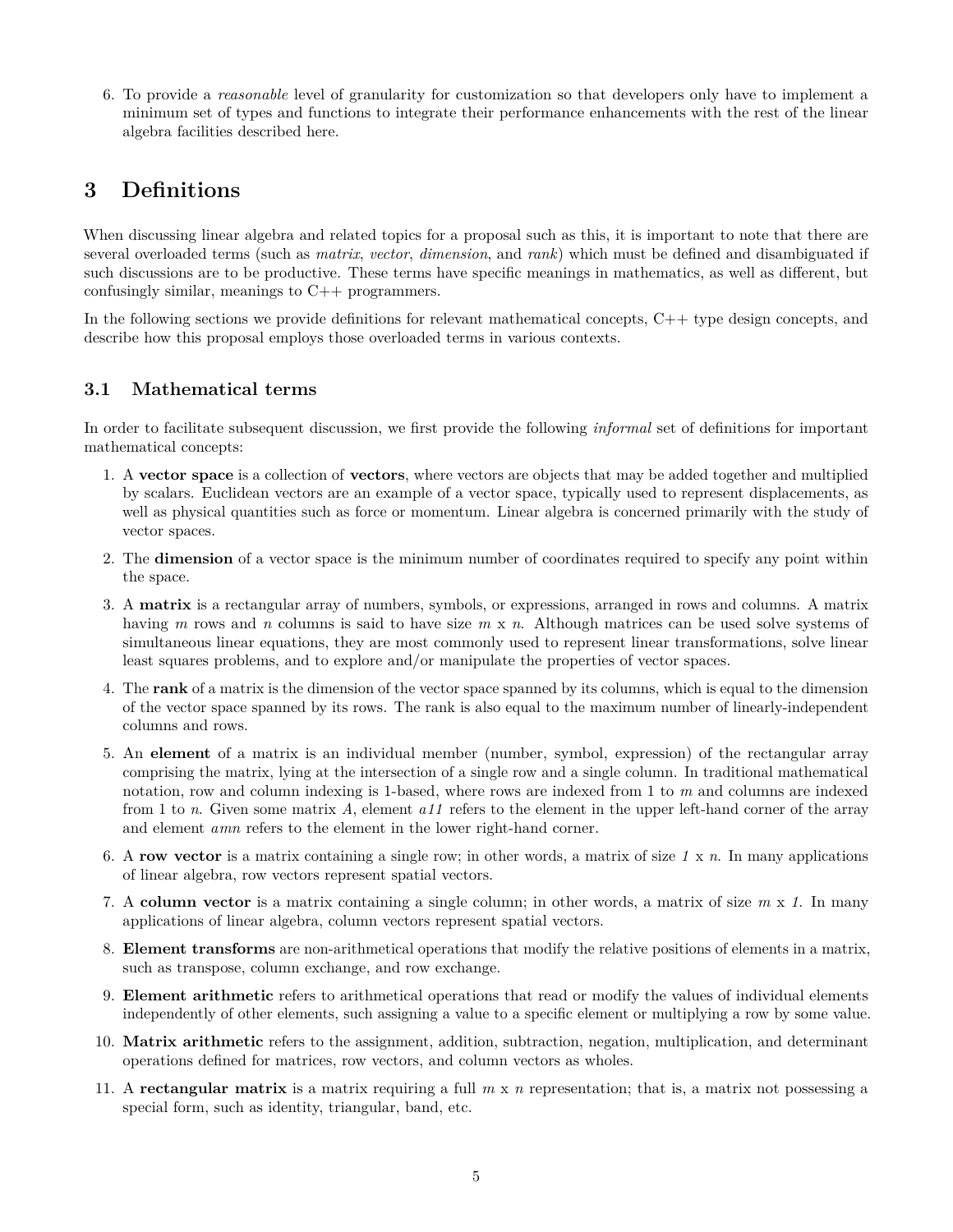6. To provide a *reasonable* level of granularity for customization so that developers only have to implement a minimum set of types and functions to integrate their performance enhancements with the rest of the linear algebra facilities described here.

# 3 Definitions

When discussing linear algebra and related topics for a proposal such as this, it is important to note that there are several overloaded terms (such as *matrix*, *vector*, *dimension*, and *rank*) which must be defined and disambiguated if such discussions are to be productive. These terms have specific meanings in mathematics, as well as different, but confusingly similar, meanings to C++ programmers.

In the following sections we provide definitions for relevant mathematical concepts, C++ type design concepts, and describe how this proposal employs those overloaded terms in various contexts.

## 3.1 Mathematical terms

In order to facilitate subsequent discussion, we first provide the following *informal* set of definitions for important mathematical concepts:

1. A **vector space** is a collection of **vectors**, where vectors are objects that may be added together and multiplied by scalars. Euclidean vectors are an example of a vector space, typically used to represent displacements, as well as physical quantities such as force or momentum. Linear algebra is concerned primarily with the study of vector spaces.
2. The **dimension** of a vector space is the minimum number of coordinates required to specify any point within the space.
3. A **matrix** is a rectangular array of numbers, symbols, or expressions, arranged in rows and columns. A matrix having *m* rows and *n* columns is said to have size *m* x *n*. Although matrices can be used solve systems of simultaneous linear equations, they are most commonly used to represent linear transformations, solve linear least squares problems, and to explore and/or manipulate the properties of vector spaces.
4. The **rank** of a matrix is the dimension of the vector space spanned by its columns, which is equal to the dimension of the vector space spanned by its rows. The rank is also equal to the maximum number of linearly-independent columns and rows.
5. An **element** of a matrix is an individual member (number, symbol, expression) of the rectangular array comprising the matrix, lying at the intersection of a single row and a single column. In traditional mathematical notation, row and column indexing is 1-based, where rows are indexed from 1 to *m* and columns are indexed from 1 to *n*. Given some matrix *A*, element *a11* refers to the element in the upper left-hand corner of the array and element *amn* refers to the element in the lower right-hand corner.
6. A **row vector** is a matrix containing a single row; in other words, a matrix of size *1* x *n*. In many applications of linear algebra, row vectors represent spatial vectors.
7. A **column vector** is a matrix containing a single column; in other words, a matrix of size *m* x *1*. In many applications of linear algebra, column vectors represent spatial vectors.
8. **Element transforms** are non-arithmetical operations that modify the relative positions of elements in a matrix, such as transpose, column exchange, and row exchange.
9. **Element arithmetic** refers to arithmetical operations that read or modify the values of individual elements independently of other elements, such assigning a value to a specific element or multiplying a row by some value.
10. **Matrix arithmetic** refers to the assignment, addition, subtraction, negation, multiplication, and determinant operations defined for matrices, row vectors, and column vectors as wholes.
11. A **rectangular matrix** is a matrix requiring a full *m* x *n* representation; that is, a matrix not possessing a special form, such as identity, triangular, band, etc.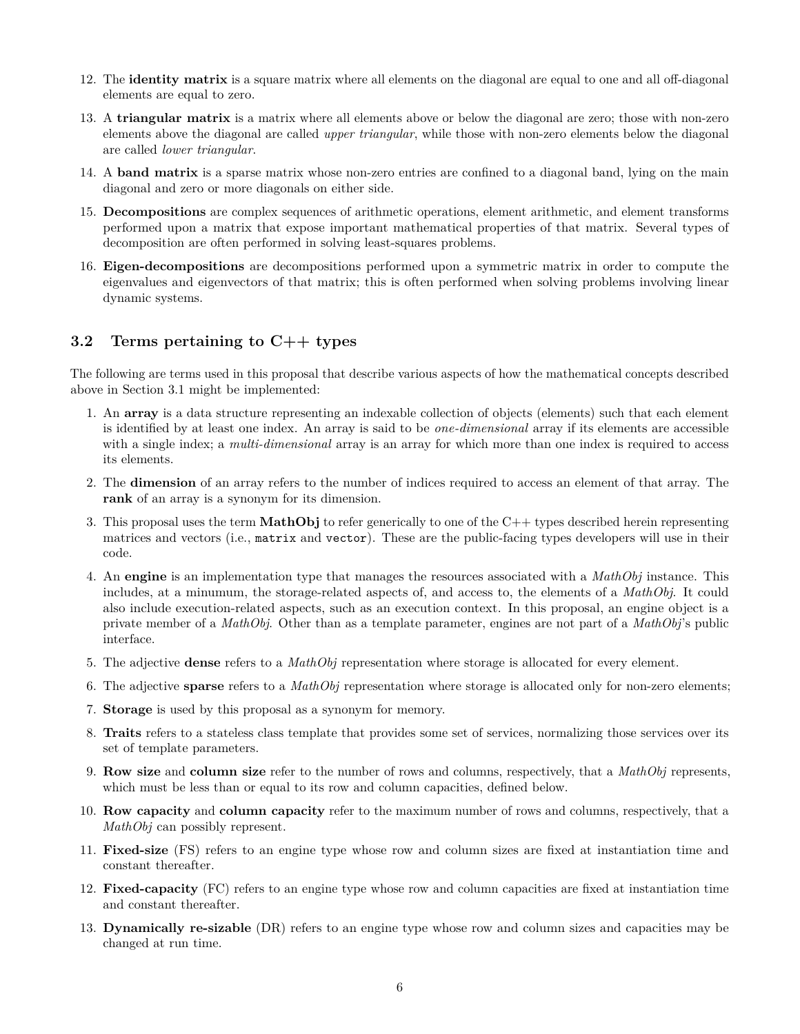12. The **identity matrix** is a square matrix where all elements on the diagonal are equal to one and all off-diagonal elements are equal to zero.

13. A **triangular matrix** is a matrix where all elements above or below the diagonal are zero; those with non-zero elements above the diagonal are called *upper triangular*, while those with non-zero elements below the diagonal are called *lower triangular*.

14. A **band matrix** is a sparse matrix whose non-zero entries are confined to a diagonal band, lying on the main diagonal and zero or more diagonals on either side.

15. **Decompositions** are complex sequences of arithmetic operations, element arithmetic, and element transforms performed upon a matrix that expose important mathematical properties of that matrix. Several types of decomposition are often performed in solving least-squares problems.

16. **Eigen-decompositions** are decompositions performed upon a symmetric matrix in order to compute the eigenvalues and eigenvectors of that matrix; this is often performed when solving problems involving linear dynamic systems.

## 3.2 Terms pertaining to C++ types

The following are terms used in this proposal that describe various aspects of how the mathematical concepts described above in Section 3.1 might be implemented:

1. An **array** is a data structure representing an indexable collection of objects (elements) such that each element is identified by at least one index. An array is said to be *one-dimensional* array if its elements are accessible with a single index; a *multi-dimensional* array is an array for which more than one index is required to access its elements.

2. The **dimension** of an array refers to the number of indices required to access an element of that array. The **rank** of an array is a synonym for its dimension.

3. This proposal uses the term **MathObj** to refer generically to one of the C++ types described herein representing matrices and vectors (i.e., `matrix` and `vector`). These are the public-facing types developers will use in their code.

4. An **engine** is an implementation type that manages the resources associated with a *MathObj* instance. This includes, at a minumum, the storage-related aspects of, and access to, the elements of a *MathObj*. It could also include execution-related aspects, such as an execution context. In this proposal, an engine object is a private member of a *MathObj*. Other than as a template parameter, engines are not part of a *MathObj*'s public interface.

5. The adjective **dense** refers to a *MathObj* representation where storage is allocated for every element.

6. The adjective **sparse** refers to a *MathObj* representation where storage is allocated only for non-zero elements;

7. **Storage** is used by this proposal as a synonym for memory.

8. **Traits** refers to a stateless class template that provides some set of services, normalizing those services over its set of template parameters.

9. **Row size** and **column size** refer to the number of rows and columns, respectively, that a *MathObj* represents, which must be less than or equal to its row and column capacities, defined below.

10. **Row capacity** and **column capacity** refer to the maximum number of rows and columns, respectively, that a *MathObj* can possibly represent.

11. **Fixed-size** (FS) refers to an engine type whose row and column sizes are fixed at instantiation time and constant thereafter.

12. **Fixed-capacity** (FC) refers to an engine type whose row and column capacities are fixed at instantiation time and constant thereafter.

13. **Dynamically re-sizable** (DR) refers to an engine type whose row and column sizes and capacities may be changed at run time.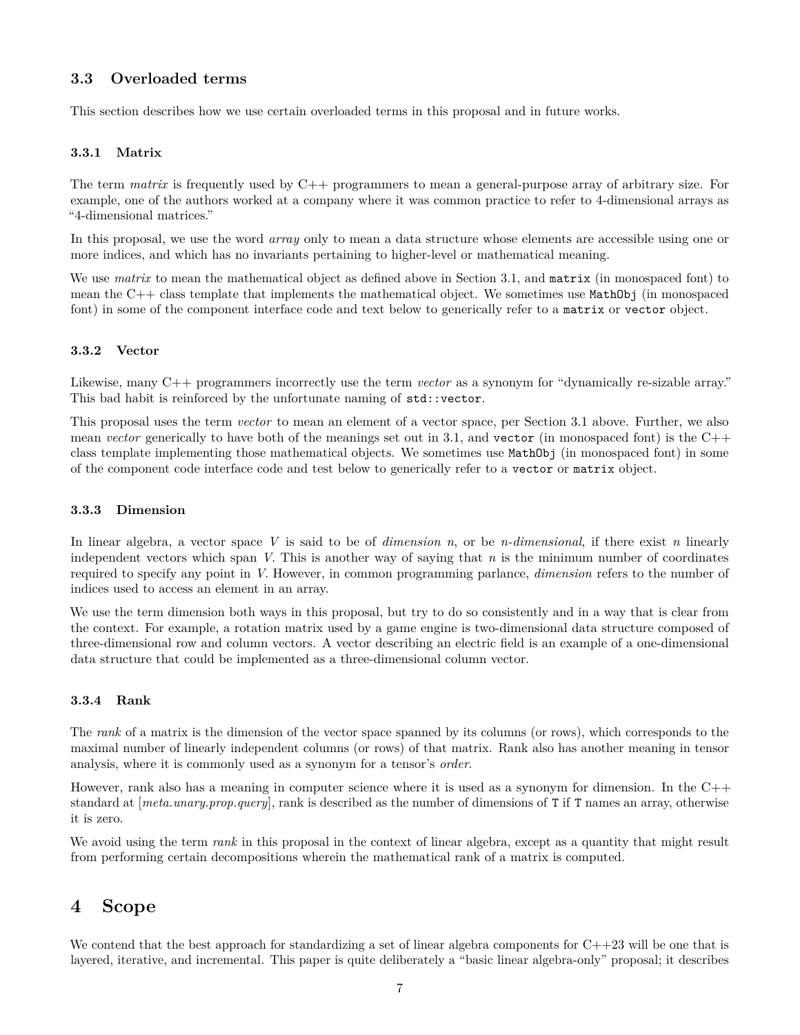## 3.3 Overloaded terms

This section describes how we use certain overloaded terms in this proposal and in future works.

### 3.3.1 Matrix

The term *matrix* is frequently used by C++ programmers to mean a general-purpose array of arbitrary size. For example, one of the authors worked at a company where it was common practice to refer to 4-dimensional arrays as "4-dimensional matrices."

In this proposal, we use the word *array* only to mean a data structure whose elements are accessible using one or more indices, and which has no invariants pertaining to higher-level or mathematical meaning.

We use *matrix* to mean the mathematical object as defined above in Section 3.1, and `matrix` (in monospaced font) to mean the C++ class template that implements the mathematical object. We sometimes use `MathObj` (in monospaced font) in some of the component interface code and text below to generically refer to a `matrix` or `vector` object.

### 3.3.2 Vector

Likewise, many C++ programmers incorrectly use the term *vector* as a synonym for "dynamically re-sizable array." This bad habit is reinforced by the unfortunate naming of `std::vector`.

This proposal uses the term *vector* to mean an element of a vector space, per Section 3.1 above. Further, we also mean *vector* generically to have both of the meanings set out in 3.1, and `vector` (in monospaced font) is the C++ class template implementing those mathematical objects. We sometimes use `MathObj` (in monospaced font) in some of the component code interface code and test below to generically refer to a `vector` or `matrix` object.

### 3.3.3 Dimension

In linear algebra, a vector space $V$ is said to be of *dimension* $n$, or be $n$*-dimensional*, if there exist $n$ linearly independent vectors which span $V$. This is another way of saying that $n$ is the minimum number of coordinates required to specify any point in $V$. However, in common programming parlance, *dimension* refers to the number of indices used to access an element in an array.

We use the term dimension both ways in this proposal, but try to do so consistently and in a way that is clear from the context. For example, a rotation matrix used by a game engine is two-dimensional data structure composed of three-dimensional row and column vectors. A vector describing an electric field is an example of a one-dimensional data structure that could be implemented as a three-dimensional column vector.

### 3.3.4 Rank

The *rank* of a matrix is the dimension of the vector space spanned by its columns (or rows), which corresponds to the maximal number of linearly independent columns (or rows) of that matrix. Rank also has another meaning in tensor analysis, where it is commonly used as a synonym for a tensor's *order*.

However, rank also has a meaning in computer science where it is used as a synonym for dimension. In the C++ standard at [*meta.unary.prop.query*], rank is described as the number of dimensions of `T` if `T` names an array, otherwise it is zero.

We avoid using the term *rank* in this proposal in the context of linear algebra, except as a quantity that might result from performing certain decompositions wherein the mathematical rank of a matrix is computed.

# 4 Scope

We contend that the best approach for standardizing a set of linear algebra components for C++23 will be one that is layered, iterative, and incremental. This paper is quite deliberately a "basic linear algebra-only" proposal; it describes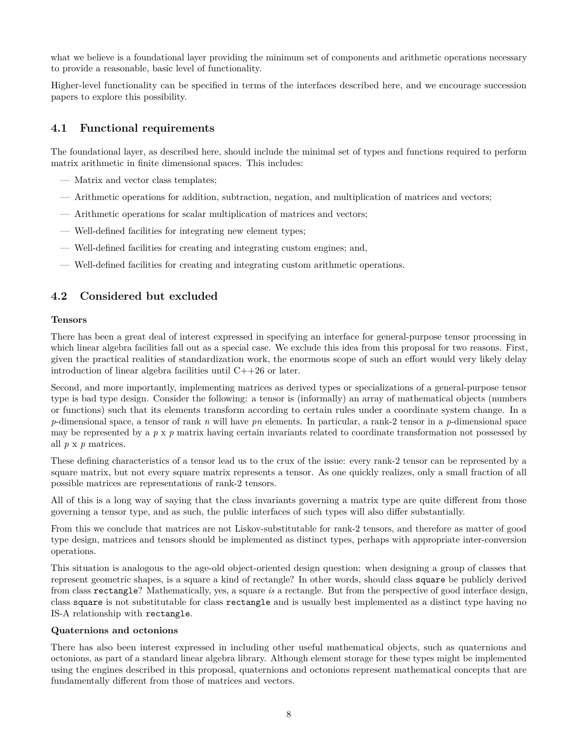what we believe is a foundational layer providing the minimum set of components and arithmetic operations necessary to provide a reasonable, basic level of functionality.

Higher-level functionality can be specified in terms of the interfaces described here, and we encourage succession papers to explore this possibility.

## 4.1 Functional requirements

The foundational layer, as described here, should include the minimal set of types and functions required to perform matrix arithmetic in finite dimensional spaces. This includes:

- Matrix and vector class templates;
- Arithmetic operations for addition, subtraction, negation, and multiplication of matrices and vectors;
- Arithmetic operations for scalar multiplication of matrices and vectors;
- Well-defined facilities for integrating new element types;
- Well-defined facilities for creating and integrating custom engines; and,
- Well-defined facilities for creating and integrating custom arithmetic operations.

## 4.2 Considered but excluded

**Tensors**

There has been a great deal of interest expressed in specifying an interface for general-purpose tensor processing in which linear algebra facilities fall out as a special case. We exclude this idea from this proposal for two reasons. First, given the practical realities of standardization work, the enormous scope of such an effort would very likely delay introduction of linear algebra facilities until C++26 or later.

Second, and more importantly, implementing matrices as derived types or specializations of a general-purpose tensor type is bad type design. Consider the following: a tensor is (informally) an array of mathematical objects (numbers or functions) such that its elements transform according to certain rules under a coordinate system change. In a $p$-dimensional space, a tensor of rank $n$ will have $pn$ elements. In particular, a rank-2 tensor in a $p$-dimensional space may be represented by a $p$ x $p$ matrix having certain invariants related to coordinate transformation not possessed by all $p$ x $p$ matrices.

These defining characteristics of a tensor lead us to the crux of the issue: every rank-2 tensor can be represented by a square matrix, but not every square matrix represents a tensor. As one quickly realizes, only a small fraction of all possible matrices are representations of rank-2 tensors.

All of this is a long way of saying that the class invariants governing a matrix type are quite different from those governing a tensor type, and as such, the public interfaces of such types will also differ substantially.

From this we conclude that matrices are not Liskov-substitutable for rank-2 tensors, and therefore as matter of good type design, matrices and tensors should be implemented as distinct types, perhaps with appropriate inter-conversion operations.

This situation is analogous to the age-old object-oriented design question: when designing a group of classes that represent geometric shapes, is a square a kind of rectangle? In other words, should class `square` be publicly derived from class `rectangle`? Mathematically, yes, a square *is* a rectangle. But from the perspective of good interface design, class `square` is not substitutable for class `rectangle` and is usually best implemented as a distinct type having no IS-A relationship with `rectangle`.

**Quaternions and octonions**

There has also been interest expressed in including other useful mathematical objects, such as quaternions and octonions, as part of a standard linear algebra library. Although element storage for these types might be implemented using the engines described in this proposal, quaternions and octonions represent mathematical concepts that are fundamentally different from those of matrices and vectors.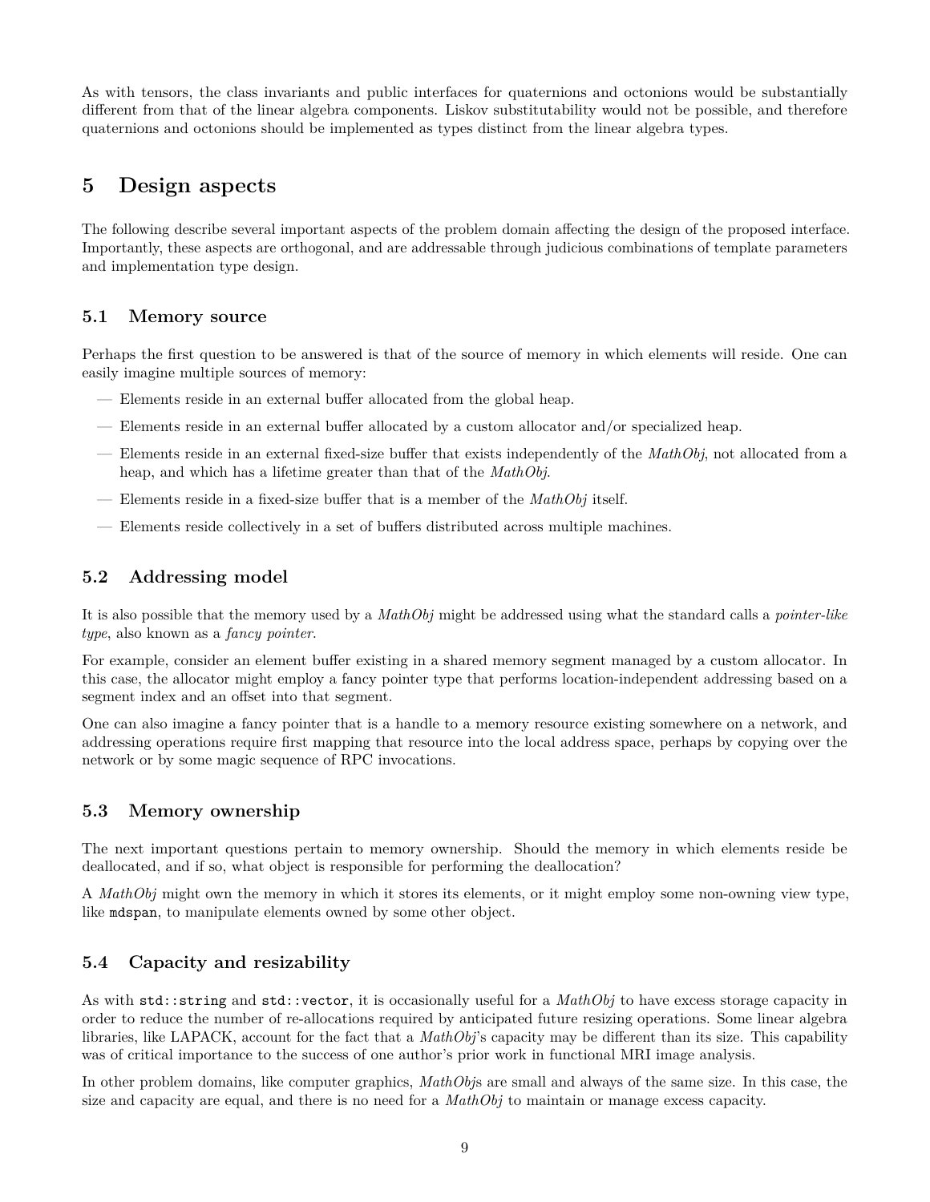As with tensors, the class invariants and public interfaces for quaternions and octonions would be substantially different from that of the linear algebra components. Liskov substitutability would not be possible, and therefore quaternions and octonions should be implemented as types distinct from the linear algebra types.

# 5 Design aspects

The following describe several important aspects of the problem domain affecting the design of the proposed interface. Importantly, these aspects are orthogonal, and are addressable through judicious combinations of template parameters and implementation type design.

## 5.1 Memory source

Perhaps the first question to be answered is that of the source of memory in which elements will reside. One can easily imagine multiple sources of memory:

- Elements reside in an external buffer allocated from the global heap.
- Elements reside in an external buffer allocated by a custom allocator and/or specialized heap.
- Elements reside in an external fixed-size buffer that exists independently of the *MathObj*, not allocated from a heap, and which has a lifetime greater than that of the *MathObj*.
- Elements reside in a fixed-size buffer that is a member of the *MathObj* itself.
- Elements reside collectively in a set of buffers distributed across multiple machines.

## 5.2 Addressing model

It is also possible that the memory used by a *MathObj* might be addressed using what the standard calls a *pointer-like type*, also known as a *fancy pointer*.

For example, consider an element buffer existing in a shared memory segment managed by a custom allocator. In this case, the allocator might employ a fancy pointer type that performs location-independent addressing based on a segment index and an offset into that segment.

One can also imagine a fancy pointer that is a handle to a memory resource existing somewhere on a network, and addressing operations require first mapping that resource into the local address space, perhaps by copying over the network or by some magic sequence of RPC invocations.

## 5.3 Memory ownership

The next important questions pertain to memory ownership. Should the memory in which elements reside be deallocated, and if so, what object is responsible for performing the deallocation?

A *MathObj* might own the memory in which it stores its elements, or it might employ some non-owning view type, like `mdspan`, to manipulate elements owned by some other object.

## 5.4 Capacity and resizability

As with `std::string` and `std::vector`, it is occasionally useful for a *MathObj* to have excess storage capacity in order to reduce the number of re-allocations required by anticipated future resizing operations. Some linear algebra libraries, like LAPACK, account for the fact that a *MathObj*'s capacity may be different than its size. This capability was of critical importance to the success of one author's prior work in functional MRI image analysis.

In other problem domains, like computer graphics, *MathObj*s are small and always of the same size. In this case, the size and capacity are equal, and there is no need for a *MathObj* to maintain or manage excess capacity.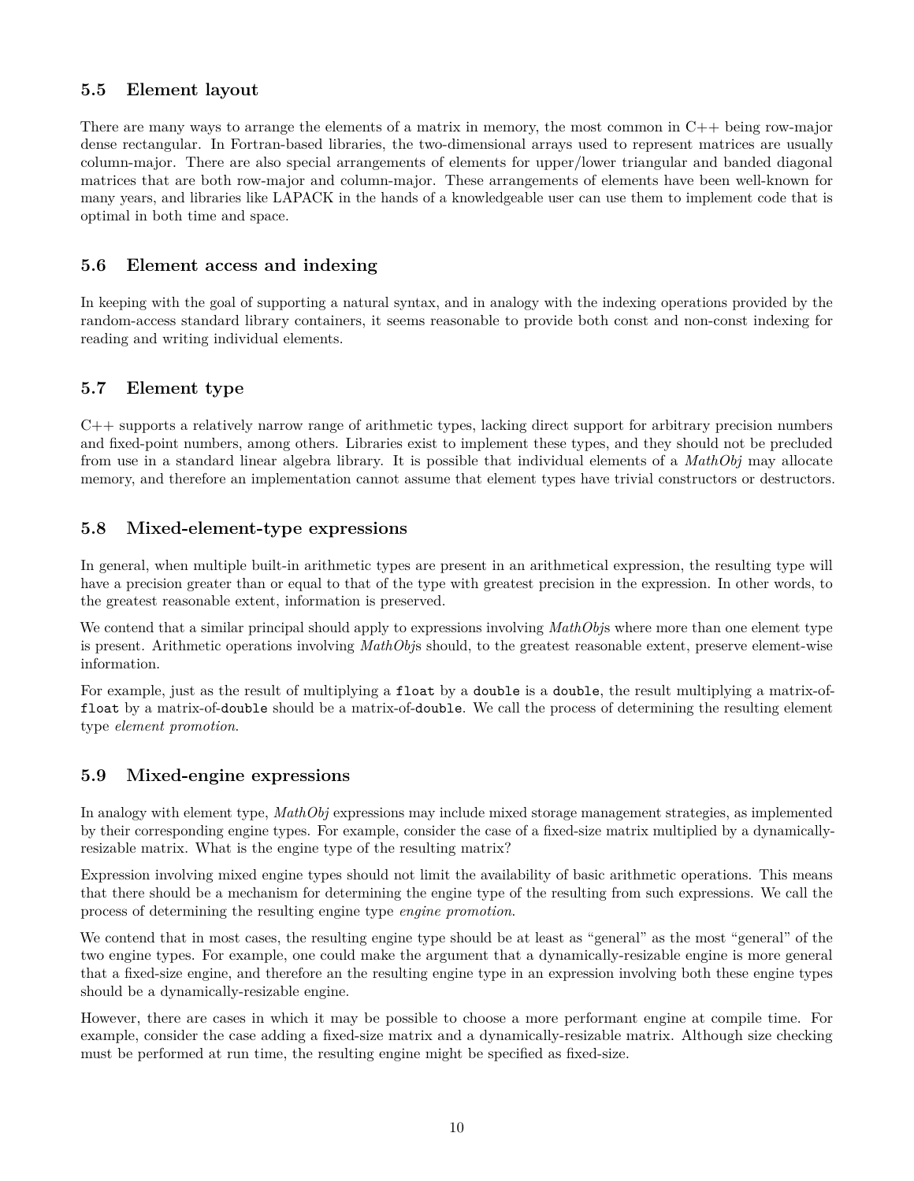### 5.5 Element layout

There are many ways to arrange the elements of a matrix in memory, the most common in C++ being row-major dense rectangular. In Fortran-based libraries, the two-dimensional arrays used to represent matrices are usually column-major. There are also special arrangements of elements for upper/lower triangular and banded diagonal matrices that are both row-major and column-major. These arrangements of elements have been well-known for many years, and libraries like LAPACK in the hands of a knowledgeable user can use them to implement code that is optimal in both time and space.

### 5.6 Element access and indexing

In keeping with the goal of supporting a natural syntax, and in analogy with the indexing operations provided by the random-access standard library containers, it seems reasonable to provide both const and non-const indexing for reading and writing individual elements.

### 5.7 Element type

C++ supports a relatively narrow range of arithmetic types, lacking direct support for arbitrary precision numbers and fixed-point numbers, among others. Libraries exist to implement these types, and they should not be precluded from use in a standard linear algebra library. It is possible that individual elements of a *MathObj* may allocate memory, and therefore an implementation cannot assume that element types have trivial constructors or destructors.

### 5.8 Mixed-element-type expressions

In general, when multiple built-in arithmetic types are present in an arithmetical expression, the resulting type will have a precision greater than or equal to that of the type with greatest precision in the expression. In other words, to the greatest reasonable extent, information is preserved.

We contend that a similar principal should apply to expressions involving *MathObj*s where more than one element type is present. Arithmetic operations involving *MathObj*s should, to the greatest reasonable extent, preserve element-wise information.

For example, just as the result of multiplying a `float` by a `double` is a `double`, the result multiplying a matrix-of-`float` by a matrix-of-`double` should be a matrix-of-`double`. We call the process of determining the resulting element type *element promotion*.

### 5.9 Mixed-engine expressions

In analogy with element type, *MathObj* expressions may include mixed storage management strategies, as implemented by their corresponding engine types. For example, consider the case of a fixed-size matrix multiplied by a dynamically-resizable matrix. What is the engine type of the resulting matrix?

Expression involving mixed engine types should not limit the availability of basic arithmetic operations. This means that there should be a mechanism for determining the engine type of the resulting from such expressions. We call the process of determining the resulting engine type *engine promotion*.

We contend that in most cases, the resulting engine type should be at least as "general" as the most "general" of the two engine types. For example, one could make the argument that a dynamically-resizable engine is more general that a fixed-size engine, and therefore an the resulting engine type in an expression involving both these engine types should be a dynamically-resizable engine.

However, there are cases in which it may be possible to choose a more performant engine at compile time. For example, consider the case adding a fixed-size matrix and a dynamically-resizable matrix. Although size checking must be performed at run time, the resulting engine might be specified as fixed-size.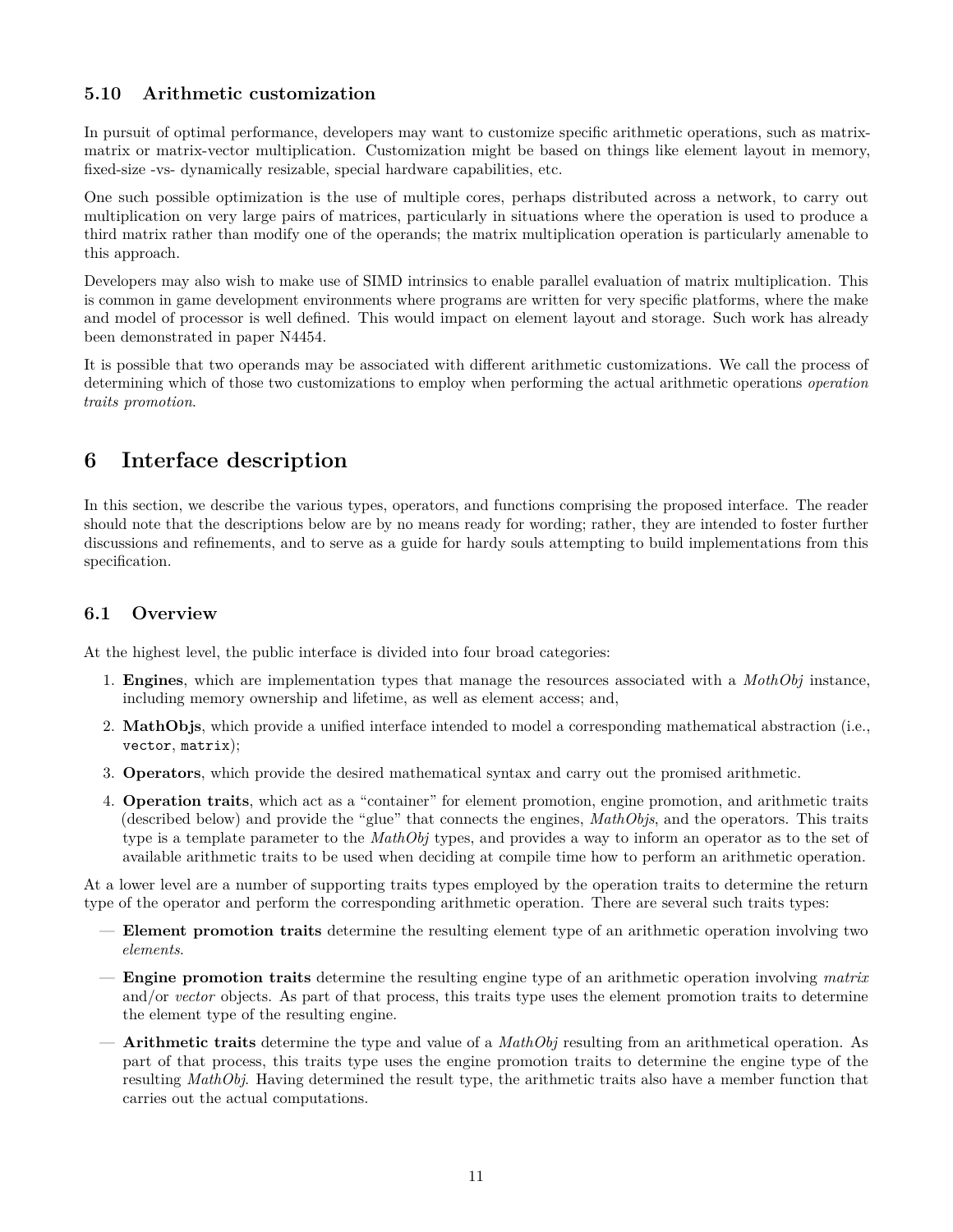### 5.10 Arithmetic customization

In pursuit of optimal performance, developers may want to customize specific arithmetic operations, such as matrix-matrix or matrix-vector multiplication. Customization might be based on things like element layout in memory, fixed-size -vs- dynamically resizable, special hardware capabilities, etc.

One such possible optimization is the use of multiple cores, perhaps distributed across a network, to carry out multiplication on very large pairs of matrices, particularly in situations where the operation is used to produce a third matrix rather than modify one of the operands; the matrix multiplication operation is particularly amenable to this approach.

Developers may also wish to make use of SIMD intrinsics to enable parallel evaluation of matrix multiplication. This is common in game development environments where programs are written for very specific platforms, where the make and model of processor is well defined. This would impact on element layout and storage. Such work has already been demonstrated in paper N4454.

It is possible that two operands may be associated with different arithmetic customizations. We call the process of determining which of those two customizations to employ when performing the actual arithmetic operations *operation traits promotion*.

## 6 Interface description

In this section, we describe the various types, operators, and functions comprising the proposed interface. The reader should note that the descriptions below are by no means ready for wording; rather, they are intended to foster further discussions and refinements, and to serve as a guide for hardy souls attempting to build implementations from this specification.

### 6.1 Overview

At the highest level, the public interface is divided into four broad categories:

1. **Engines**, which are implementation types that manage the resources associated with a *MothObj* instance, including memory ownership and lifetime, as well as element access; and,
2. **MathObjs**, which provide a unified interface intended to model a corresponding mathematical abstraction (i.e., `vector`, `matrix`);
3. **Operators**, which provide the desired mathematical syntax and carry out the promised arithmetic.
4. **Operation traits**, which act as a "container" for element promotion, engine promotion, and arithmetic traits (described below) and provide the "glue" that connects the engines, *MathObjs*, and the operators. This traits type is a template parameter to the *MathObj* types, and provides a way to inform an operator as to the set of available arithmetic traits to be used when deciding at compile time how to perform an arithmetic operation.

At a lower level are a number of supporting traits types employed by the operation traits to determine the return type of the operator and perform the corresponding arithmetic operation. There are several such traits types:

— **Element promotion traits** determine the resulting element type of an arithmetic operation involving two *elements*.

— **Engine promotion traits** determine the resulting engine type of an arithmetic operation involving *matrix* and/or *vector* objects. As part of that process, this traits type uses the element promotion traits to determine the element type of the resulting engine.

— **Arithmetic traits** determine the type and value of a *MathObj* resulting from an arithmetical operation. As part of that process, this traits type uses the engine promotion traits to determine the engine type of the resulting *MathObj*. Having determined the result type, the arithmetic traits also have a member function that carries out the actual computations.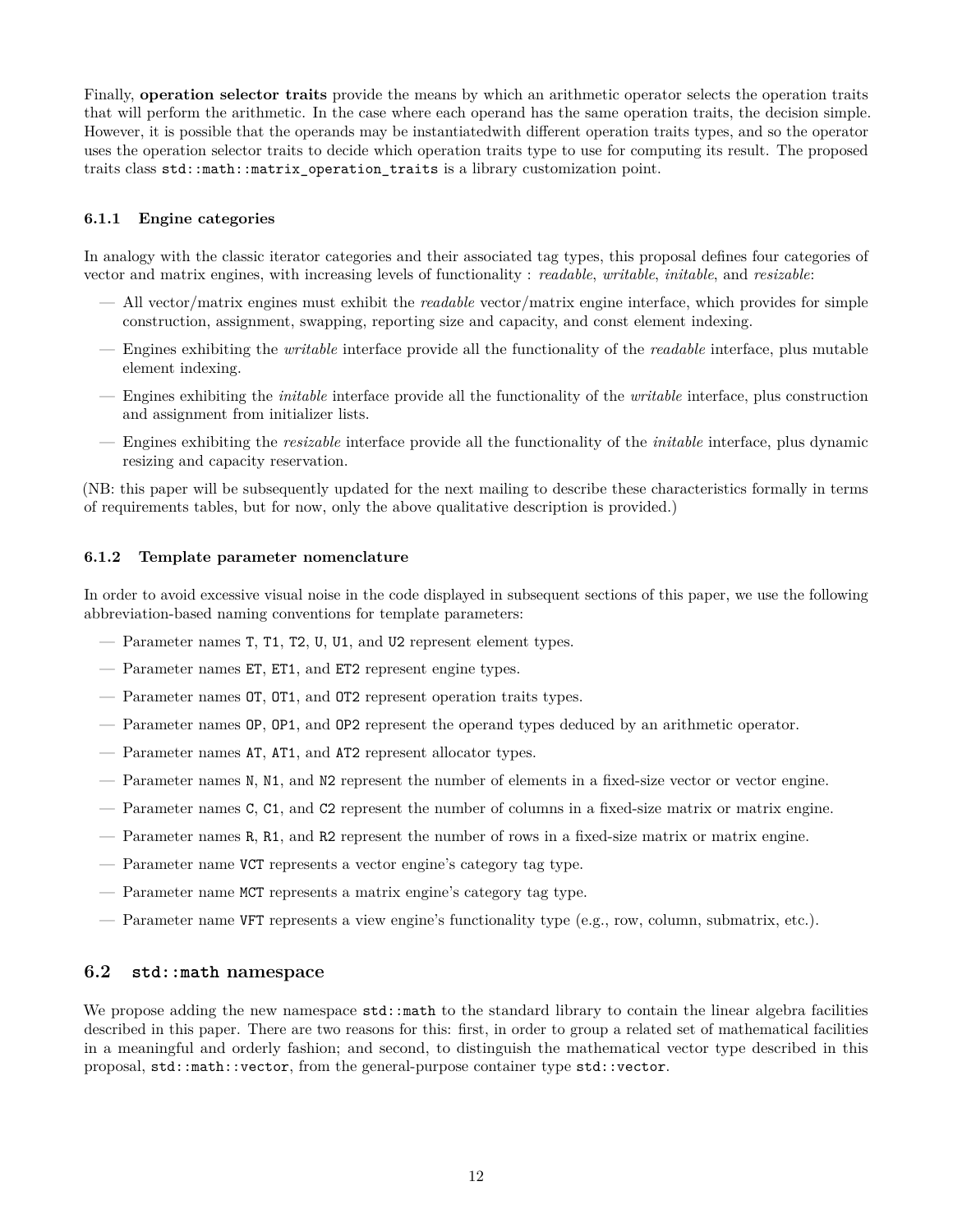Finally, **operation selector traits** provide the means by which an arithmetic operator selects the operation traits that will perform the arithmetic. In the case where each operand has the same operation traits, the decision simple. However, it is possible that the operands may be instantiatedwith different operation traits types, and so the operator uses the operation selector traits to decide which operation traits type to use for computing its result. The proposed traits class `std::math::matrix_operation_traits` is a library customization point.

### 6.1.1 Engine categories

In analogy with the classic iterator categories and their associated tag types, this proposal defines four categories of vector and matrix engines, with increasing levels of functionality : *readable*, *writable*, *initable*, and *resizable*:

- All vector/matrix engines must exhibit the *readable* vector/matrix engine interface, which provides for simple construction, assignment, swapping, reporting size and capacity, and const element indexing.
- Engines exhibiting the *writable* interface provide all the functionality of the *readable* interface, plus mutable element indexing.
- Engines exhibiting the *initable* interface provide all the functionality of the *writable* interface, plus construction and assignment from initializer lists.
- Engines exhibiting the *resizable* interface provide all the functionality of the *initable* interface, plus dynamic resizing and capacity reservation.

(NB: this paper will be subsequently updated for the next mailing to describe these characteristics formally in terms of requirements tables, but for now, only the above qualitative description is provided.)

### 6.1.2 Template parameter nomenclature

In order to avoid excessive visual noise in the code displayed in subsequent sections of this paper, we use the following abbreviation-based naming conventions for template parameters:

- Parameter names `T`, `T1`, `T2`, `U`, `U1`, and `U2` represent element types.
- Parameter names `ET`, `ET1`, and `ET2` represent engine types.
- Parameter names `OT`, `OT1`, and `OT2` represent operation traits types.
- Parameter names `OP`, `OP1`, and `OP2` represent the operand types deduced by an arithmetic operator.
- Parameter names `AT`, `AT1`, and `AT2` represent allocator types.
- Parameter names `N`, `N1`, and `N2` represent the number of elements in a fixed-size vector or vector engine.
- Parameter names `C`, `C1`, and `C2` represent the number of columns in a fixed-size matrix or matrix engine.
- Parameter names `R`, `R1`, and `R2` represent the number of rows in a fixed-size matrix or matrix engine.
- Parameter name `VCT` represents a vector engine's category tag type.
- Parameter name `MCT` represents a matrix engine's category tag type.
- Parameter name `VFT` represents a view engine's functionality type (e.g., row, column, submatrix, etc.).

## 6.2 `std::math` namespace

We propose adding the new namespace `std::math` to the standard library to contain the linear algebra facilities described in this paper. There are two reasons for this: first, in order to group a related set of mathematical facilities in a meaningful and orderly fashion; and second, to distinguish the mathematical vector type described in this proposal, `std::math::vector`, from the general-purpose container type `std::vector`.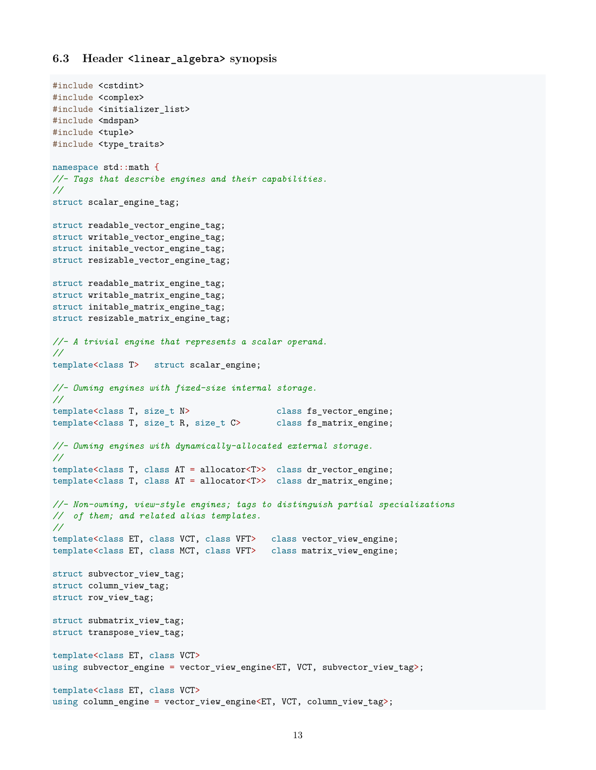### 6.3 Header `<linear_algebra>` synopsis

```
#include <cstdint>
#include <complex>
#include <initializer_list>
#include <mdspan>
#include <tuple>
#include <type_traits>

namespace std::math {
//- Tags that describe engines and their capabilities.
//
struct scalar_engine_tag;

struct readable_vector_engine_tag;
struct writable_vector_engine_tag;
struct initable_vector_engine_tag;
struct resizable_vector_engine_tag;

struct readable_matrix_engine_tag;
struct writable_matrix_engine_tag;
struct initable_matrix_engine_tag;
struct resizable_matrix_engine_tag;

//- A trivial engine that represents a scalar operand.
//
template<class T>   struct scalar_engine;

//- Owning engines with fixed-size internal storage.
//
template<class T, size_t N>                 class fs_vector_engine;
template<class T, size_t R, size_t C>       class fs_matrix_engine;

//- Owning engines with dynamically-allocated external storage.
//
template<class T, class AT = allocator<T>>  class dr_vector_engine;
template<class T, class AT = allocator<T>>  class dr_matrix_engine;

//- Non-owning, view-style engines; tags to distinguish partial specializations
//  of them; and related alias templates.
//
template<class ET, class VCT, class VFT>   class vector_view_engine;
template<class ET, class MCT, class VFT>   class matrix_view_engine;

struct subvector_view_tag;
struct column_view_tag;
struct row_view_tag;

struct submatrix_view_tag;
struct transpose_view_tag;

template<class ET, class VCT>
using subvector_engine = vector_view_engine<ET, VCT, subvector_view_tag>;

template<class ET, class VCT>
using column_engine = vector_view_engine<ET, VCT, column_view_tag>;
```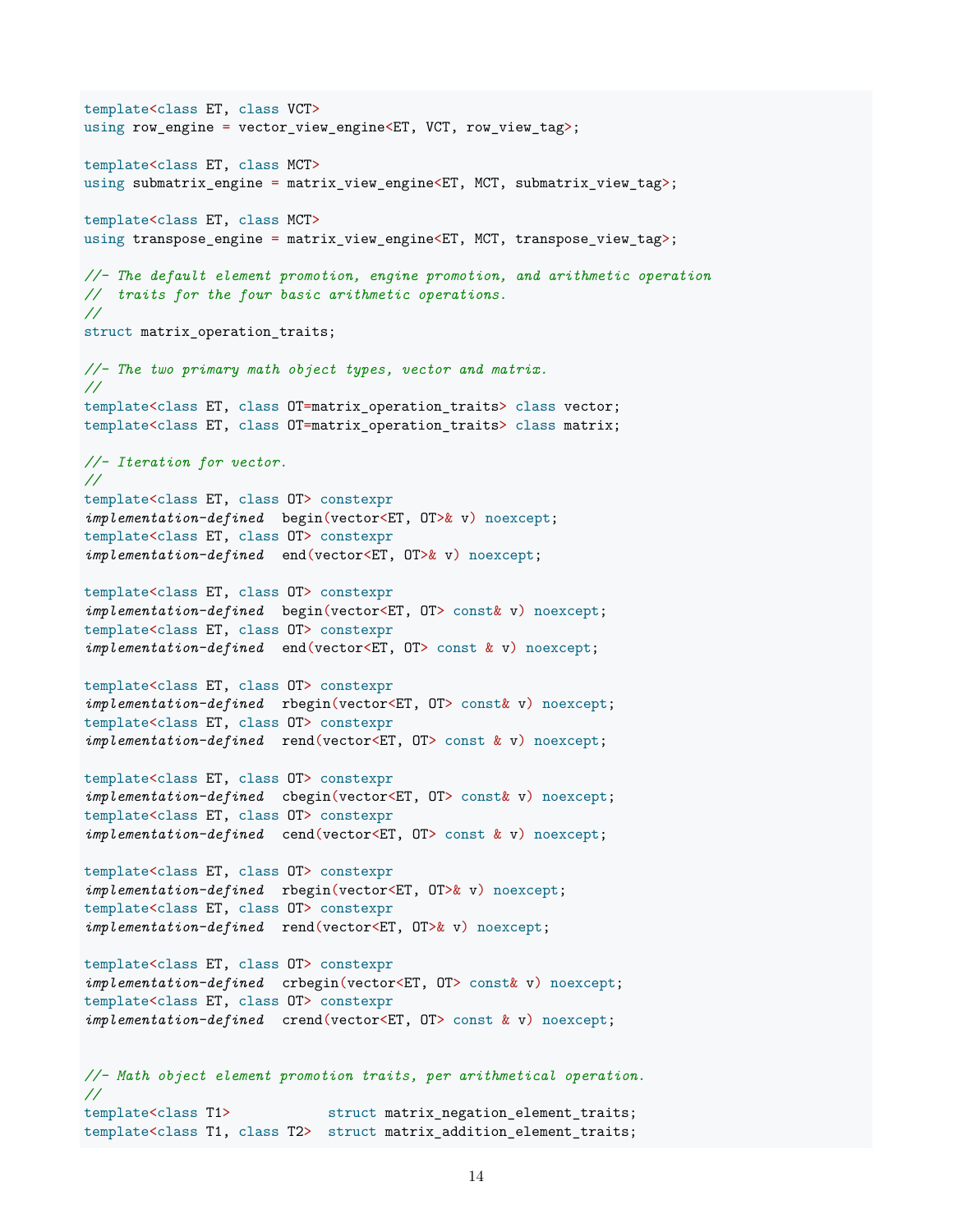```
template<class ET, class VCT>
using row_engine = vector_view_engine<ET, VCT, row_view_tag>;

template<class ET, class MCT>
using submatrix_engine = matrix_view_engine<ET, MCT, submatrix_view_tag>;

template<class ET, class MCT>
using transpose_engine = matrix_view_engine<ET, MCT, transpose_view_tag>;

//- The default element promotion, engine promotion, and arithmetic operation
//  traits for the four basic arithmetic operations.
//
struct matrix_operation_traits;

//- The two primary math object types, vector and matrix.
//
template<class ET, class OT=matrix_operation_traits> class vector;
template<class ET, class OT=matrix_operation_traits> class matrix;

//- Iteration for vector.
//
template<class ET, class OT> constexpr
implementation-defined  begin(vector<ET, OT>& v) noexcept;
template<class ET, class OT> constexpr
implementation-defined  end(vector<ET, OT>& v) noexcept;

template<class ET, class OT> constexpr
implementation-defined  begin(vector<ET, OT> const& v) noexcept;
template<class ET, class OT> constexpr
implementation-defined  end(vector<ET, OT> const & v) noexcept;

template<class ET, class OT> constexpr
implementation-defined  rbegin(vector<ET, OT> const& v) noexcept;
template<class ET, class OT> constexpr
implementation-defined  rend(vector<ET, OT> const & v) noexcept;

template<class ET, class OT> constexpr
implementation-defined  cbegin(vector<ET, OT> const& v) noexcept;
template<class ET, class OT> constexpr
implementation-defined  cend(vector<ET, OT> const & v) noexcept;

template<class ET, class OT> constexpr
implementation-defined  rbegin(vector<ET, OT>& v) noexcept;
template<class ET, class OT> constexpr
implementation-defined  rend(vector<ET, OT>& v) noexcept;

template<class ET, class OT> constexpr
implementation-defined  crbegin(vector<ET, OT> const& v) noexcept;
template<class ET, class OT> constexpr
implementation-defined  crend(vector<ET, OT> const & v) noexcept;


//- Math object element promotion traits, per arithmetical operation.
//
template<class T1>            struct matrix_negation_element_traits;
template<class T1, class T2>  struct matrix_addition_element_traits;
```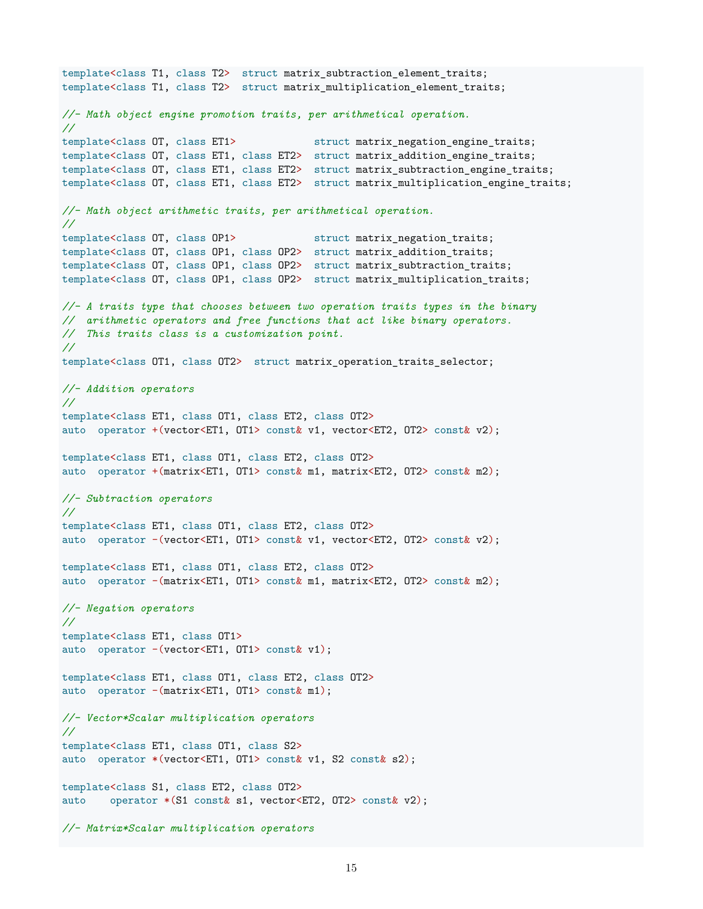```
template<class T1, class T2>  struct matrix_subtraction_element_traits;
template<class T1, class T2>  struct matrix_multiplication_element_traits;

//- Math object engine promotion traits, per arithmetical operation.
//
template<class OT, class ET1>             struct matrix_negation_engine_traits;
template<class OT, class ET1, class ET2>  struct matrix_addition_engine_traits;
template<class OT, class ET1, class ET2>  struct matrix_subtraction_engine_traits;
template<class OT, class ET1, class ET2>  struct matrix_multiplication_engine_traits;

//- Math object arithmetic traits, per arithmetical operation.
//
template<class OT, class OP1>             struct matrix_negation_traits;
template<class OT, class OP1, class OP2>  struct matrix_addition_traits;
template<class OT, class OP1, class OP2>  struct matrix_subtraction_traits;
template<class OT, class OP1, class OP2>  struct matrix_multiplication_traits;

//- A traits type that chooses between two operation traits types in the binary
//  arithmetic operators and free functions that act like binary operators.
//  This traits class is a customization point.
//
template<class OT1, class OT2>  struct matrix_operation_traits_selector;

//- Addition operators
//
template<class ET1, class OT1, class ET2, class OT2>
auto  operator +(vector<ET1, OT1> const& v1, vector<ET2, OT2> const& v2);

template<class ET1, class OT1, class ET2, class OT2>
auto  operator +(matrix<ET1, OT1> const& m1, matrix<ET2, OT2> const& m2);

//- Subtraction operators
//
template<class ET1, class OT1, class ET2, class OT2>
auto  operator -(vector<ET1, OT1> const& v1, vector<ET2, OT2> const& v2);

template<class ET1, class OT1, class ET2, class OT2>
auto  operator -(matrix<ET1, OT1> const& m1, matrix<ET2, OT2> const& m2);

//- Negation operators
//
template<class ET1, class OT1>
auto  operator -(vector<ET1, OT1> const& v1);

template<class ET1, class OT1, class ET2, class OT2>
auto  operator -(matrix<ET1, OT1> const& m1);

//- Vector*Scalar multiplication operators
//
template<class ET1, class OT1, class S2>
auto  operator *(vector<ET1, OT1> const& v1, S2 const& s2);

template<class S1, class ET2, class OT2>
auto    operator *(S1 const& s1, vector<ET2, OT2> const& v2);

//- Matrix*Scalar multiplication operators
```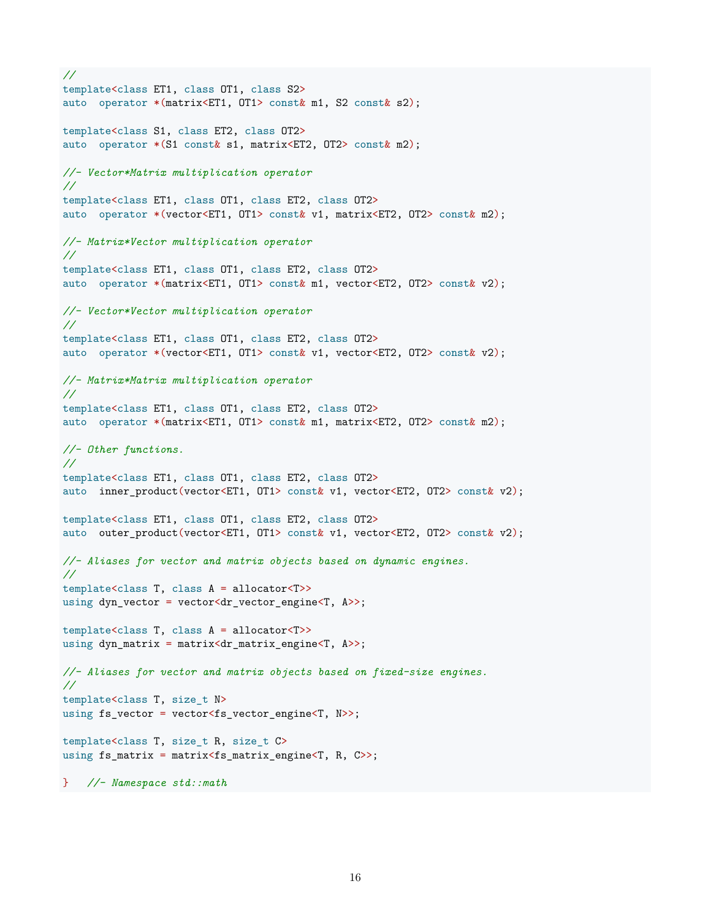```
//
template<class ET1, class OT1, class S2>
auto  operator *(matrix<ET1, OT1> const& m1, S2 const& s2);

template<class S1, class ET2, class OT2>
auto  operator *(S1 const& s1, matrix<ET2, OT2> const& m2);

//- Vector*Matrix multiplication operator
//
template<class ET1, class OT1, class ET2, class OT2>
auto  operator *(vector<ET1, OT1> const& v1, matrix<ET2, OT2> const& m2);

//- Matrix*Vector multiplication operator
//
template<class ET1, class OT1, class ET2, class OT2>
auto  operator *(matrix<ET1, OT1> const& m1, vector<ET2, OT2> const& v2);

//- Vector*Vector multiplication operator
//
template<class ET1, class OT1, class ET2, class OT2>
auto  operator *(vector<ET1, OT1> const& v1, vector<ET2, OT2> const& v2);

//- Matrix*Matrix multiplication operator
//
template<class ET1, class OT1, class ET2, class OT2>
auto  operator *(matrix<ET1, OT1> const& m1, matrix<ET2, OT2> const& m2);

//- Other functions.
//
template<class ET1, class OT1, class ET2, class OT2>
auto  inner_product(vector<ET1, OT1> const& v1, vector<ET2, OT2> const& v2);

template<class ET1, class OT1, class ET2, class OT2>
auto  outer_product(vector<ET1, OT1> const& v1, vector<ET2, OT2> const& v2);

//- Aliases for vector and matrix objects based on dynamic engines.
//
template<class T, class A = allocator<T>>
using dyn_vector = vector<dr_vector_engine<T, A>>;

template<class T, class A = allocator<T>>
using dyn_matrix = matrix<dr_matrix_engine<T, A>>;

//- Aliases for vector and matrix objects based on fixed-size engines.
//
template<class T, size_t N>
using fs_vector = vector<fs_vector_engine<T, N>>;

template<class T, size_t R, size_t C>
using fs_matrix = matrix<fs_matrix_engine<T, R, C>>;

}   //- Namespace std::math
```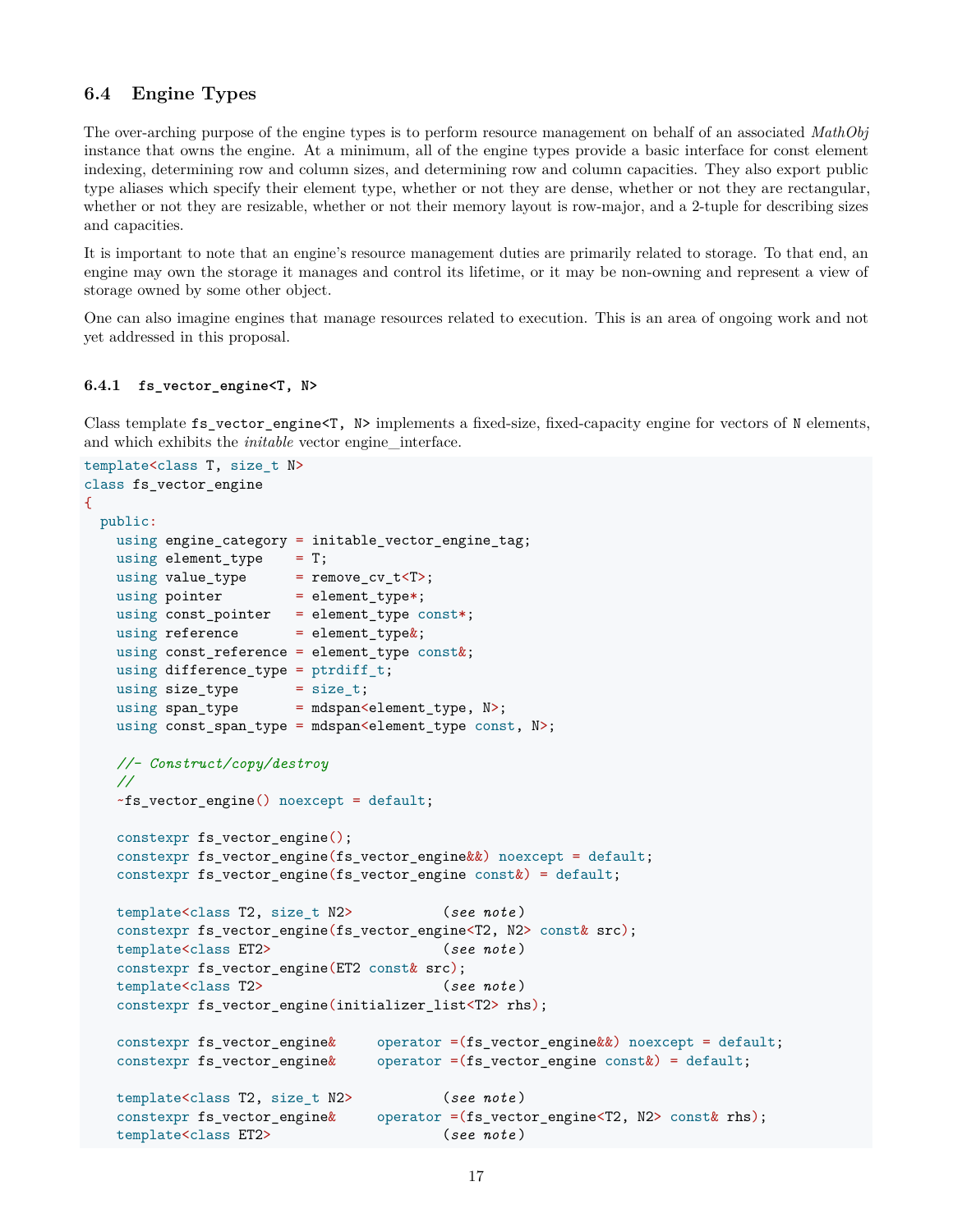### 6.4 Engine Types

The over-arching purpose of the engine types is to perform resource management on behalf of an associated *MathObj* instance that owns the engine. At a minimum, all of the engine types provide a basic interface for const element indexing, determining row and column sizes, and determining row and column capacities. They also export public type aliases which specify their element type, whether or not they are dense, whether or not they are rectangular, whether or not they are resizable, whether or not their memory layout is row-major, and a 2-tuple for describing sizes and capacities.

It is important to note that an engine's resource management duties are primarily related to storage. To that end, an engine may own the storage it manages and control its lifetime, or it may be non-owning and represent a view of storage owned by some other object.

One can also imagine engines that manage resources related to execution. This is an area of ongoing work and not yet addressed in this proposal.

#### 6.4.1 `fs_vector_engine<T, N>`

Class template `fs_vector_engine<T, N>` implements a fixed-size, fixed-capacity engine for vectors of `N` elements, and which exhibits the *initable* vector engine_interface.

```
template<class T, size_t N>
class fs_vector_engine
{
  public:
    using engine_category = initable_vector_engine_tag;
    using element_type    = T;
    using value_type      = remove_cv_t<T>;
    using pointer         = element_type*;
    using const_pointer   = element_type const*;
    using reference       = element_type&;
    using const_reference = element_type const&;
    using difference_type = ptrdiff_t;
    using size_type       = size_t;
    using span_type       = mdspan<element_type, N>;
    using const_span_type = mdspan<element_type const, N>;

    //- Construct/copy/destroy
    //
    ~fs_vector_engine() noexcept = default;

    constexpr fs_vector_engine();
    constexpr fs_vector_engine(fs_vector_engine&&) noexcept = default;
    constexpr fs_vector_engine(fs_vector_engine const&) = default;

    template<class T2, size_t N2>           (see note)
    constexpr fs_vector_engine(fs_vector_engine<T2, N2> const& src);
    template<class ET2>                     (see note)
    constexpr fs_vector_engine(ET2 const& src);
    template<class T2>                      (see note)
    constexpr fs_vector_engine(initializer_list<T2> rhs);

    constexpr fs_vector_engine&     operator =(fs_vector_engine&&) noexcept = default;
    constexpr fs_vector_engine&     operator =(fs_vector_engine const&) = default;

    template<class T2, size_t N2>           (see note)
    constexpr fs_vector_engine&     operator =(fs_vector_engine<T2, N2> const& rhs);
    template<class ET2>                     (see note)
```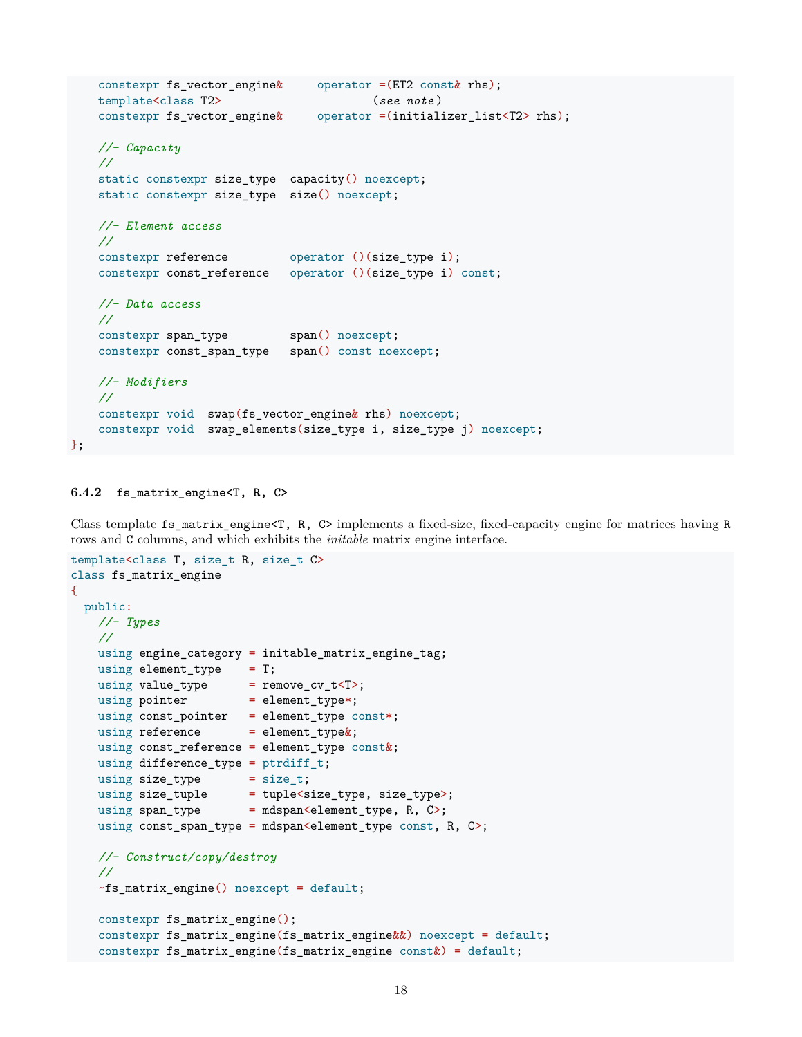```
    constexpr fs_vector_engine&     operator =(ET2 const& rhs);
    template<class T2>                      (see note)
    constexpr fs_vector_engine&     operator =(initializer_list<T2> rhs);

    //- Capacity
    //
    static constexpr size_type  capacity() noexcept;
    static constexpr size_type  size() noexcept;

    //- Element access
    //
    constexpr reference         operator ()(size_type i);
    constexpr const_reference   operator ()(size_type i) const;

    //- Data access
    //
    constexpr span_type         span() noexcept;
    constexpr const_span_type   span() const noexcept;

    //- Modifiers
    //
    constexpr void  swap(fs_vector_engine& rhs) noexcept;
    constexpr void  swap_elements(size_type i, size_type j) noexcept;
};
```

### 6.4.2 fs_matrix_engine<T, R, C>

Class template `fs_matrix_engine<T, R, C>` implements a fixed-size, fixed-capacity engine for matrices having `R` rows and `C` columns, and which exhibits the *initable* matrix engine interface.

```
template<class T, size_t R, size_t C>
class fs_matrix_engine
{
  public:
    //- Types
    //
    using engine_category = initable_matrix_engine_tag;
    using element_type    = T;
    using value_type      = remove_cv_t<T>;
    using pointer         = element_type*;
    using const_pointer   = element_type const*;
    using reference       = element_type&;
    using const_reference = element_type const&;
    using difference_type = ptrdiff_t;
    using size_type       = size_t;
    using size_tuple      = tuple<size_type, size_type>;
    using span_type       = mdspan<element_type, R, C>;
    using const_span_type = mdspan<element_type const, R, C>;

    //- Construct/copy/destroy
    //
    ~fs_matrix_engine() noexcept = default;

    constexpr fs_matrix_engine();
    constexpr fs_matrix_engine(fs_matrix_engine&&) noexcept = default;
    constexpr fs_matrix_engine(fs_matrix_engine const&) = default;
```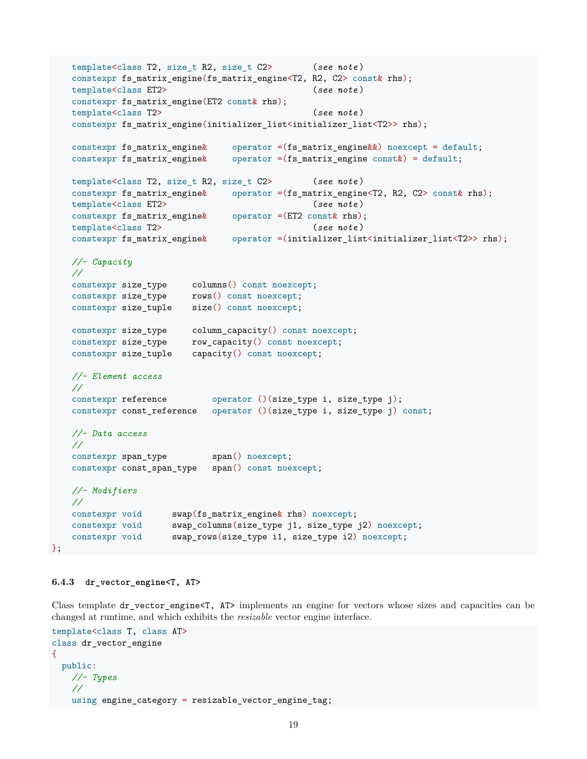```
    template<class T2, size_t R2, size_t C2>        (see note)
    constexpr fs_matrix_engine(fs_matrix_engine<T2, R2, C2> const& rhs);
    template<class ET2>                              (see note)
    constexpr fs_matrix_engine(ET2 const& rhs);
    template<class T2>                               (see note)
    constexpr fs_matrix_engine(initializer_list<initializer_list<T2>> rhs);

    constexpr fs_matrix_engine&     operator =(fs_matrix_engine&&) noexcept = default;
    constexpr fs_matrix_engine&     operator =(fs_matrix_engine const&) = default;

    template<class T2, size_t R2, size_t C2>        (see note)
    constexpr fs_matrix_engine&     operator =(fs_matrix_engine<T2, R2, C2> const& rhs);
    template<class ET2>                              (see note)
    constexpr fs_matrix_engine&     operator =(ET2 const& rhs);
    template<class T2>                               (see note)
    constexpr fs_matrix_engine&     operator =(initializer_list<initializer_list<T2>> rhs);

    //- Capacity
    //
    constexpr size_type     columns() const noexcept;
    constexpr size_type     rows() const noexcept;
    constexpr size_tuple    size() const noexcept;

    constexpr size_type     column_capacity() const noexcept;
    constexpr size_type     row_capacity() const noexcept;
    constexpr size_tuple    capacity() const noexcept;

    //- Element access
    //
    constexpr reference         operator ()(size_type i, size_type j);
    constexpr const_reference   operator ()(size_type i, size_type j) const;

    //- Data access
    //
    constexpr span_type         span() noexcept;
    constexpr const_span_type   span() const noexcept;

    //- Modifiers
    //
    constexpr void      swap(fs_matrix_engine& rhs) noexcept;
    constexpr void      swap_columns(size_type j1, size_type j2) noexcept;
    constexpr void      swap_rows(size_type i1, size_type i2) noexcept;
};
```

### 6.4.3 dr_vector_engine<T, AT>

Class template `dr_vector_engine<T, AT>` implements an engine for vectors whose sizes and capacities can be changed at runtime, and which exhibits the *resizable* vector engine interface.

```
template<class T, class AT>
class dr_vector_engine
{
  public:
    //- Types
    //
    using engine_category = resizable_vector_engine_tag;
```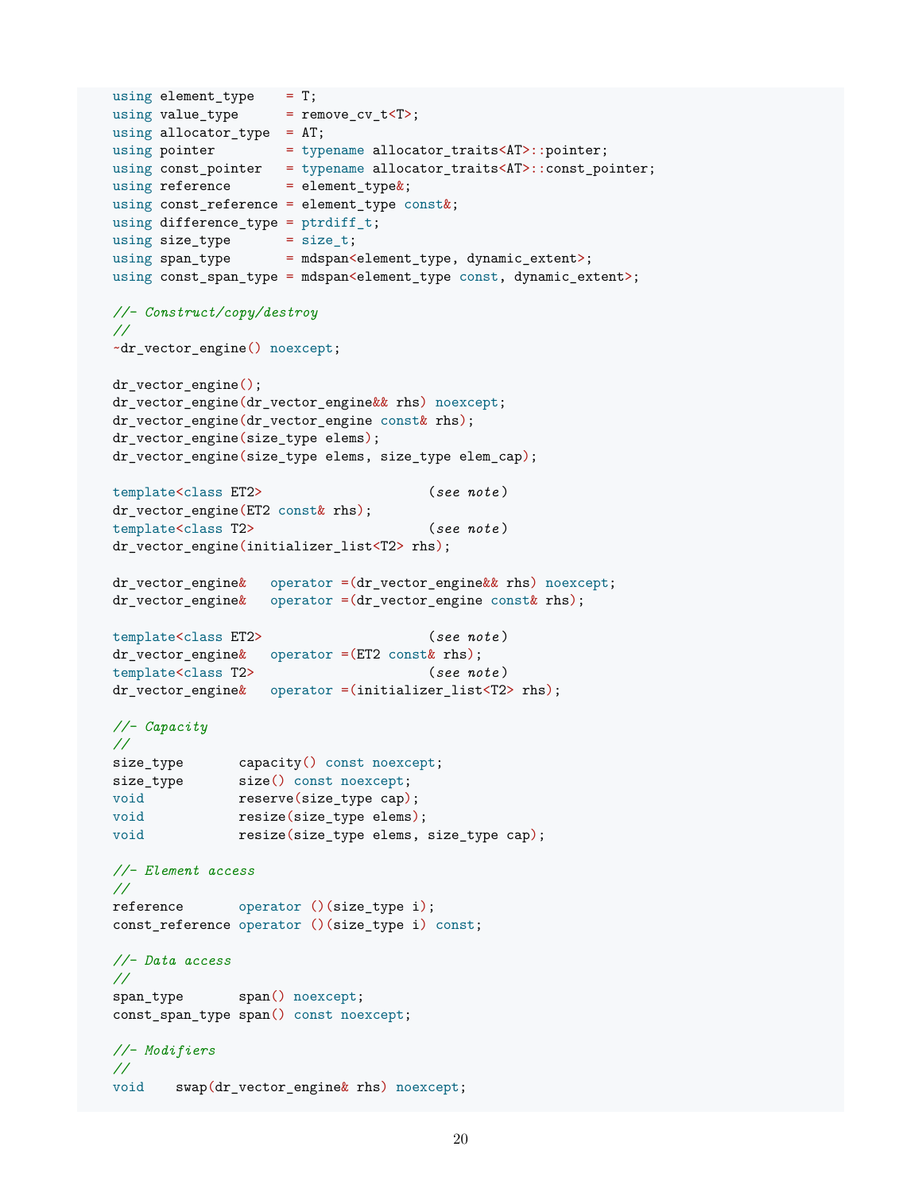```
using element_type    = T;
using value_type      = remove_cv_t<T>;
using allocator_type  = AT;
using pointer         = typename allocator_traits<AT>::pointer;
using const_pointer   = typename allocator_traits<AT>::const_pointer;
using reference       = element_type&;
using const_reference = element_type const&;
using difference_type = ptrdiff_t;
using size_type       = size_t;
using span_type       = mdspan<element_type, dynamic_extent>;
using const_span_type = mdspan<element_type const, dynamic_extent>;

//- Construct/copy/destroy
//
~dr_vector_engine() noexcept;

dr_vector_engine();
dr_vector_engine(dr_vector_engine&& rhs) noexcept;
dr_vector_engine(dr_vector_engine const& rhs);
dr_vector_engine(size_type elems);
dr_vector_engine(size_type elems, size_type elem_cap);

template<class ET2>                    (see note)
dr_vector_engine(ET2 const& rhs);
template<class T2>                     (see note)
dr_vector_engine(initializer_list<T2> rhs);

dr_vector_engine&   operator =(dr_vector_engine&& rhs) noexcept;
dr_vector_engine&   operator =(dr_vector_engine const& rhs);

template<class ET2>                    (see note)
dr_vector_engine&   operator =(ET2 const& rhs);
template<class T2>                     (see note)
dr_vector_engine&   operator =(initializer_list<T2> rhs);

//- Capacity
//
size_type       capacity() const noexcept;
size_type       size() const noexcept;
void            reserve(size_type cap);
void            resize(size_type elems);
void            resize(size_type elems, size_type cap);

//- Element access
//
reference       operator ()(size_type i);
const_reference operator ()(size_type i) const;

//- Data access
//
span_type       span() noexcept;
const_span_type span() const noexcept;

//- Modifiers
//
void    swap(dr_vector_engine& rhs) noexcept;
```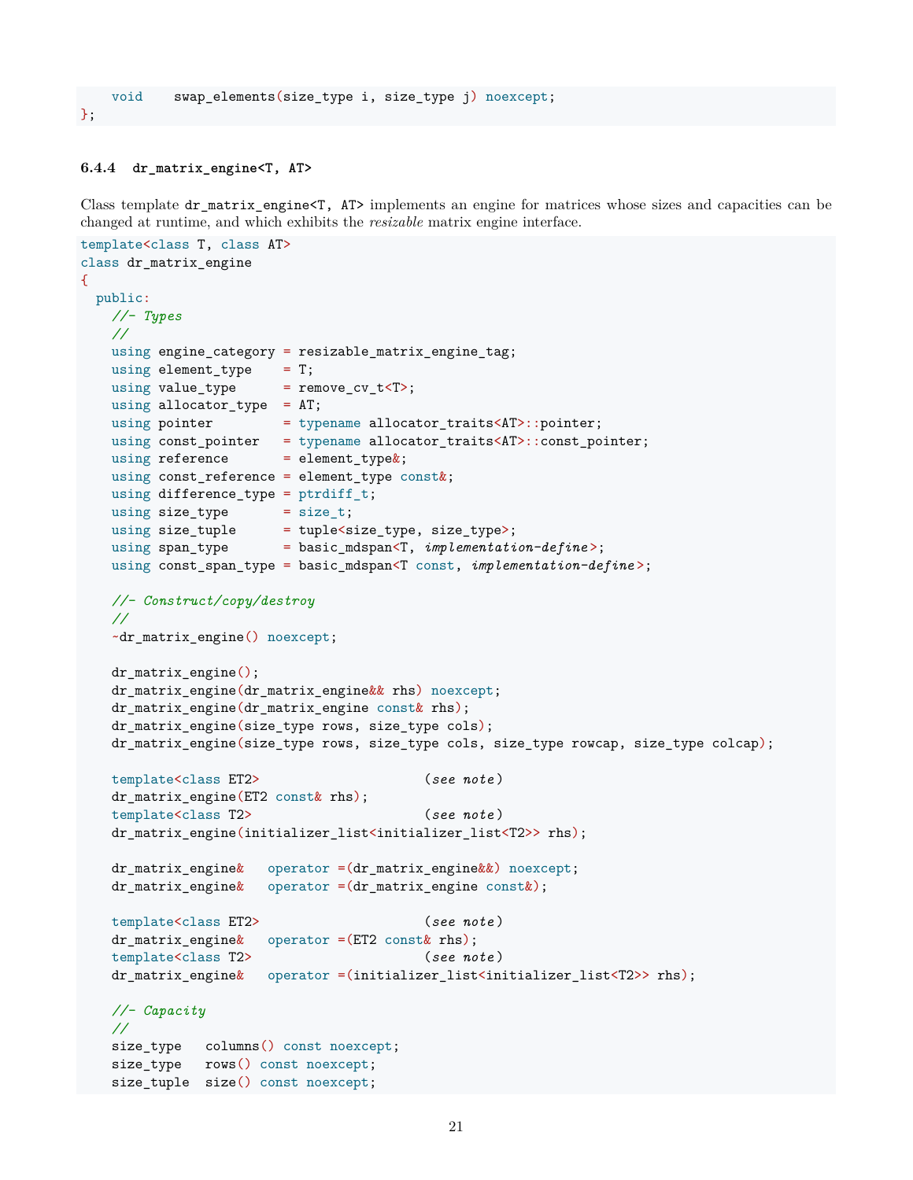```
    void    swap_elements(size_type i, size_type j) noexcept;
};
```

### 6.4.4 dr_matrix_engine<T, AT>

Class template `dr_matrix_engine<T, AT>` implements an engine for matrices whose sizes and capacities can be changed at runtime, and which exhibits the *resizable* matrix engine interface.

```
template<class T, class AT>
class dr_matrix_engine
{
  public:
    //- Types
    //
    using engine_category = resizable_matrix_engine_tag;
    using element_type    = T;
    using value_type      = remove_cv_t<T>;
    using allocator_type  = AT;
    using pointer         = typename allocator_traits<AT>::pointer;
    using const_pointer   = typename allocator_traits<AT>::const_pointer;
    using reference       = element_type&;
    using const_reference = element_type const&;
    using difference_type = ptrdiff_t;
    using size_type       = size_t;
    using size_tuple      = tuple<size_type, size_type>;
    using span_type       = basic_mdspan<T, implementation-define>;
    using const_span_type = basic_mdspan<T const, implementation-define>;

    //- Construct/copy/destroy
    //
    ~dr_matrix_engine() noexcept;

    dr_matrix_engine();
    dr_matrix_engine(dr_matrix_engine&& rhs) noexcept;
    dr_matrix_engine(dr_matrix_engine const& rhs);
    dr_matrix_engine(size_type rows, size_type cols);
    dr_matrix_engine(size_type rows, size_type cols, size_type rowcap, size_type colcap);

    template<class ET2>                     (see note)
    dr_matrix_engine(ET2 const& rhs);
    template<class T2>                      (see note)
    dr_matrix_engine(initializer_list<initializer_list<T2>> rhs);

    dr_matrix_engine&   operator =(dr_matrix_engine&&) noexcept;
    dr_matrix_engine&   operator =(dr_matrix_engine const&);

    template<class ET2>                     (see note)
    dr_matrix_engine&   operator =(ET2 const& rhs);
    template<class T2>                      (see note)
    dr_matrix_engine&   operator =(initializer_list<initializer_list<T2>> rhs);

    //- Capacity
    //
    size_type   columns() const noexcept;
    size_type   rows() const noexcept;
    size_tuple  size() const noexcept;
```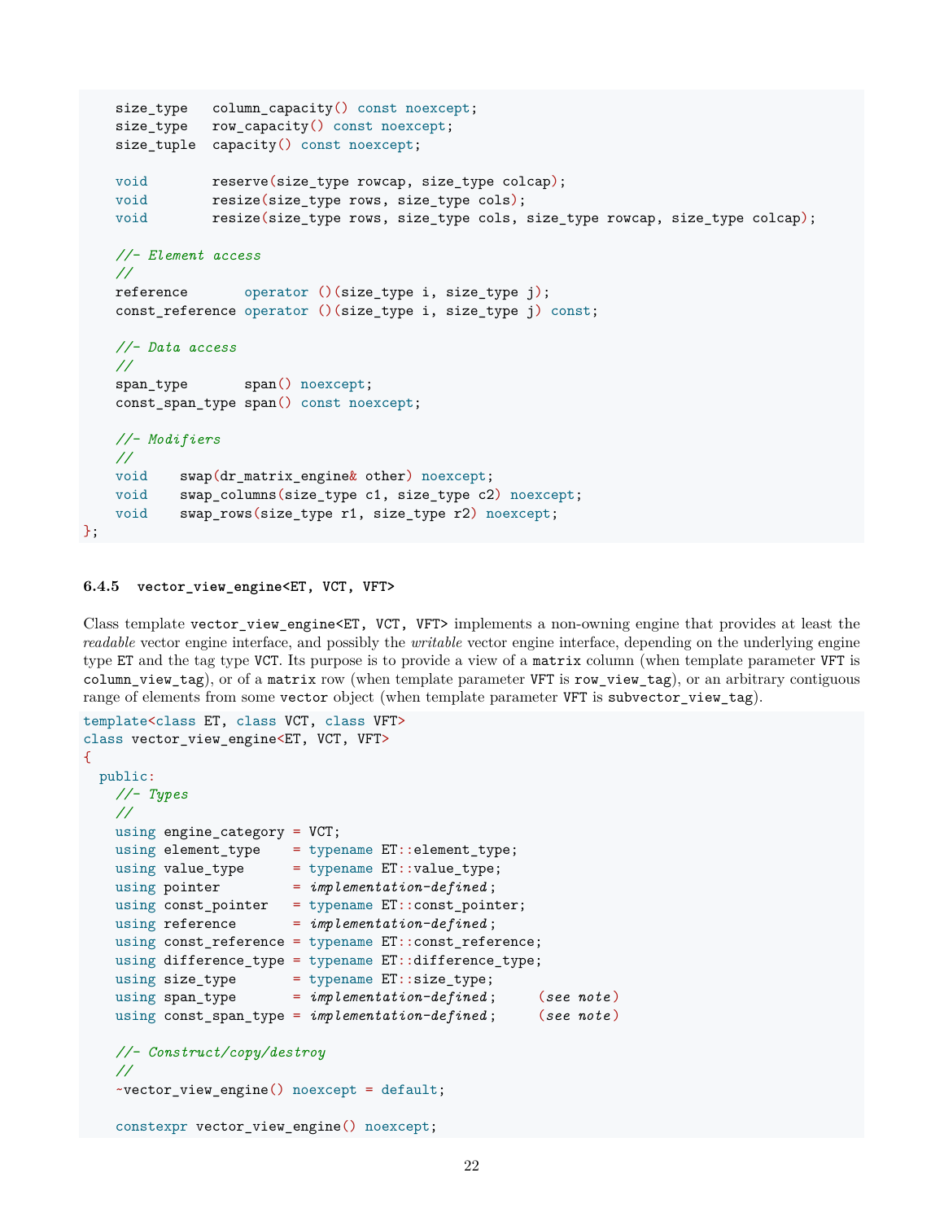```
    size_type   column_capacity() const noexcept;
    size_type   row_capacity() const noexcept;
    size_tuple  capacity() const noexcept;

    void        reserve(size_type rowcap, size_type colcap);
    void        resize(size_type rows, size_type cols);
    void        resize(size_type rows, size_type cols, size_type rowcap, size_type colcap);

    //- Element access
    //
    reference       operator ()(size_type i, size_type j);
    const_reference operator ()(size_type i, size_type j) const;

    //- Data access
    //
    span_type       span() noexcept;
    const_span_type span() const noexcept;

    //- Modifiers
    //
    void    swap(dr_matrix_engine& other) noexcept;
    void    swap_columns(size_type c1, size_type c2) noexcept;
    void    swap_rows(size_type r1, size_type r2) noexcept;
};
```

#### 6.4.5 `vector_view_engine<ET, VCT, VFT>`

Class template `vector_view_engine<ET, VCT, VFT>` implements a non-owning engine that provides at least the *readable* vector engine interface, and possibly the *writable* vector engine interface, depending on the underlying engine type `ET` and the tag type `VCT`. Its purpose is to provide a view of a `matrix` column (when template parameter `VFT` is `column_view_tag`), or of a `matrix` row (when template parameter `VFT` is `row_view_tag`), or an arbitrary contiguous range of elements from some `vector` object (when template parameter `VFT` is `subvector_view_tag`).

```
template<class ET, class VCT, class VFT>
class vector_view_engine<ET, VCT, VFT>
{
  public:
    //- Types
    //
    using engine_category = VCT;
    using element_type    = typename ET::element_type;
    using value_type      = typename ET::value_type;
    using pointer         = implementation-defined;
    using const_pointer   = typename ET::const_pointer;
    using reference       = implementation-defined;
    using const_reference = typename ET::const_reference;
    using difference_type = typename ET::difference_type;
    using size_type       = typename ET::size_type;
    using span_type       = implementation-defined;     (see note)
    using const_span_type = implementation-defined;     (see note)

    //- Construct/copy/destroy
    //
    ~vector_view_engine() noexcept = default;

    constexpr vector_view_engine() noexcept;
```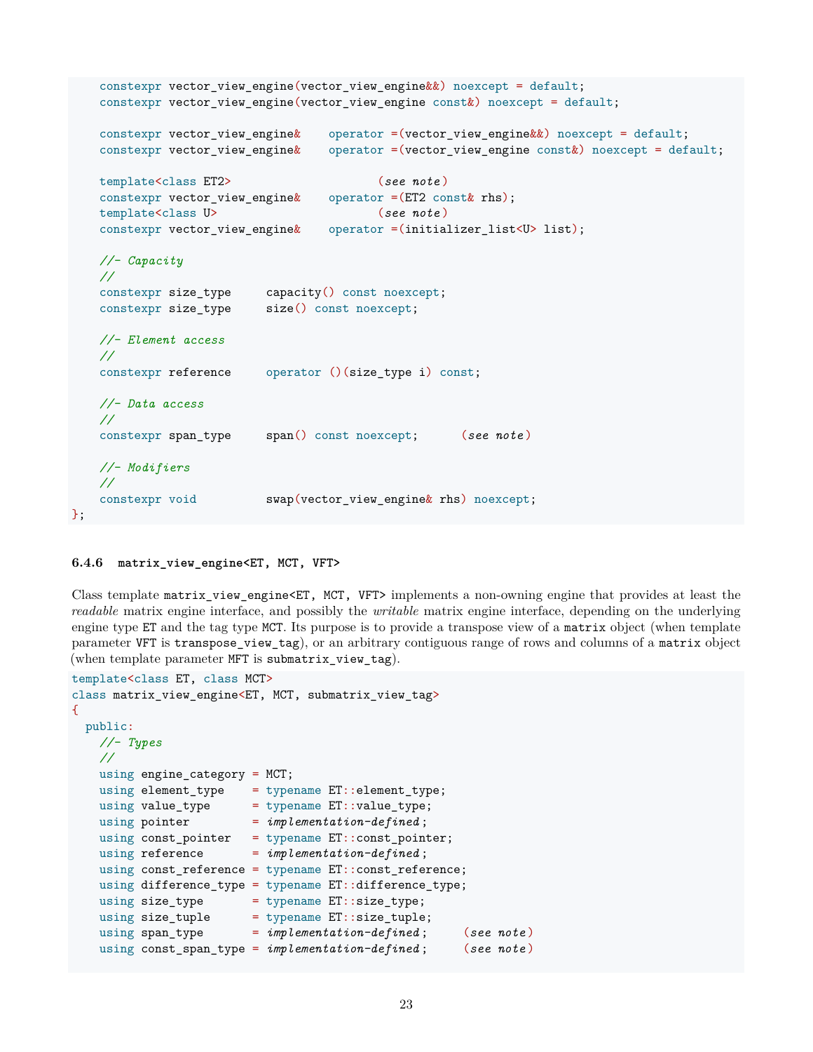```
    constexpr vector_view_engine(vector_view_engine&&) noexcept = default;
    constexpr vector_view_engine(vector_view_engine const&) noexcept = default;

    constexpr vector_view_engine&    operator =(vector_view_engine&&) noexcept = default;
    constexpr vector_view_engine&    operator =(vector_view_engine const&) noexcept = default;

    template<class ET2>                     (see note)
    constexpr vector_view_engine&    operator =(ET2 const& rhs);
    template<class U>                       (see note)
    constexpr vector_view_engine&    operator =(initializer_list<U> list);

    //- Capacity
    //
    constexpr size_type     capacity() const noexcept;
    constexpr size_type     size() const noexcept;

    //- Element access
    //
    constexpr reference     operator ()(size_type i) const;

    //- Data access
    //
    constexpr span_type     span() const noexcept;      (see note)

    //- Modifiers
    //
    constexpr void          swap(vector_view_engine& rhs) noexcept;
};
```

#### 6.4.6 matrix_view_engine<ET, MCT, VFT>

Class template `matrix_view_engine<ET, MCT, VFT>` implements a non-owning engine that provides at least the *readable* matrix engine interface, and possibly the *writable* matrix engine interface, depending on the underlying engine type `ET` and the tag type `MCT`. Its purpose is to provide a transpose view of a `matrix` object (when template parameter `VFT` is `transpose_view_tag`), or an arbitrary contiguous range of rows and columns of a `matrix` object (when template parameter `MFT` is `submatrix_view_tag`).

```
template<class ET, class MCT>
class matrix_view_engine<ET, MCT, submatrix_view_tag>
{
  public:
    //- Types
    //
    using engine_category = MCT;
    using element_type    = typename ET::element_type;
    using value_type      = typename ET::value_type;
    using pointer         = implementation-defined;
    using const_pointer   = typename ET::const_pointer;
    using reference       = implementation-defined;
    using const_reference = typename ET::const_reference;
    using difference_type = typename ET::difference_type;
    using size_type       = typename ET::size_type;
    using size_tuple      = typename ET::size_tuple;
    using span_type       = implementation-defined;     (see note)
    using const_span_type = implementation-defined;     (see note)
```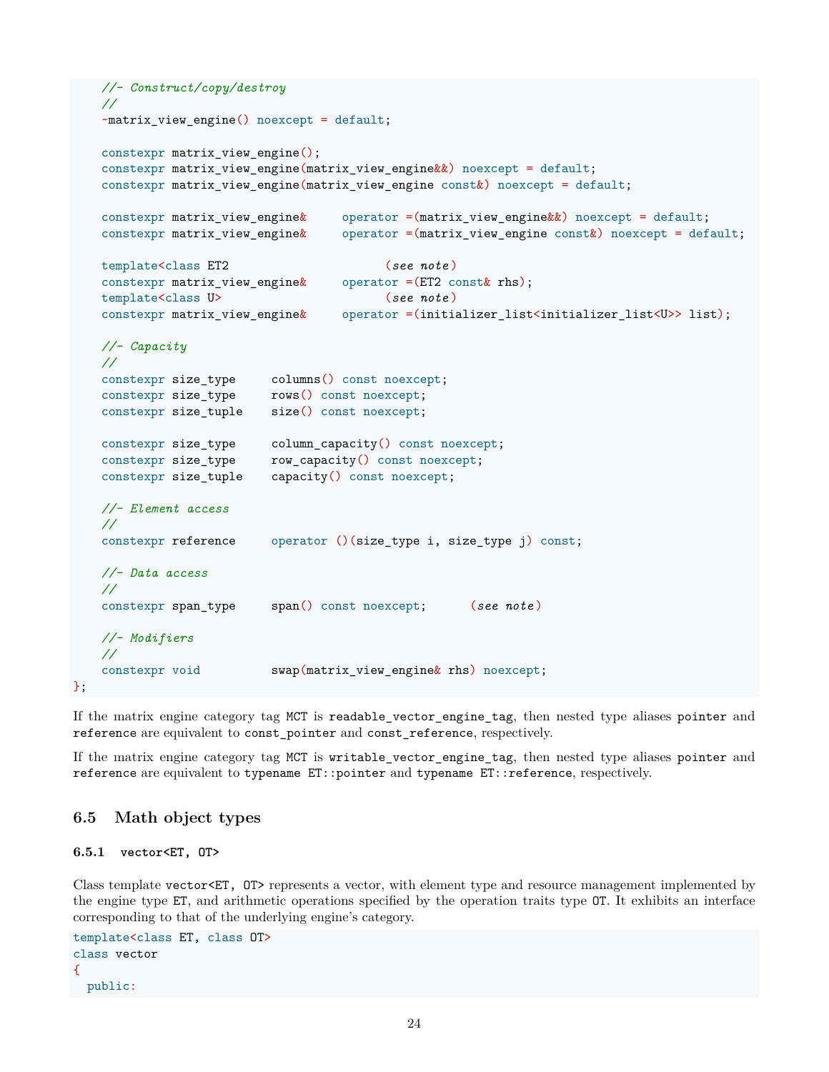```
    //- Construct/copy/destroy
    //
    ~matrix_view_engine() noexcept = default;

    constexpr matrix_view_engine();
    constexpr matrix_view_engine(matrix_view_engine&&) noexcept = default;
    constexpr matrix_view_engine(matrix_view_engine const&) noexcept = default;

    constexpr matrix_view_engine&     operator =(matrix_view_engine&&) noexcept = default;
    constexpr matrix_view_engine&     operator =(matrix_view_engine const&) noexcept = default;

    template<class ET2                      (see note)
    constexpr matrix_view_engine&     operator =(ET2 const& rhs);
    template<class U>                       (see note)
    constexpr matrix_view_engine&     operator =(initializer_list<initializer_list<U>> list);

    //- Capacity
    //
    constexpr size_type     columns() const noexcept;
    constexpr size_type     rows() const noexcept;
    constexpr size_tuple    size() const noexcept;

    constexpr size_type     column_capacity() const noexcept;
    constexpr size_type     row_capacity() const noexcept;
    constexpr size_tuple    capacity() const noexcept;

    //- Element access
    //
    constexpr reference     operator ()(size_type i, size_type j) const;

    //- Data access
    //
    constexpr span_type     span() const noexcept;      (see note)

    //- Modifiers
    //
    constexpr void          swap(matrix_view_engine& rhs) noexcept;
};
```

If the matrix engine category tag `MCT` is `readable_vector_engine_tag`, then nested type aliases `pointer` and `reference` are equivalent to `const_pointer` and `const_reference`, respectively.

If the matrix engine category tag `MCT` is `writable_vector_engine_tag`, then nested type aliases `pointer` and `reference` are equivalent to `typename ET::pointer` and `typename ET::reference`, respectively.

## 6.5 Math object types

### 6.5.1 vector<ET, OT>

Class template `vector<ET, OT>` represents a vector, with element type and resource management implemented by the engine type `ET`, and arithmetic operations specified by the operation traits type `OT`. It exhibits an interface corresponding to that of the underlying engine's category.

```
template<class ET, class OT>
class vector
{
  public:
```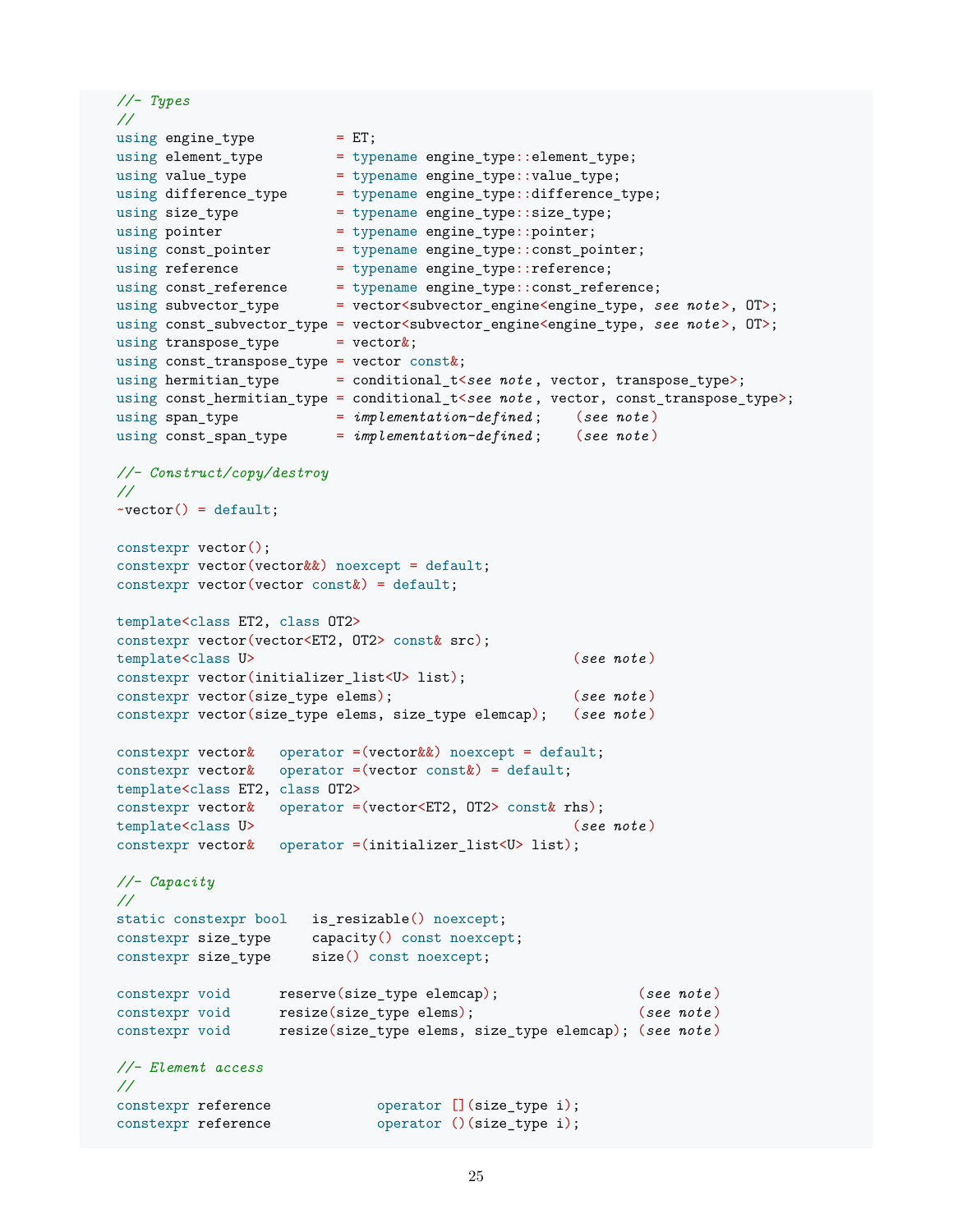```
//- Types
//
using engine_type          = ET;
using element_type         = typename engine_type::element_type;
using value_type           = typename engine_type::value_type;
using difference_type      = typename engine_type::difference_type;
using size_type            = typename engine_type::size_type;
using pointer              = typename engine_type::pointer;
using const_pointer        = typename engine_type::const_pointer;
using reference            = typename engine_type::reference;
using const_reference      = typename engine_type::const_reference;
using subvector_type       = vector<subvector_engine<engine_type, see note>, OT>;
using const_subvector_type = vector<subvector_engine<engine_type, see note>, OT>;
using transpose_type       = vector&;
using const_transpose_type = vector const&;
using hermitian_type       = conditional_t<see note, vector, transpose_type>;
using const_hermitian_type = conditional_t<see note, vector, const_transpose_type>;
using span_type            = implementation-defined;    (see note)
using const_span_type      = implementation-defined;    (see note)

//- Construct/copy/destroy
//
~vector() = default;

constexpr vector();
constexpr vector(vector&&) noexcept = default;
constexpr vector(vector const&) = default;

template<class ET2, class OT2>
constexpr vector(vector<ET2, OT2> const& src);
template<class U>                                      (see note)
constexpr vector(initializer_list<U> list);
constexpr vector(size_type elems);                     (see note)
constexpr vector(size_type elems, size_type elemcap);   (see note)

constexpr vector&   operator =(vector&&) noexcept = default;
constexpr vector&   operator =(vector const&) = default;
template<class ET2, class OT2>
constexpr vector&   operator =(vector<ET2, OT2> const& rhs);
template<class U>                                      (see note)
constexpr vector&   operator =(initializer_list<U> list);

//- Capacity
//
static constexpr bool   is_resizable() noexcept;
constexpr size_type     capacity() const noexcept;
constexpr size_type     size() const noexcept;

constexpr void      reserve(size_type elemcap);                 (see note)
constexpr void      resize(size_type elems);                    (see note)
constexpr void      resize(size_type elems, size_type elemcap); (see note)

//- Element access
//
constexpr reference             operator [](size_type i);
constexpr reference             operator ()(size_type i);
```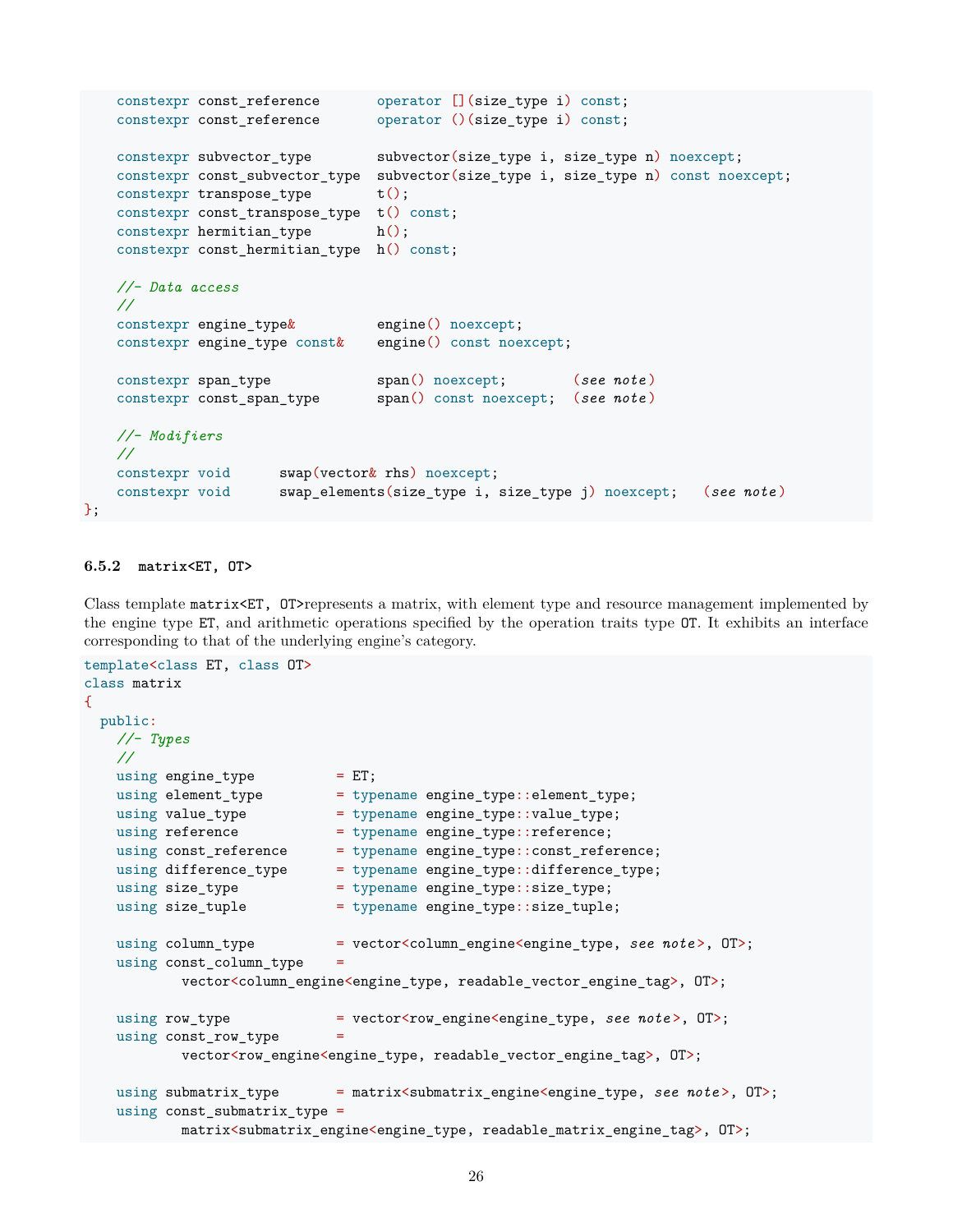```
    constexpr const_reference       operator [](size_type i) const;
    constexpr const_reference       operator ()(size_type i) const;

    constexpr subvector_type        subvector(size_type i, size_type n) noexcept;
    constexpr const_subvector_type  subvector(size_type i, size_type n) const noexcept;
    constexpr transpose_type        t();
    constexpr const_transpose_type  t() const;
    constexpr hermitian_type        h();
    constexpr const_hermitian_type  h() const;

    //- Data access
    //
    constexpr engine_type&          engine() noexcept;
    constexpr engine_type const&    engine() const noexcept;

    constexpr span_type             span() noexcept;        (see note)
    constexpr const_span_type       span() const noexcept;  (see note)

    //- Modifiers
    //
    constexpr void      swap(vector& rhs) noexcept;
    constexpr void      swap_elements(size_type i, size_type j) noexcept;   (see note)
};
```

### 6.5.2 matrix<ET, OT>

Class template `matrix<ET, OT>`represents a matrix, with element type and resource management implemented by the engine type `ET`, and arithmetic operations specified by the operation traits type `OT`. It exhibits an interface corresponding to that of the underlying engine's category.

```
template<class ET, class OT>
class matrix
{
  public:
    //- Types
    //
    using engine_type          = ET;
    using element_type         = typename engine_type::element_type;
    using value_type           = typename engine_type::value_type;
    using reference            = typename engine_type::reference;
    using const_reference      = typename engine_type::const_reference;
    using difference_type      = typename engine_type::difference_type;
    using size_type            = typename engine_type::size_type;
    using size_tuple           = typename engine_type::size_tuple;

    using column_type          = vector<column_engine<engine_type, see note>, OT>;
    using const_column_type    =
            vector<column_engine<engine_type, readable_vector_engine_tag>, OT>;

    using row_type             = vector<row_engine<engine_type, see note>, OT>;
    using const_row_type       =
            vector<row_engine<engine_type, readable_vector_engine_tag>, OT>;

    using submatrix_type       = matrix<submatrix_engine<engine_type, see note>, OT>;
    using const_submatrix_type =
            matrix<submatrix_engine<engine_type, readable_matrix_engine_tag>, OT>;
```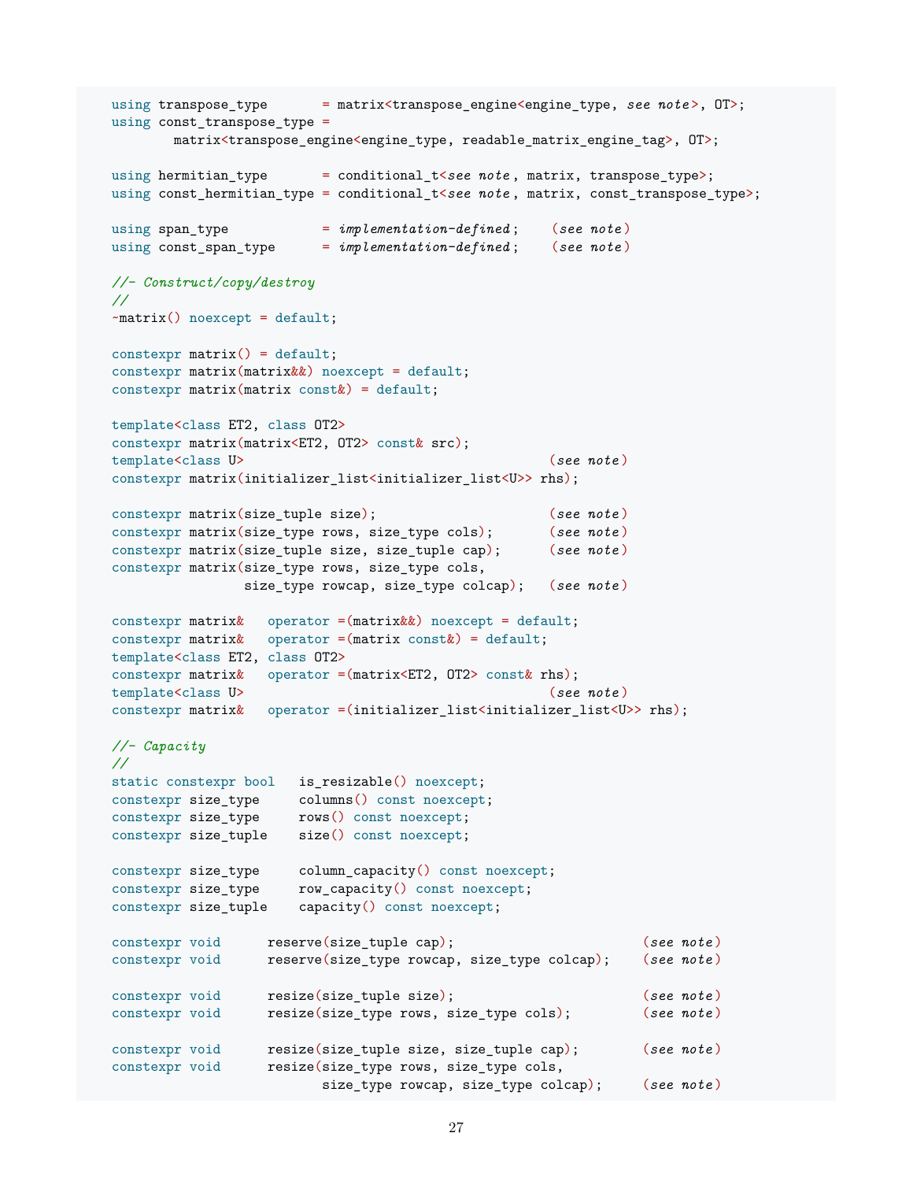```
using transpose_type       = matrix<transpose_engine<engine_type, see note>, OT>;
using const_transpose_type =
        matrix<transpose_engine<engine_type, readable_matrix_engine_tag>, OT>;

using hermitian_type       = conditional_t<see note, matrix, transpose_type>;
using const_hermitian_type = conditional_t<see note, matrix, const_transpose_type>;

using span_type            = implementation-defined;    (see note)
using const_span_type      = implementation-defined;    (see note)

//- Construct/copy/destroy
//
~matrix() noexcept = default;

constexpr matrix() = default;
constexpr matrix(matrix&&) noexcept = default;
constexpr matrix(matrix const&) = default;

template<class ET2, class OT2>
constexpr matrix(matrix<ET2, OT2> const& src);
template<class U>                                     (see note)
constexpr matrix(initializer_list<initializer_list<U>> rhs);

constexpr matrix(size_tuple size);                    (see note)
constexpr matrix(size_type rows, size_type cols);     (see note)
constexpr matrix(size_tuple size, size_tuple cap);    (see note)
constexpr matrix(size_type rows, size_type cols,
                 size_type rowcap, size_type colcap);  (see note)

constexpr matrix&   operator =(matrix&&) noexcept = default;
constexpr matrix&   operator =(matrix const&) = default;
template<class ET2, class OT2>
constexpr matrix&   operator =(matrix<ET2, OT2> const& rhs);
template<class U>                                     (see note)
constexpr matrix&   operator =(initializer_list<initializer_list<U>> rhs);

//- Capacity
//
static constexpr bool   is_resizable() noexcept;
constexpr size_type     columns() const noexcept;
constexpr size_type     rows() const noexcept;
constexpr size_tuple    size() const noexcept;

constexpr size_type     column_capacity() const noexcept;
constexpr size_type     row_capacity() const noexcept;
constexpr size_tuple    capacity() const noexcept;

constexpr void      reserve(size_tuple cap);                        (see note)
constexpr void      reserve(size_type rowcap, size_type colcap);    (see note)

constexpr void      resize(size_tuple size);                        (see note)
constexpr void      resize(size_type rows, size_type cols);         (see note)

constexpr void      resize(size_tuple size, size_tuple cap);        (see note)
constexpr void      resize(size_type rows, size_type cols,
                           size_type rowcap, size_type colcap);     (see note)
```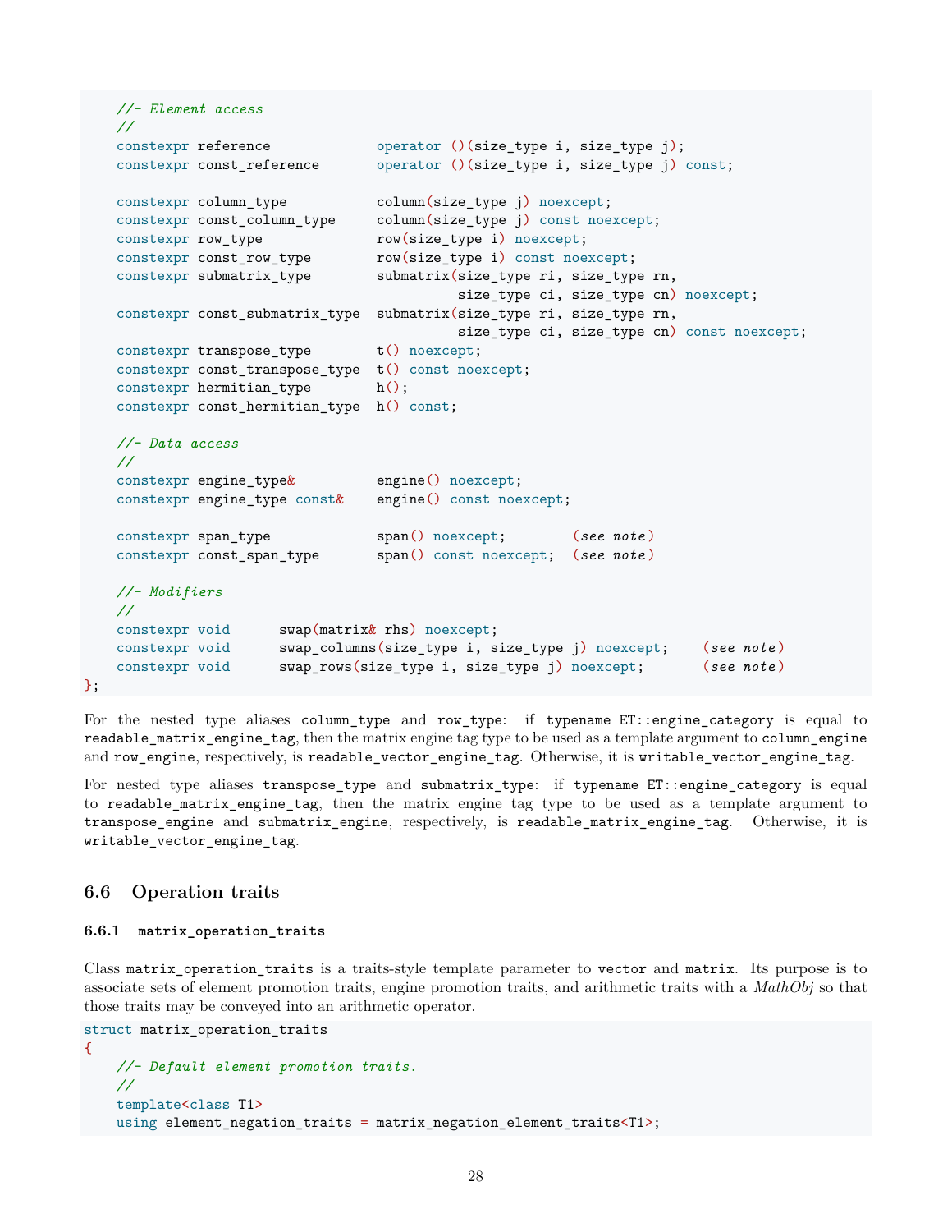```
    //- Element access
    //
    constexpr reference            operator ()(size_type i, size_type j);
    constexpr const_reference      operator ()(size_type i, size_type j) const;

    constexpr column_type          column(size_type j) noexcept;
    constexpr const_column_type    column(size_type j) const noexcept;
    constexpr row_type             row(size_type i) noexcept;
    constexpr const_row_type       row(size_type i) const noexcept;
    constexpr submatrix_type       submatrix(size_type ri, size_type rn,
                                             size_type ci, size_type cn) noexcept;
    constexpr const_submatrix_type  submatrix(size_type ri, size_type rn,
                                             size_type ci, size_type cn) const noexcept;
    constexpr transpose_type       t() noexcept;
    constexpr const_transpose_type t() const noexcept;
    constexpr hermitian_type       h();
    constexpr const_hermitian_type h() const;

    //- Data access
    //
    constexpr engine_type&         engine() noexcept;
    constexpr engine_type const&   engine() const noexcept;

    constexpr span_type            span() noexcept;        (see note)
    constexpr const_span_type      span() const noexcept;  (see note)

    //- Modifiers
    //
    constexpr void      swap(matrix& rhs) noexcept;
    constexpr void      swap_columns(size_type i, size_type j) noexcept;    (see note)
    constexpr void      swap_rows(size_type i, size_type j) noexcept;       (see note)
};
```

For the nested type aliases `column_type` and `row_type`: if `typename ET::engine_category` is equal to `readable_matrix_engine_tag`, then the matrix engine tag type to be used as a template argument to `column_engine` and `row_engine`, respectively, is `readable_vector_engine_tag`. Otherwise, it is `writable_vector_engine_tag`.

For nested type aliases `transpose_type` and `submatrix_type`: if `typename ET::engine_category` is equal to `readable_matrix_engine_tag`, then the matrix engine tag type to be used as a template argument to `transpose_engine` and `submatrix_engine`, respectively, is `readable_matrix_engine_tag`. Otherwise, it is `writable_vector_engine_tag`.

## 6.6 Operation traits

### 6.6.1 matrix_operation_traits

Class `matrix_operation_traits` is a traits-style template parameter to `vector` and `matrix`. Its purpose is to associate sets of element promotion traits, engine promotion traits, and arithmetic traits with a *MathObj* so that those traits may be conveyed into an arithmetic operator.

```
struct matrix_operation_traits
{
    //- Default element promotion traits.
    //
    template<class T1>
    using element_negation_traits = matrix_negation_element_traits<T1>;
```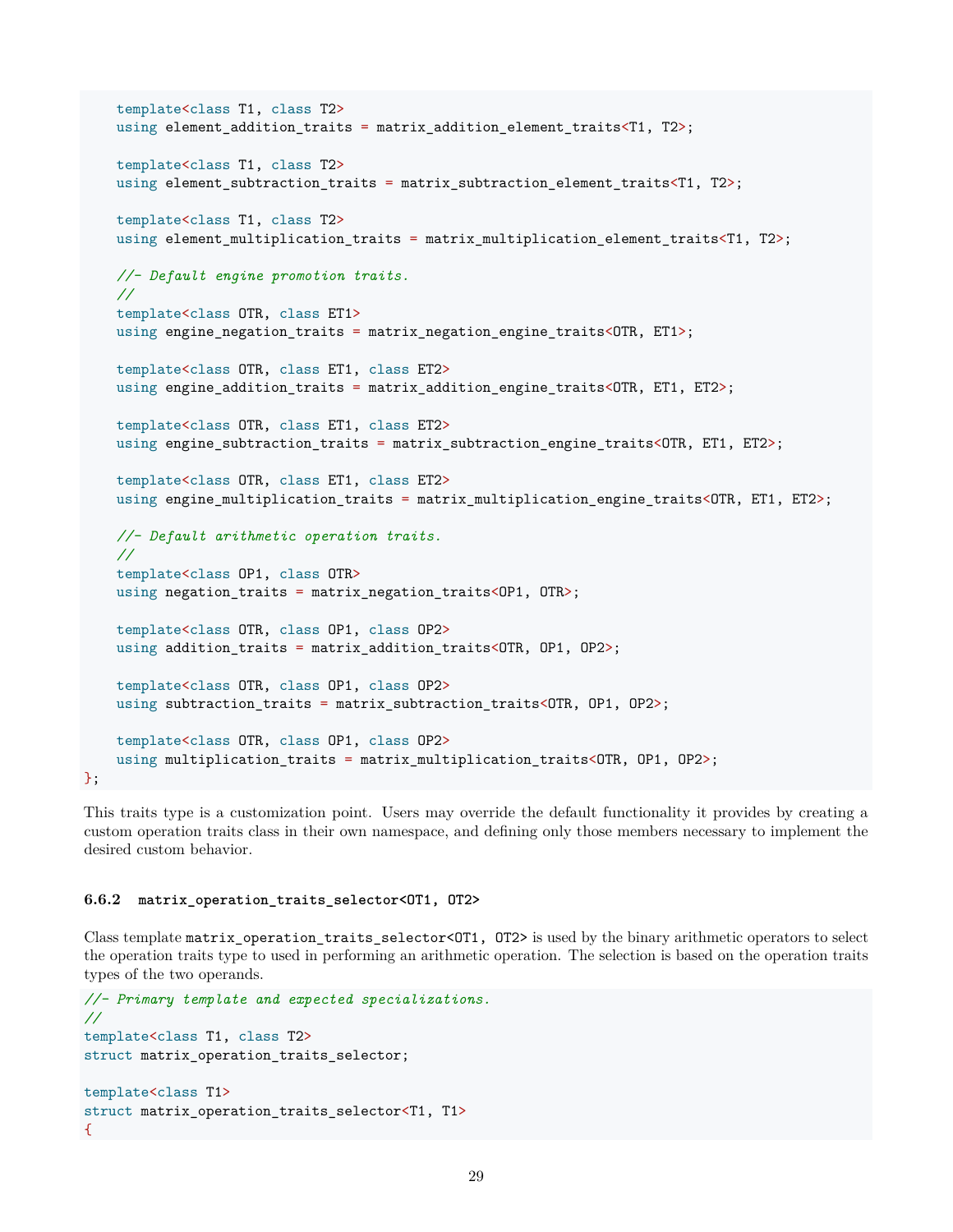```cpp
    template<class T1, class T2>
    using element_addition_traits = matrix_addition_element_traits<T1, T2>;

    template<class T1, class T2>
    using element_subtraction_traits = matrix_subtraction_element_traits<T1, T2>;

    template<class T1, class T2>
    using element_multiplication_traits = matrix_multiplication_element_traits<T1, T2>;

    //- Default engine promotion traits.
    //
    template<class OTR, class ET1>
    using engine_negation_traits = matrix_negation_engine_traits<OTR, ET1>;

    template<class OTR, class ET1, class ET2>
    using engine_addition_traits = matrix_addition_engine_traits<OTR, ET1, ET2>;

    template<class OTR, class ET1, class ET2>
    using engine_subtraction_traits = matrix_subtraction_engine_traits<OTR, ET1, ET2>;

    template<class OTR, class ET1, class ET2>
    using engine_multiplication_traits = matrix_multiplication_engine_traits<OTR, ET1, ET2>;

    //- Default arithmetic operation traits.
    //
    template<class OP1, class OTR>
    using negation_traits = matrix_negation_traits<OP1, OTR>;

    template<class OTR, class OP1, class OP2>
    using addition_traits = matrix_addition_traits<OTR, OP1, OP2>;

    template<class OTR, class OP1, class OP2>
    using subtraction_traits = matrix_subtraction_traits<OTR, OP1, OP2>;

    template<class OTR, class OP1, class OP2>
    using multiplication_traits = matrix_multiplication_traits<OTR, OP1, OP2>;
};
```

This traits type is a customization point. Users may override the default functionality it provides by creating a custom operation traits class in their own namespace, and defining only those members necessary to implement the desired custom behavior.

### 6.6.2 `matrix_operation_traits_selector<OT1, OT2>`

Class template `matrix_operation_traits_selector<OT1, OT2>` is used by the binary arithmetic operators to select the operation traits type to used in performing an arithmetic operation. The selection is based on the operation traits types of the two operands.

```cpp
//- Primary template and expected specializations.
//
template<class T1, class T2>
struct matrix_operation_traits_selector;

template<class T1>
struct matrix_operation_traits_selector<T1, T1>
{
```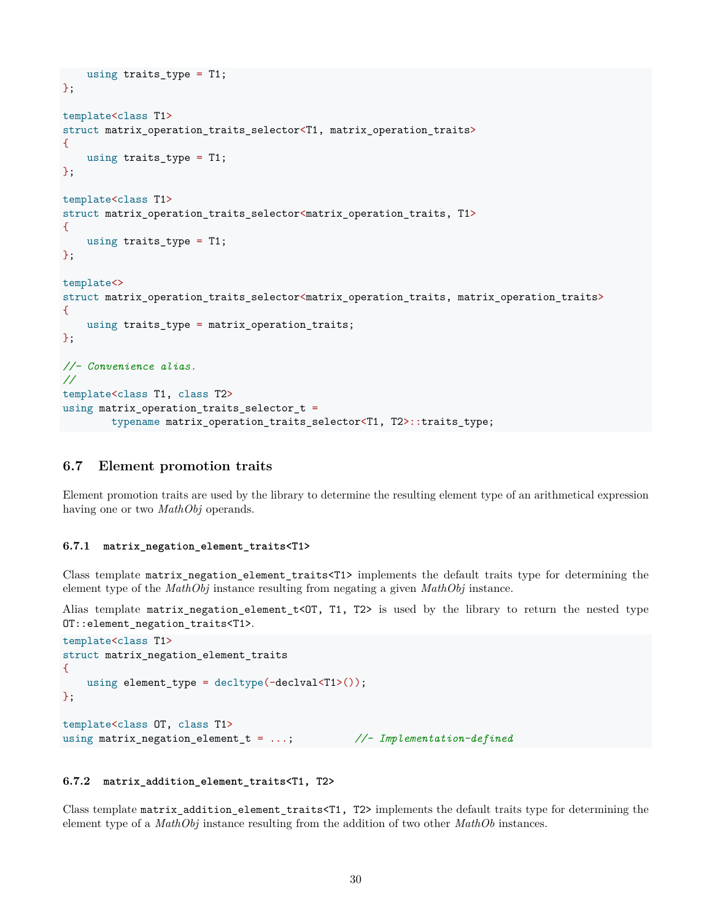```
    using traits_type = T1;
};

template<class T1>
struct matrix_operation_traits_selector<T1, matrix_operation_traits>
{
    using traits_type = T1;
};

template<class T1>
struct matrix_operation_traits_selector<matrix_operation_traits, T1>
{
    using traits_type = T1;
};

template<>
struct matrix_operation_traits_selector<matrix_operation_traits, matrix_operation_traits>
{
    using traits_type = matrix_operation_traits;
};

//- Convenience alias.
//
template<class T1, class T2>
using matrix_operation_traits_selector_t =
        typename matrix_operation_traits_selector<T1, T2>::traits_type;
```

## 6.7 Element promotion traits

Element promotion traits are used by the library to determine the resulting element type of an arithmetical expression having one or two *MathObj* operands.

### 6.7.1 `matrix_negation_element_traits<T1>`

Class template `matrix_negation_element_traits<T1>` implements the default traits type for determining the element type of the *MathObj* instance resulting from negating a given *MathObj* instance.

Alias template `matrix_negation_element_t<OT, T1, T2>` is used by the library to return the nested type `OT::element_negation_traits<T1>`.

```
template<class T1>
struct matrix_negation_element_traits
{
    using element_type = decltype(-declval<T1>());
};

template<class OT, class T1>
using matrix_negation_element_t = ...;          //- Implementation-defined
```

### 6.7.2 `matrix_addition_element_traits<T1, T2>`

Class template `matrix_addition_element_traits<T1, T2>` implements the default traits type for determining the element type of a *MathObj* instance resulting from the addition of two other *MathOb* instances.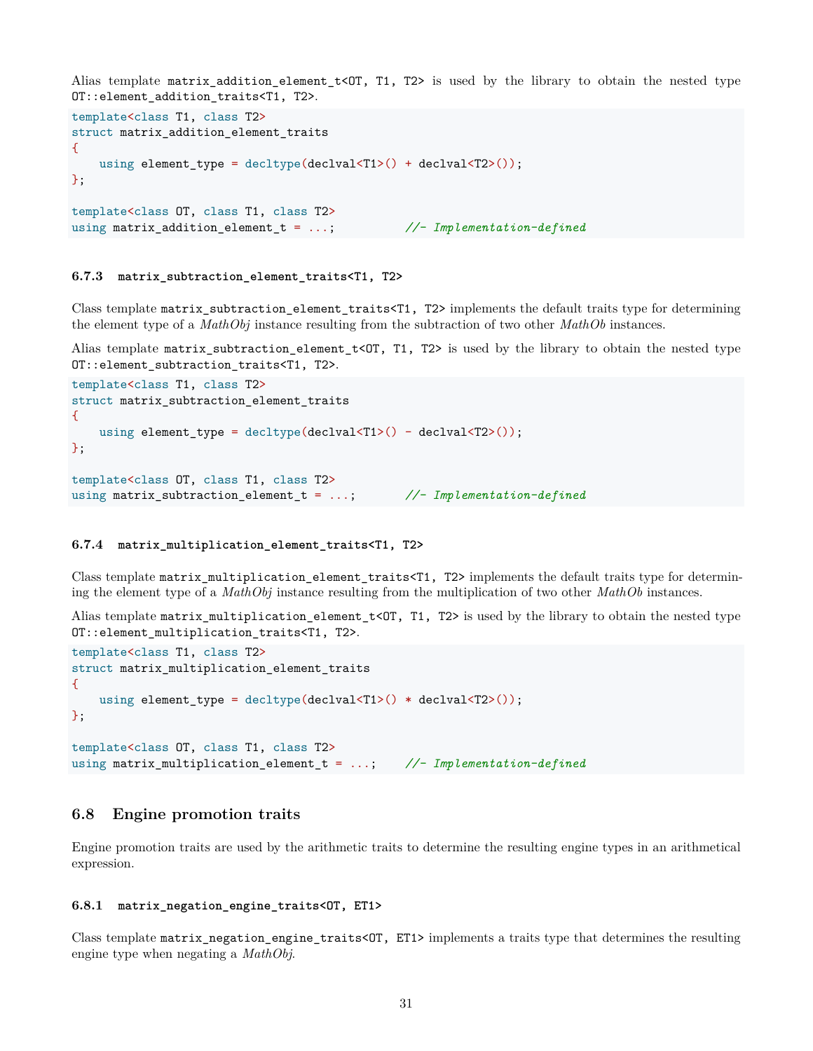Alias template `matrix_addition_element_t<OT, T1, T2>` is used by the library to obtain the nested type `OT::element_addition_traits<T1, T2>`.

```
template<class T1, class T2>
struct matrix_addition_element_traits
{
    using element_type = decltype(declval<T1>() + declval<T2>());
};

template<class OT, class T1, class T2>
using matrix_addition_element_t = ...;          //- Implementation-defined
```

### 6.7.3 matrix_subtraction_element_traits<T1, T2>

Class template `matrix_subtraction_element_traits<T1, T2>` implements the default traits type for determining the element type of a *MathObj* instance resulting from the subtraction of two other *MathOb* instances.

Alias template `matrix_subtraction_element_t<OT, T1, T2>` is used by the library to obtain the nested type `OT::element_subtraction_traits<T1, T2>`.

```
template<class T1, class T2>
struct matrix_subtraction_element_traits
{
    using element_type = decltype(declval<T1>() - declval<T2>());
};

template<class OT, class T1, class T2>
using matrix_subtraction_element_t = ...;       //- Implementation-defined
```

### 6.7.4 matrix_multiplication_element_traits<T1, T2>

Class template `matrix_multiplication_element_traits<T1, T2>` implements the default traits type for determining the element type of a *MathObj* instance resulting from the multiplication of two other *MathOb* instances.

Alias template `matrix_multiplication_element_t<OT, T1, T2>` is used by the library to obtain the nested type `OT::element_multiplication_traits<T1, T2>`.

```
template<class T1, class T2>
struct matrix_multiplication_element_traits
{
    using element_type = decltype(declval<T1>() * declval<T2>());
};

template<class OT, class T1, class T2>
using matrix_multiplication_element_t = ...;    //- Implementation-defined
```

## 6.8 Engine promotion traits

Engine promotion traits are used by the arithmetic traits to determine the resulting engine types in an arithmetical expression.

### 6.8.1 matrix_negation_engine_traits<OT, ET1>

Class template `matrix_negation_engine_traits<OT, ET1>` implements a traits type that determines the resulting engine type when negating a *MathObj*.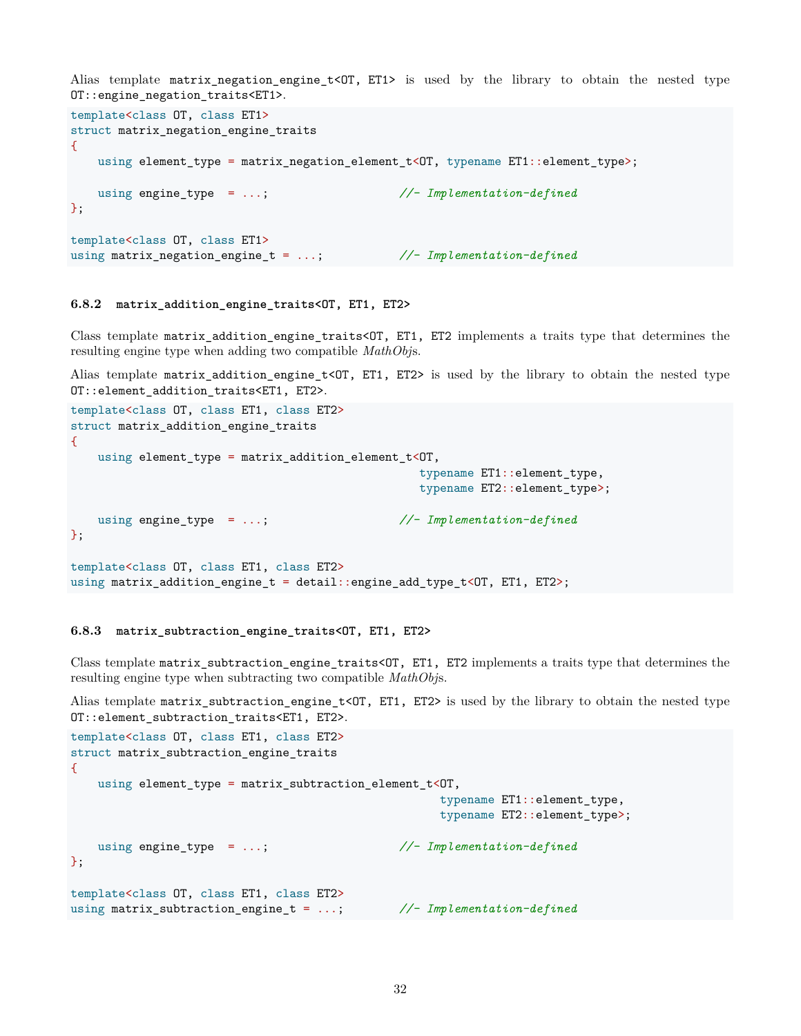Alias template `matrix_negation_engine_t<OT, ET1>` is used by the library to obtain the nested type `OT::engine_negation_traits<ET1>`.

```
template<class OT, class ET1>
struct matrix_negation_engine_traits
{
    using element_type = matrix_negation_element_t<OT, typename ET1::element_type>;

    using engine_type  = ...;                   //- Implementation-defined
};

template<class OT, class ET1>
using matrix_negation_engine_t = ...;           //- Implementation-defined
```

### 6.8.2 `matrix_addition_engine_traits<OT, ET1, ET2>`

Class template `matrix_addition_engine_traits<OT, ET1, ET2` implements a traits type that determines the resulting engine type when adding two compatible *MathObjs*.

Alias template `matrix_addition_engine_t<OT, ET1, ET2>` is used by the library to obtain the nested type `OT::element_addition_traits<ET1, ET2>`.

```
template<class OT, class ET1, class ET2>
struct matrix_addition_engine_traits
{
    using element_type = matrix_addition_element_t<OT,
                                                   typename ET1::element_type,
                                                   typename ET2::element_type>;

    using engine_type  = ...;                   //- Implementation-defined
};

template<class OT, class ET1, class ET2>
using matrix_addition_engine_t = detail::engine_add_type_t<OT, ET1, ET2>;
```

### 6.8.3 `matrix_subtraction_engine_traits<OT, ET1, ET2>`

Class template `matrix_subtraction_engine_traits<OT, ET1, ET2` implements a traits type that determines the resulting engine type when subtracting two compatible *MathObjs*.

Alias template `matrix_subtraction_engine_t<OT, ET1, ET2>` is used by the library to obtain the nested type `OT::element_subtraction_traits<ET1, ET2>`.

```
template<class OT, class ET1, class ET2>
struct matrix_subtraction_engine_traits
{
    using element_type = matrix_subtraction_element_t<OT,
                                                      typename ET1::element_type,
                                                      typename ET2::element_type>;

    using engine_type  = ...;                   //- Implementation-defined
};

template<class OT, class ET1, class ET2>
using matrix_subtraction_engine_t = ...;        //- Implementation-defined
```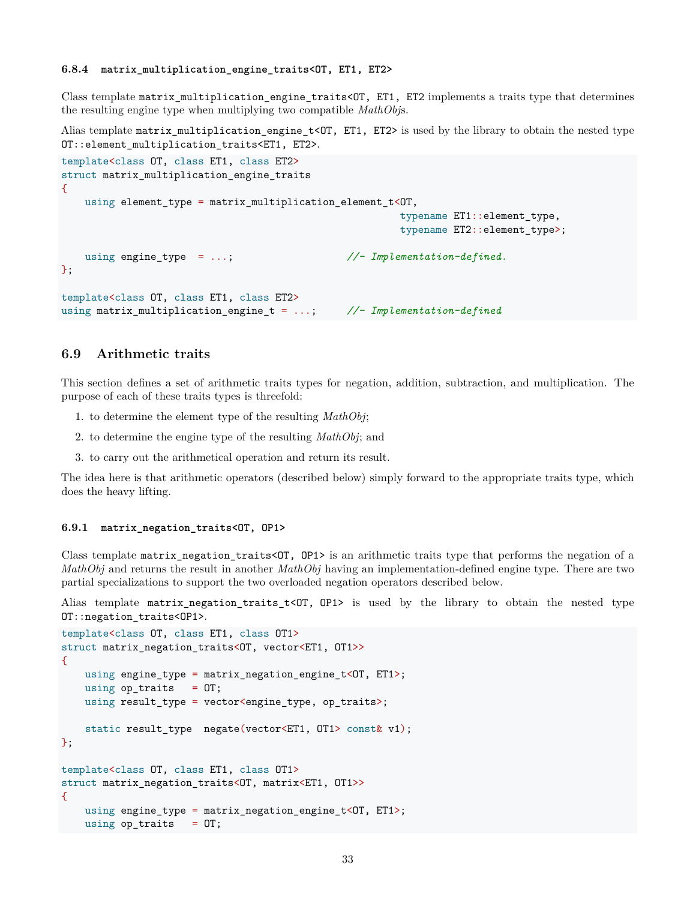#### 6.8.4 `matrix_multiplication_engine_traits<OT, ET1, ET2>`

Class template `matrix_multiplication_engine_traits<OT, ET1, ET2` implements a traits type that determines the resulting engine type when multiplying two compatible *MathObj*s.

Alias template `matrix_multiplication_engine_t<OT, ET1, ET2>` is used by the library to obtain the nested type `OT::element_multiplication_traits<ET1, ET2>`.

```
template<class OT, class ET1, class ET2>
struct matrix_multiplication_engine_traits
{
    using element_type = matrix_multiplication_element_t<OT,
                                                         typename ET1::element_type,
                                                         typename ET2::element_type>;

    using engine_type  = ...;                   //- Implementation-defined.
};

template<class OT, class ET1, class ET2>
using matrix_multiplication_engine_t = ...;     //- Implementation-defined
```

## 6.9 Arithmetic traits

This section defines a set of arithmetic traits types for negation, addition, subtraction, and multiplication. The purpose of each of these traits types is threefold:

1. to determine the element type of the resulting *MathObj*;
2. to determine the engine type of the resulting *MathObj*; and
3. to carry out the arithmetical operation and return its result.

The idea here is that arithmetic operators (described below) simply forward to the appropriate traits type, which does the heavy lifting.

#### 6.9.1 `matrix_negation_traits<OT, OP1>`

Class template `matrix_negation_traits<OT, OP1>` is an arithmetic traits type that performs the negation of a *MathObj* and returns the result in another *MathObj* having an implementation-defined engine type. There are two partial specializations to support the two overloaded negation operators described below.

Alias template `matrix_negation_traits_t<OT, OP1>` is used by the library to obtain the nested type `OT::negation_traits<OP1>`.

```
template<class OT, class ET1, class OT1>
struct matrix_negation_traits<OT, vector<ET1, OT1>>
{
    using engine_type = matrix_negation_engine_t<OT, ET1>;
    using op_traits   = OT;
    using result_type = vector<engine_type, op_traits>;

    static result_type  negate(vector<ET1, OT1> const& v1);
};

template<class OT, class ET1, class OT1>
struct matrix_negation_traits<OT, matrix<ET1, OT1>>
{
    using engine_type = matrix_negation_engine_t<OT, ET1>;
    using op_traits   = OT;
```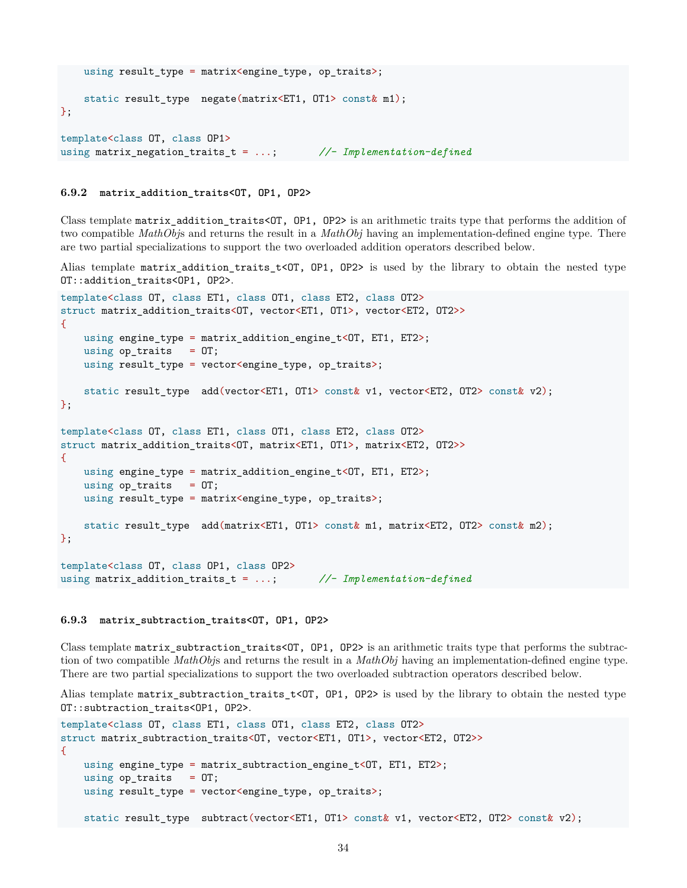```
    using result_type = matrix<engine_type, op_traits>;

    static result_type  negate(matrix<ET1, OT1> const& m1);
};

template<class OT, class OP1>
using matrix_negation_traits_t = ...;       //- Implementation-defined
```

### 6.9.2 matrix_addition_traits<OT, OP1, OP2>

Class template `matrix_addition_traits<OT, OP1, OP2>` is an arithmetic traits type that performs the addition of two compatible *MathObj*s and returns the result in a *MathObj* having an implementation-defined engine type. There are two partial specializations to support the two overloaded addition operators described below.

Alias template `matrix_addition_traits_t<OT, OP1, OP2>` is used by the library to obtain the nested type `OT::addition_traits<OP1, OP2>`.

```
template<class OT, class ET1, class OT1, class ET2, class OT2>
struct matrix_addition_traits<OT, vector<ET1, OT1>, vector<ET2, OT2>>
{
    using engine_type = matrix_addition_engine_t<OT, ET1, ET2>;
    using op_traits   = OT;
    using result_type = vector<engine_type, op_traits>;

    static result_type  add(vector<ET1, OT1> const& v1, vector<ET2, OT2> const& v2);
};

template<class OT, class ET1, class OT1, class ET2, class OT2>
struct matrix_addition_traits<OT, matrix<ET1, OT1>, matrix<ET2, OT2>>
{
    using engine_type = matrix_addition_engine_t<OT, ET1, ET2>;
    using op_traits   = OT;
    using result_type = matrix<engine_type, op_traits>;

    static result_type  add(matrix<ET1, OT1> const& m1, matrix<ET2, OT2> const& m2);
};

template<class OT, class OP1, class OP2>
using matrix_addition_traits_t = ...;       //- Implementation-defined
```

### 6.9.3 matrix_subtraction_traits<OT, OP1, OP2>

Class template `matrix_subtraction_traits<OT, OP1, OP2>` is an arithmetic traits type that performs the subtraction of two compatible *MathObj*s and returns the result in a *MathObj* having an implementation-defined engine type. There are two partial specializations to support the two overloaded subtraction operators described below.

Alias template `matrix_subtraction_traits_t<OT, OP1, OP2>` is used by the library to obtain the nested type `OT::subtraction_traits<OP1, OP2>`.

```
template<class OT, class ET1, class OT1, class ET2, class OT2>
struct matrix_subtraction_traits<OT, vector<ET1, OT1>, vector<ET2, OT2>>
{
    using engine_type = matrix_subtraction_engine_t<OT, ET1, ET2>;
    using op_traits   = OT;
    using result_type = vector<engine_type, op_traits>;

    static result_type  subtract(vector<ET1, OT1> const& v1, vector<ET2, OT2> const& v2);
```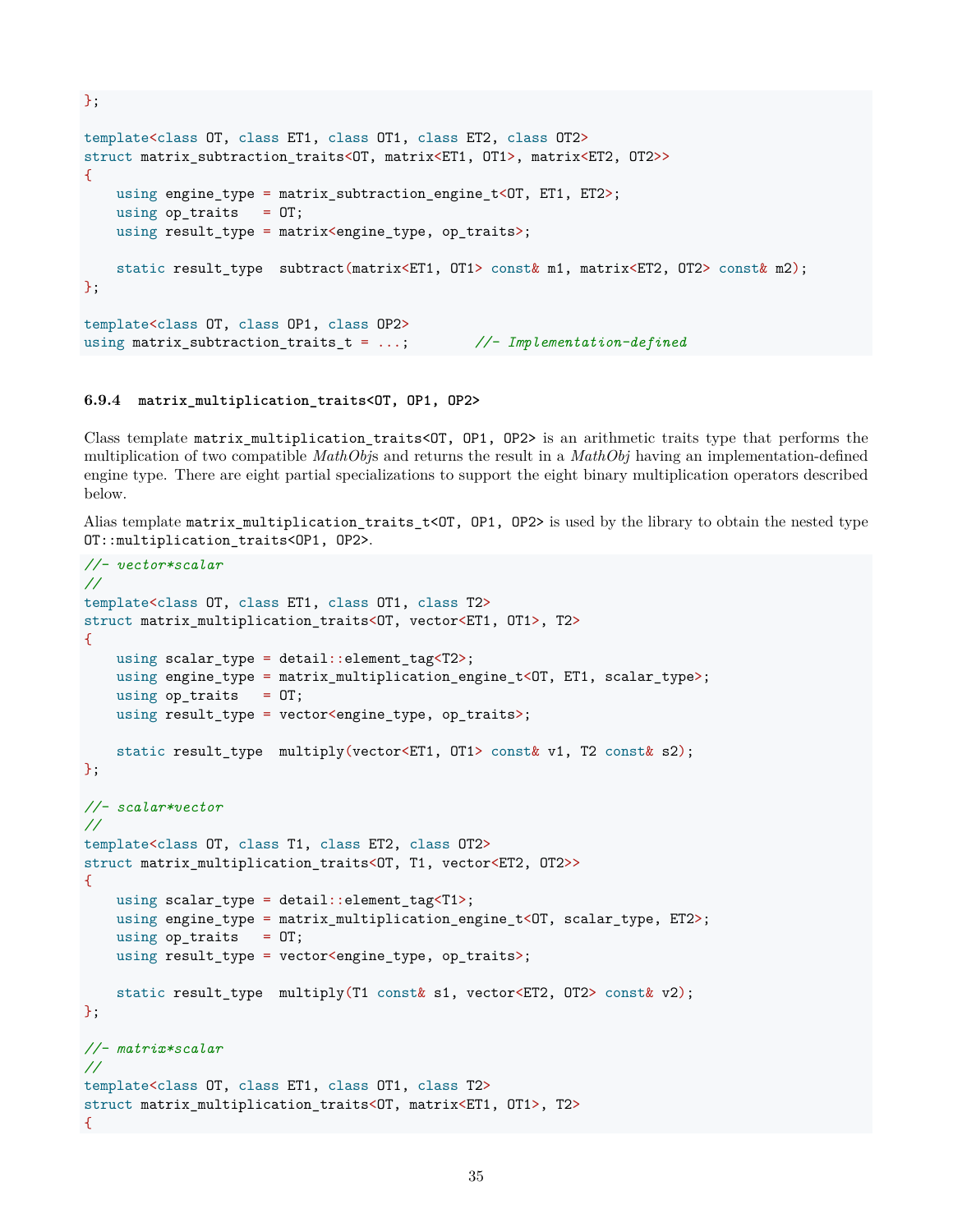```
};

template<class OT, class ET1, class OT1, class ET2, class OT2>
struct matrix_subtraction_traits<OT, matrix<ET1, OT1>, matrix<ET2, OT2>>
{
    using engine_type = matrix_subtraction_engine_t<OT, ET1, ET2>;
    using op_traits   = OT;
    using result_type = matrix<engine_type, op_traits>;

    static result_type  subtract(matrix<ET1, OT1> const& m1, matrix<ET2, OT2> const& m2);
};

template<class OT, class OP1, class OP2>
using matrix_subtraction_traits_t = ...;        //- Implementation-defined
```

### 6.9.4 matrix_multiplication_traits<OT, OP1, OP2>

Class template `matrix_multiplication_traits<OT, OP1, OP2>` is an arithmetic traits type that performs the multiplication of two compatible *MathObj*s and returns the result in a *MathObj* having an implementation-defined engine type. There are eight partial specializations to support the eight binary multiplication operators described below.

Alias template `matrix_multiplication_traits_t<OT, OP1, OP2>` is used by the library to obtain the nested type `OT::multiplication_traits<OP1, OP2>`.

```
//- vector*scalar
//
template<class OT, class ET1, class OT1, class T2>
struct matrix_multiplication_traits<OT, vector<ET1, OT1>, T2>
{
    using scalar_type = detail::element_tag<T2>;
    using engine_type = matrix_multiplication_engine_t<OT, ET1, scalar_type>;
    using op_traits   = OT;
    using result_type = vector<engine_type, op_traits>;

    static result_type  multiply(vector<ET1, OT1> const& v1, T2 const& s2);
};

//- scalar*vector
//
template<class OT, class T1, class ET2, class OT2>
struct matrix_multiplication_traits<OT, T1, vector<ET2, OT2>>
{
    using scalar_type = detail::element_tag<T1>;
    using engine_type = matrix_multiplication_engine_t<OT, scalar_type, ET2>;
    using op_traits   = OT;
    using result_type = vector<engine_type, op_traits>;

    static result_type  multiply(T1 const& s1, vector<ET2, OT2> const& v2);
};

//- matrix*scalar
//
template<class OT, class ET1, class OT1, class T2>
struct matrix_multiplication_traits<OT, matrix<ET1, OT1>, T2>
{
```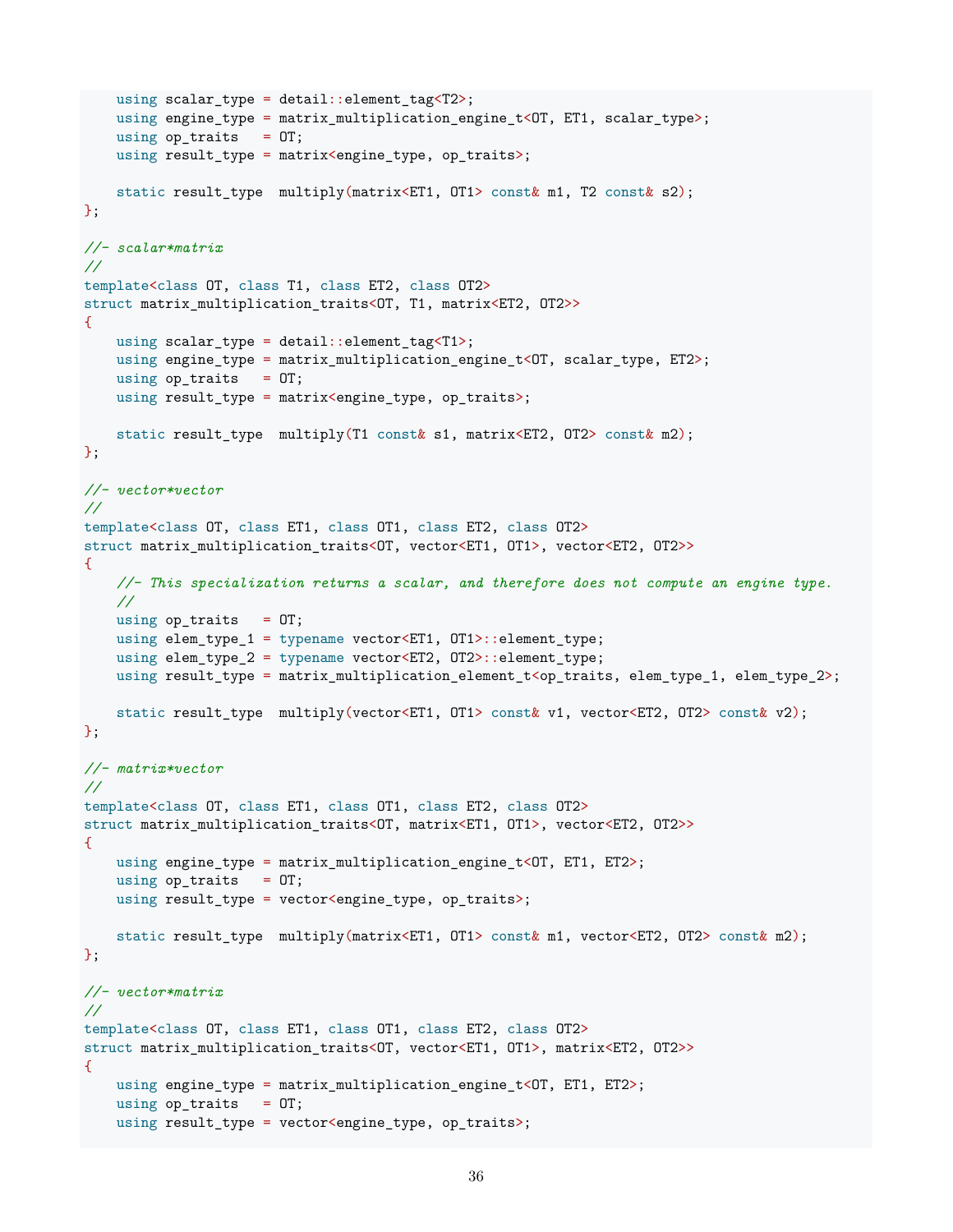```
    using scalar_type = detail::element_tag<T2>;
    using engine_type = matrix_multiplication_engine_t<OT, ET1, scalar_type>;
    using op_traits   = OT;
    using result_type = matrix<engine_type, op_traits>;

    static result_type  multiply(matrix<ET1, OT1> const& m1, T2 const& s2);
};

//- scalar*matrix
//
template<class OT, class T1, class ET2, class OT2>
struct matrix_multiplication_traits<OT, T1, matrix<ET2, OT2>>
{
    using scalar_type = detail::element_tag<T1>;
    using engine_type = matrix_multiplication_engine_t<OT, scalar_type, ET2>;
    using op_traits   = OT;
    using result_type = matrix<engine_type, op_traits>;

    static result_type  multiply(T1 const& s1, matrix<ET2, OT2> const& m2);
};

//- vector*vector
//
template<class OT, class ET1, class OT1, class ET2, class OT2>
struct matrix_multiplication_traits<OT, vector<ET1, OT1>, vector<ET2, OT2>>
{
    //- This specialization returns a scalar, and therefore does not compute an engine type.
    //
    using op_traits   = OT;
    using elem_type_1 = typename vector<ET1, OT1>::element_type;
    using elem_type_2 = typename vector<ET2, OT2>::element_type;
    using result_type = matrix_multiplication_element_t<op_traits, elem_type_1, elem_type_2>;

    static result_type  multiply(vector<ET1, OT1> const& v1, vector<ET2, OT2> const& v2);
};

//- matrix*vector
//
template<class OT, class ET1, class OT1, class ET2, class OT2>
struct matrix_multiplication_traits<OT, matrix<ET1, OT1>, vector<ET2, OT2>>
{
    using engine_type = matrix_multiplication_engine_t<OT, ET1, ET2>;
    using op_traits   = OT;
    using result_type = vector<engine_type, op_traits>;

    static result_type  multiply(matrix<ET1, OT1> const& m1, vector<ET2, OT2> const& m2);
};

//- vector*matrix
//
template<class OT, class ET1, class OT1, class ET2, class OT2>
struct matrix_multiplication_traits<OT, vector<ET1, OT1>, matrix<ET2, OT2>>
{
    using engine_type = matrix_multiplication_engine_t<OT, ET1, ET2>;
    using op_traits   = OT;
    using result_type = vector<engine_type, op_traits>;
```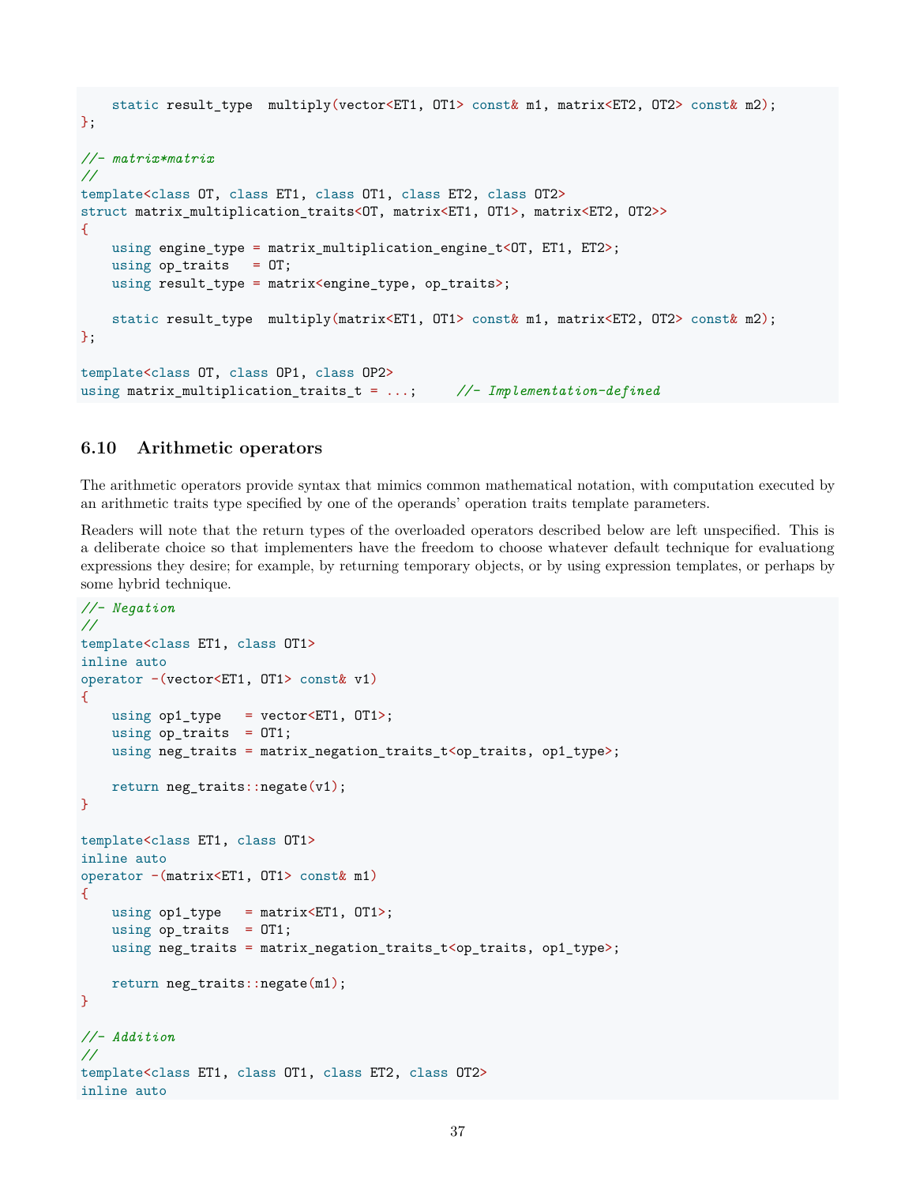```
    static result_type  multiply(vector<ET1, OT1> const& m1, matrix<ET2, OT2> const& m2);
};

//- matrix*matrix
//
template<class OT, class ET1, class OT1, class ET2, class OT2>
struct matrix_multiplication_traits<OT, matrix<ET1, OT1>, matrix<ET2, OT2>>
{
    using engine_type = matrix_multiplication_engine_t<OT, ET1, ET2>;
    using op_traits   = OT;
    using result_type = matrix<engine_type, op_traits>;

    static result_type  multiply(matrix<ET1, OT1> const& m1, matrix<ET2, OT2> const& m2);
};

template<class OT, class OP1, class OP2>
using matrix_multiplication_traits_t = ...;     //- Implementation-defined
```

### 6.10 Arithmetic operators

The arithmetic operators provide syntax that mimics common mathematical notation, with computation executed by an arithmetic traits type specified by one of the operands' operation traits template parameters.

Readers will note that the return types of the overloaded operators described below are left unspecified. This is a deliberate choice so that implementers have the freedom to choose whatever default technique for evaluationg expressions they desire; for example, by returning temporary objects, or by using expression templates, or perhaps by some hybrid technique.

```
//- Negation
//
template<class ET1, class OT1>
inline auto
operator -(vector<ET1, OT1> const& v1)
{
    using op1_type   = vector<ET1, OT1>;
    using op_traits  = OT1;
    using neg_traits = matrix_negation_traits_t<op_traits, op1_type>;

    return neg_traits::negate(v1);
}

template<class ET1, class OT1>
inline auto
operator -(matrix<ET1, OT1> const& m1)
{
    using op1_type   = matrix<ET1, OT1>;
    using op_traits  = OT1;
    using neg_traits = matrix_negation_traits_t<op_traits, op1_type>;

    return neg_traits::negate(m1);
}

//- Addition
//
template<class ET1, class OT1, class ET2, class OT2>
inline auto
```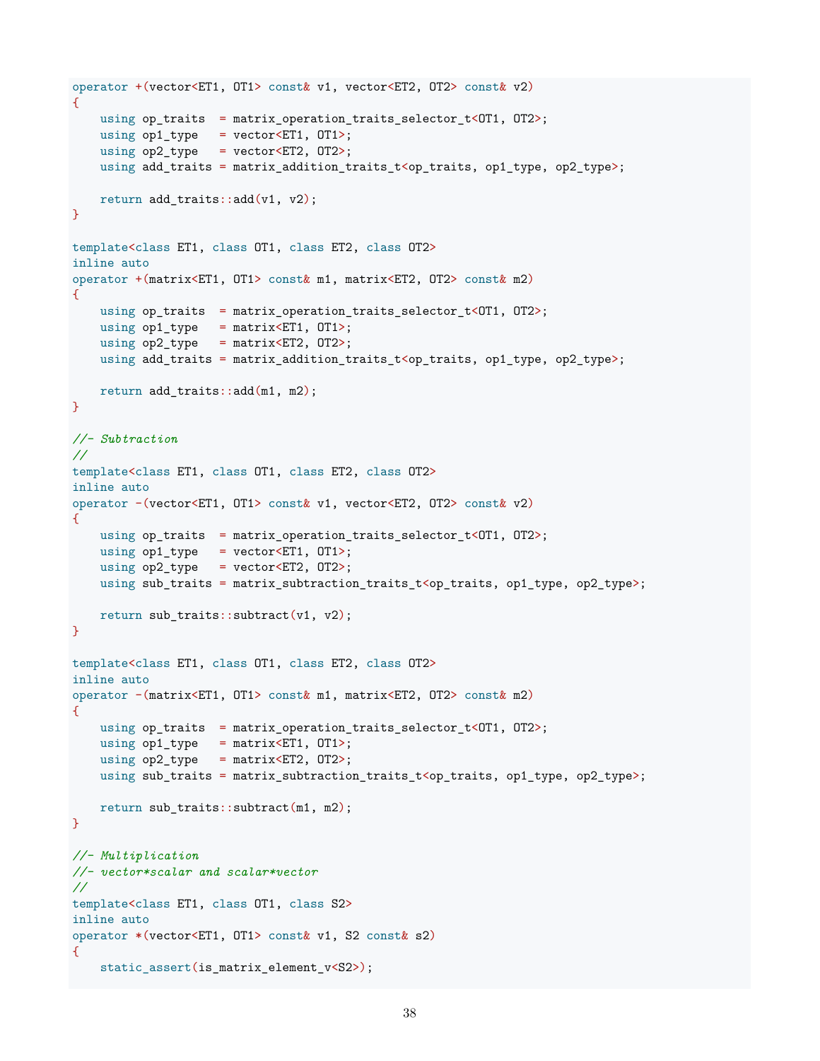```
operator +(vector<ET1, OT1> const& v1, vector<ET2, OT2> const& v2)
{
    using op_traits  = matrix_operation_traits_selector_t<OT1, OT2>;
    using op1_type   = vector<ET1, OT1>;
    using op2_type   = vector<ET2, OT2>;
    using add_traits = matrix_addition_traits_t<op_traits, op1_type, op2_type>;

    return add_traits::add(v1, v2);
}

template<class ET1, class OT1, class ET2, class OT2>
inline auto
operator +(matrix<ET1, OT1> const& m1, matrix<ET2, OT2> const& m2)
{
    using op_traits  = matrix_operation_traits_selector_t<OT1, OT2>;
    using op1_type   = matrix<ET1, OT1>;
    using op2_type   = matrix<ET2, OT2>;
    using add_traits = matrix_addition_traits_t<op_traits, op1_type, op2_type>;

    return add_traits::add(m1, m2);
}

//- Subtraction
//
template<class ET1, class OT1, class ET2, class OT2>
inline auto
operator -(vector<ET1, OT1> const& v1, vector<ET2, OT2> const& v2)
{
    using op_traits  = matrix_operation_traits_selector_t<OT1, OT2>;
    using op1_type   = vector<ET1, OT1>;
    using op2_type   = vector<ET2, OT2>;
    using sub_traits = matrix_subtraction_traits_t<op_traits, op1_type, op2_type>;

    return sub_traits::subtract(v1, v2);
}

template<class ET1, class OT1, class ET2, class OT2>
inline auto
operator -(matrix<ET1, OT1> const& m1, matrix<ET2, OT2> const& m2)
{
    using op_traits  = matrix_operation_traits_selector_t<OT1, OT2>;
    using op1_type   = matrix<ET1, OT1>;
    using op2_type   = matrix<ET2, OT2>;
    using sub_traits = matrix_subtraction_traits_t<op_traits, op1_type, op2_type>;

    return sub_traits::subtract(m1, m2);
}

//- Multiplication
//- vector*scalar and scalar*vector
//
template<class ET1, class OT1, class S2>
inline auto
operator *(vector<ET1, OT1> const& v1, S2 const& s2)
{
    static_assert(is_matrix_element_v<S2>);
```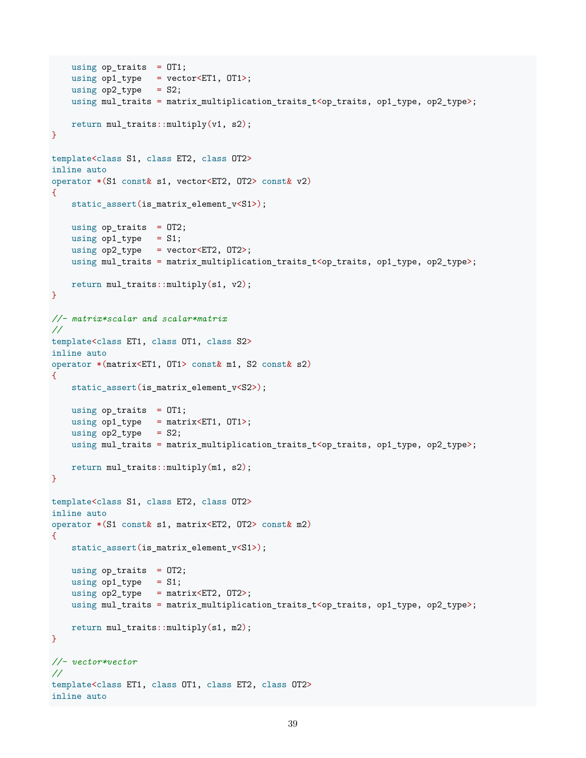```
    using op_traits  = OT1;
    using op1_type   = vector<ET1, OT1>;
    using op2_type   = S2;
    using mul_traits = matrix_multiplication_traits_t<op_traits, op1_type, op2_type>;

    return mul_traits::multiply(v1, s2);
}

template<class S1, class ET2, class OT2>
inline auto
operator *(S1 const& s1, vector<ET2, OT2> const& v2)
{
    static_assert(is_matrix_element_v<S1>);

    using op_traits  = OT2;
    using op1_type   = S1;
    using op2_type   = vector<ET2, OT2>;
    using mul_traits = matrix_multiplication_traits_t<op_traits, op1_type, op2_type>;

    return mul_traits::multiply(s1, v2);
}

//- matrix*scalar and scalar*matrix
//
template<class ET1, class OT1, class S2>
inline auto
operator *(matrix<ET1, OT1> const& m1, S2 const& s2)
{
    static_assert(is_matrix_element_v<S2>);

    using op_traits  = OT1;
    using op1_type   = matrix<ET1, OT1>;
    using op2_type   = S2;
    using mul_traits = matrix_multiplication_traits_t<op_traits, op1_type, op2_type>;

    return mul_traits::multiply(m1, s2);
}

template<class S1, class ET2, class OT2>
inline auto
operator *(S1 const& s1, matrix<ET2, OT2> const& m2)
{
    static_assert(is_matrix_element_v<S1>);

    using op_traits  = OT2;
    using op1_type   = S1;
    using op2_type   = matrix<ET2, OT2>;
    using mul_traits = matrix_multiplication_traits_t<op_traits, op1_type, op2_type>;

    return mul_traits::multiply(s1, m2);
}

//- vector*vector
//
template<class ET1, class OT1, class ET2, class OT2>
inline auto
```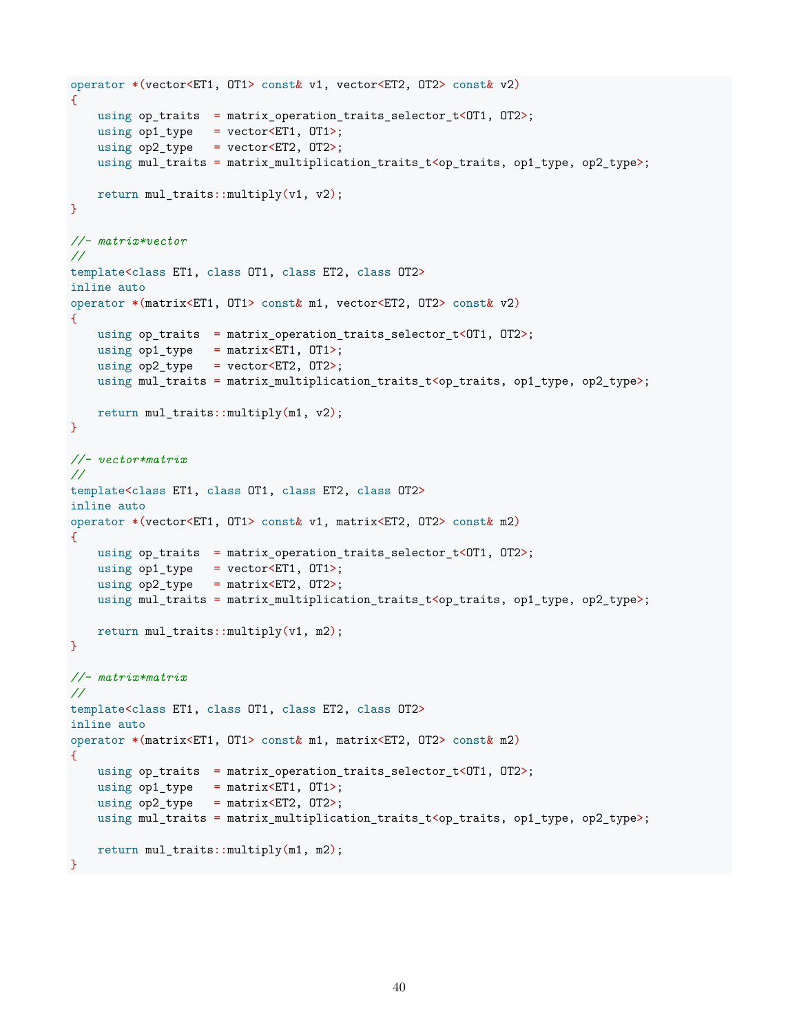```
operator *(vector<ET1, OT1> const& v1, vector<ET2, OT2> const& v2)
{
    using op_traits  = matrix_operation_traits_selector_t<OT1, OT2>;
    using op1_type   = vector<ET1, OT1>;
    using op2_type   = vector<ET2, OT2>;
    using mul_traits = matrix_multiplication_traits_t<op_traits, op1_type, op2_type>;

    return mul_traits::multiply(v1, v2);
}

//- matrix*vector
//
template<class ET1, class OT1, class ET2, class OT2>
inline auto
operator *(matrix<ET1, OT1> const& m1, vector<ET2, OT2> const& v2)
{
    using op_traits  = matrix_operation_traits_selector_t<OT1, OT2>;
    using op1_type   = matrix<ET1, OT1>;
    using op2_type   = vector<ET2, OT2>;
    using mul_traits = matrix_multiplication_traits_t<op_traits, op1_type, op2_type>;

    return mul_traits::multiply(m1, v2);
}

//- vector*matrix
//
template<class ET1, class OT1, class ET2, class OT2>
inline auto
operator *(vector<ET1, OT1> const& v1, matrix<ET2, OT2> const& m2)
{
    using op_traits  = matrix_operation_traits_selector_t<OT1, OT2>;
    using op1_type   = vector<ET1, OT1>;
    using op2_type   = matrix<ET2, OT2>;
    using mul_traits = matrix_multiplication_traits_t<op_traits, op1_type, op2_type>;

    return mul_traits::multiply(v1, m2);
}

//- matrix*matrix
//
template<class ET1, class OT1, class ET2, class OT2>
inline auto
operator *(matrix<ET1, OT1> const& m1, matrix<ET2, OT2> const& m2)
{
    using op_traits  = matrix_operation_traits_selector_t<OT1, OT2>;
    using op1_type   = matrix<ET1, OT1>;
    using op2_type   = matrix<ET2, OT2>;
    using mul_traits = matrix_multiplication_traits_t<op_traits, op1_type, op2_type>;

    return mul_traits::multiply(m1, m2);
}
```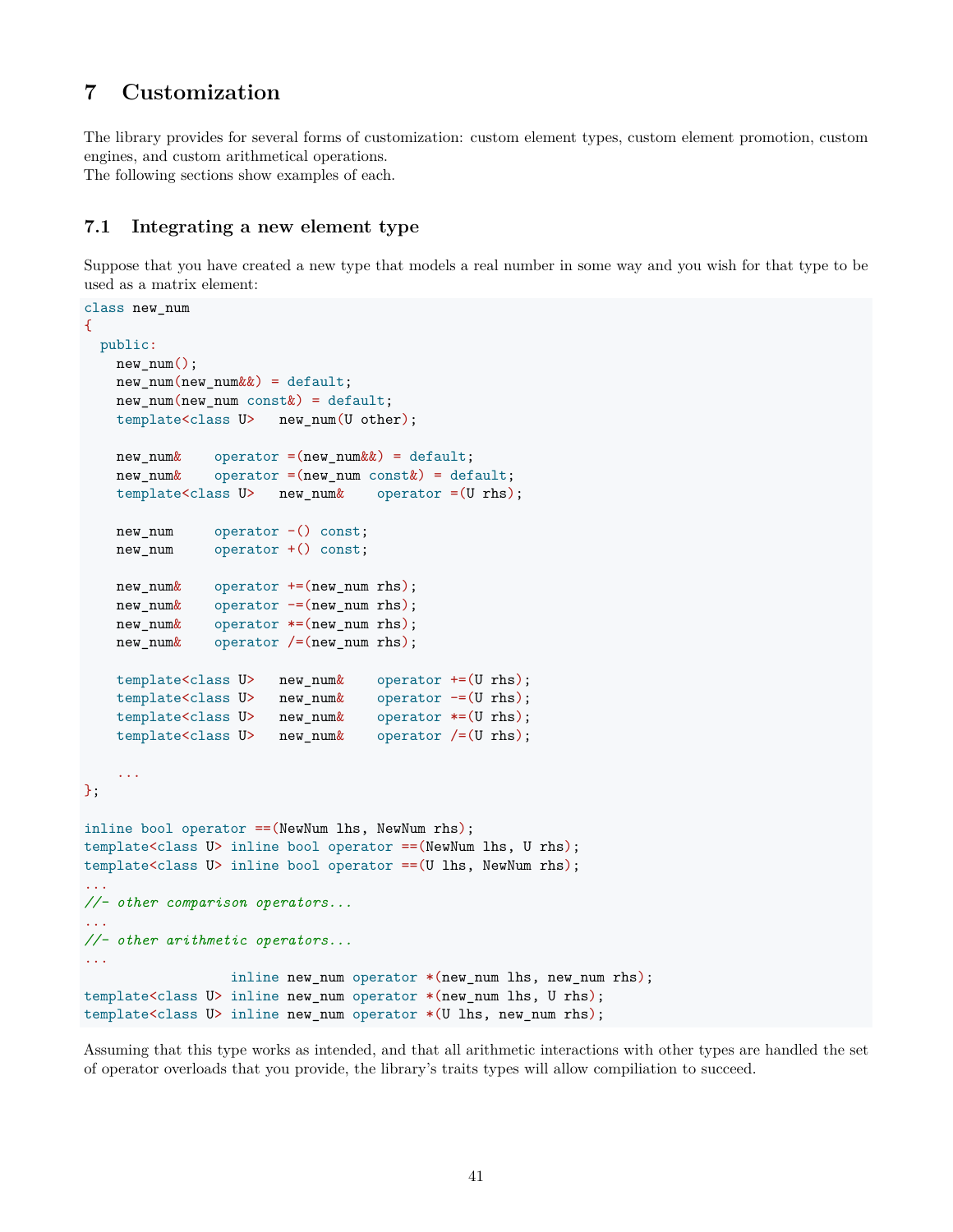# 7 Customization

The library provides for several forms of customization: custom element types, custom element promotion, custom engines, and custom arithmetical operations.
The following sections show examples of each.

## 7.1 Integrating a new element type

Suppose that you have created a new type that models a real number in some way and you wish for that type to be used as a matrix element:

```
class new_num
{
  public:
    new_num();
    new_num(new_num&&) = default;
    new_num(new_num const&) = default;
    template<class U>   new_num(U other);

    new_num&    operator =(new_num&&) = default;
    new_num&    operator =(new_num const&) = default;
    template<class U>   new_num&    operator =(U rhs);

    new_num     operator -() const;
    new_num     operator +() const;

    new_num&    operator +=(new_num rhs);
    new_num&    operator -=(new_num rhs);
    new_num&    operator *=(new_num rhs);
    new_num&    operator /=(new_num rhs);

    template<class U>   new_num&    operator +=(U rhs);
    template<class U>   new_num&    operator -=(U rhs);
    template<class U>   new_num&    operator *=(U rhs);
    template<class U>   new_num&    operator /=(U rhs);

    ...
};

inline bool operator ==(NewNum lhs, NewNum rhs);
template<class U> inline bool operator ==(NewNum lhs, U rhs);
template<class U> inline bool operator ==(U lhs, NewNum rhs);
...
//- other comparison operators...
...
//- other arithmetic operators...
...
                  inline new_num operator *(new_num lhs, new_num rhs);
template<class U> inline new_num operator *(new_num lhs, U rhs);
template<class U> inline new_num operator *(U lhs, new_num rhs);
```

Assuming that this type works as intended, and that all arithmetic interactions with other types are handled the set of operator overloads that you provide, the library's traits types will allow compiliation to succeed.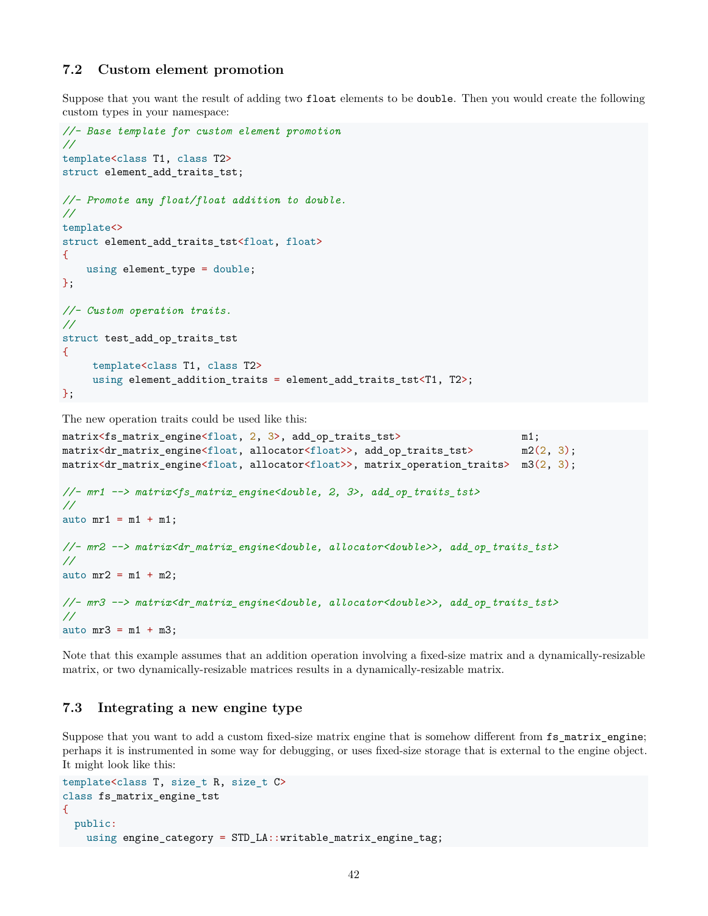## 7.2 Custom element promotion

Suppose that you want the result of adding two `float` elements to be `double`. Then you would create the following custom types in your namespace:

```
//- Base template for custom element promotion
//
template<class T1, class T2>
struct element_add_traits_tst;

//- Promote any float/float addition to double.
//
template<>
struct element_add_traits_tst<float, float>
{
    using element_type = double;
};

//- Custom operation traits.
//
struct test_add_op_traits_tst
{
     template<class T1, class T2>
     using element_addition_traits = element_add_traits_tst<T1, T2>;
};
```

The new operation traits could be used like this:

```
matrix<fs_matrix_engine<float, 2, 3>, add_op_traits_tst>                    m1;
matrix<dr_matrix_engine<float, allocator<float>>, add_op_traits_tst>        m2(2, 3);
matrix<dr_matrix_engine<float, allocator<float>>, matrix_operation_traits>  m3(2, 3);

//- mr1 --> matrix<fs_matrix_engine<double, 2, 3>, add_op_traits_tst>
//
auto mr1 = m1 + m1;

//- mr2 --> matrix<dr_matrix_engine<double, allocator<double>>, add_op_traits_tst>
//
auto mr2 = m1 + m2;

//- mr3 --> matrix<dr_matrix_engine<double, allocator<double>>, add_op_traits_tst>
//
auto mr3 = m1 + m3;
```

Note that this example assumes that an addition operation involving a fixed-size matrix and a dynamically-resizable matrix, or two dynamically-resizable matrices results in a dynamically-resizable matrix.

## 7.3 Integrating a new engine type

Suppose that you want to add a custom fixed-size matrix engine that is somehow different from `fs_matrix_engine`; perhaps it is instrumented in some way for debugging, or uses fixed-size storage that is external to the engine object. It might look like this:

```
template<class T, size_t R, size_t C>
class fs_matrix_engine_tst
{
  public:
    using engine_category = STD_LA::writable_matrix_engine_tag;
```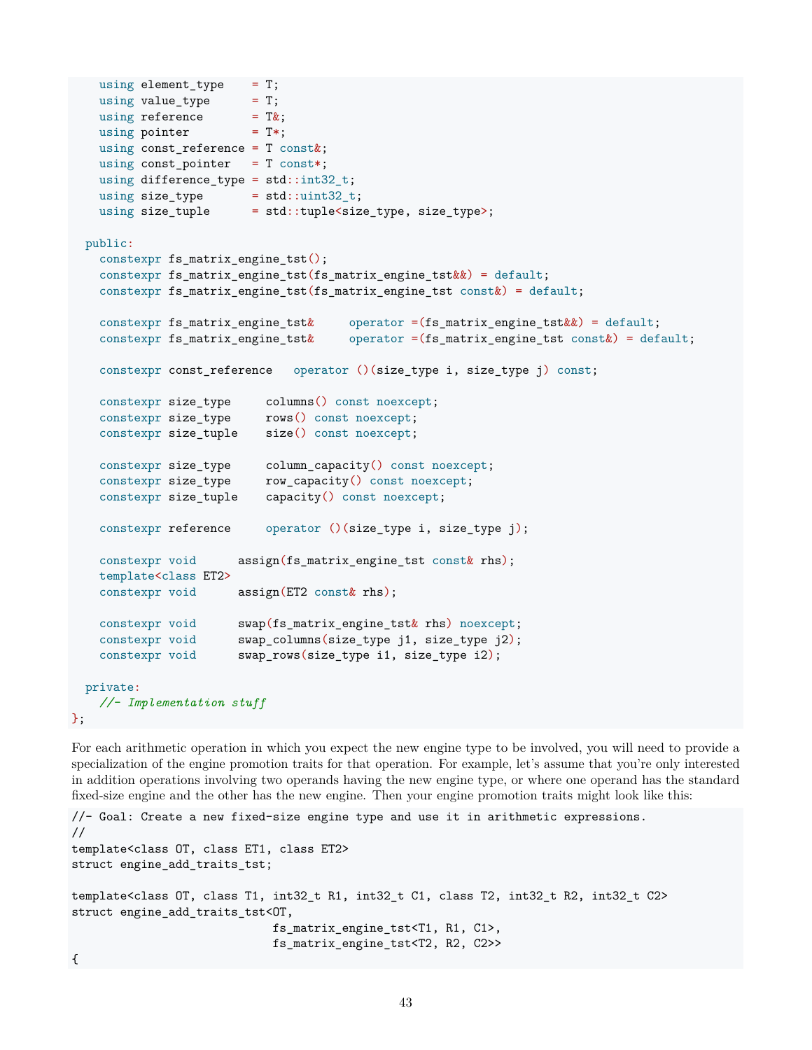```
    using element_type    = T;
    using value_type      = T;
    using reference       = T&;
    using pointer         = T*;
    using const_reference = T const&;
    using const_pointer   = T const*;
    using difference_type = std::int32_t;
    using size_type       = std::uint32_t;
    using size_tuple      = std::tuple<size_type, size_type>;

  public:
    constexpr fs_matrix_engine_tst();
    constexpr fs_matrix_engine_tst(fs_matrix_engine_tst&&) = default;
    constexpr fs_matrix_engine_tst(fs_matrix_engine_tst const&) = default;

    constexpr fs_matrix_engine_tst&     operator =(fs_matrix_engine_tst&&) = default;
    constexpr fs_matrix_engine_tst&     operator =(fs_matrix_engine_tst const&) = default;

    constexpr const_reference   operator ()(size_type i, size_type j) const;

    constexpr size_type     columns() const noexcept;
    constexpr size_type     rows() const noexcept;
    constexpr size_tuple    size() const noexcept;

    constexpr size_type     column_capacity() const noexcept;
    constexpr size_type     row_capacity() const noexcept;
    constexpr size_tuple    capacity() const noexcept;

    constexpr reference     operator ()(size_type i, size_type j);

    constexpr void      assign(fs_matrix_engine_tst const& rhs);
    template<class ET2>
    constexpr void      assign(ET2 const& rhs);

    constexpr void      swap(fs_matrix_engine_tst& rhs) noexcept;
    constexpr void      swap_columns(size_type j1, size_type j2);
    constexpr void      swap_rows(size_type i1, size_type i2);

  private:
    //- Implementation stuff
};
```

For each arithmetic operation in which you expect the new engine type to be involved, you will need to provide a specialization of the engine promotion traits for that operation. For example, let's assume that you're only interested in addition operations involving two operands having the new engine type, or where one operand has the standard fixed-size engine and the other has the new engine. Then your engine promotion traits might look like this:

```
//- Goal: Create a new fixed-size engine type and use it in arithmetic expressions.
//
template<class OT, class ET1, class ET2>
struct engine_add_traits_tst;

template<class OT, class T1, int32_t R1, int32_t C1, class T2, int32_t R2, int32_t C2>
struct engine_add_traits_tst<OT,
                             fs_matrix_engine_tst<T1, R1, C1>,
                             fs_matrix_engine_tst<T2, R2, C2>>
{
```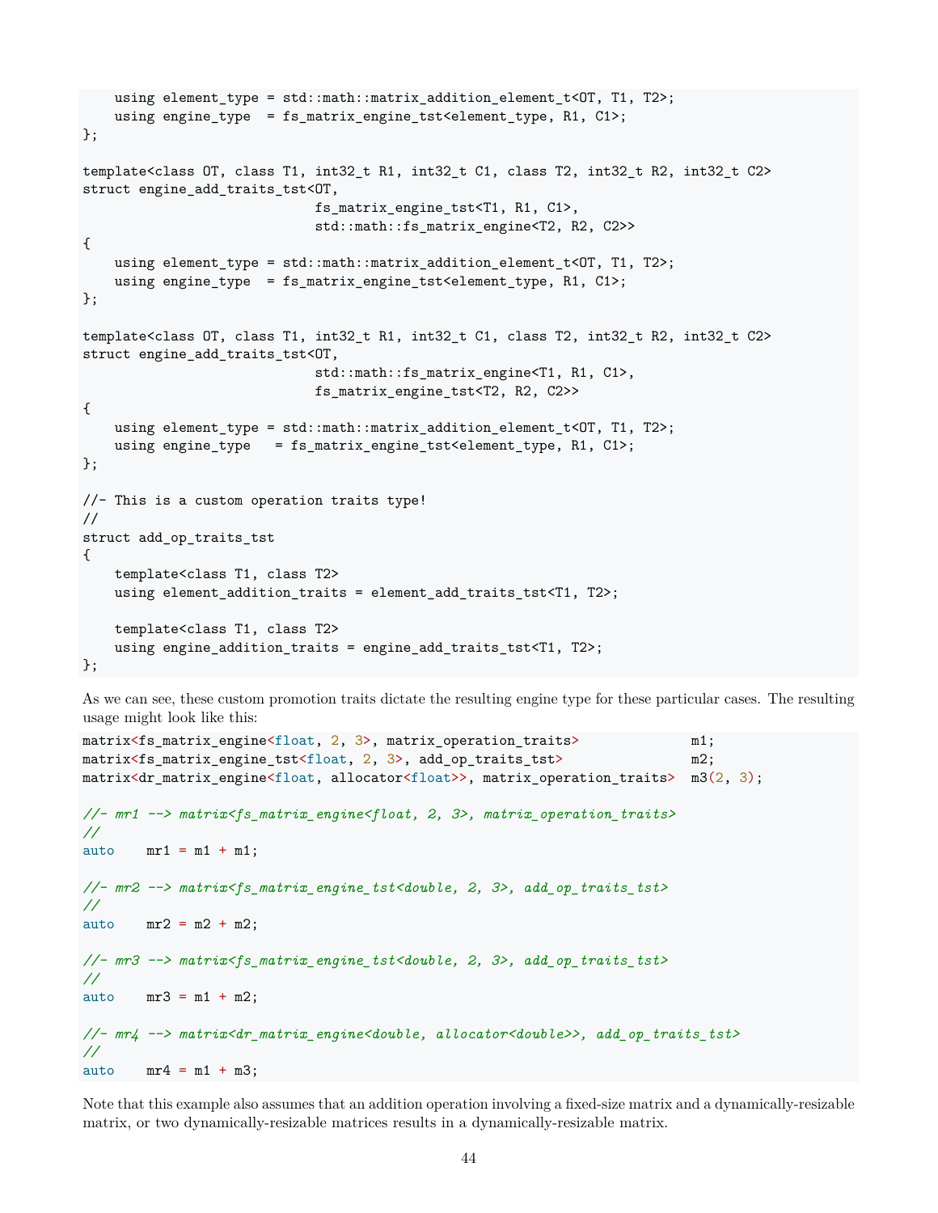```
    using element_type = std::math::matrix_addition_element_t<OT, T1, T2>;
    using engine_type  = fs_matrix_engine_tst<element_type, R1, C1>;
};

template<class OT, class T1, int32_t R1, int32_t C1, class T2, int32_t R2, int32_t C2>
struct engine_add_traits_tst<OT,
                             fs_matrix_engine_tst<T1, R1, C1>,
                             std::math::fs_matrix_engine<T2, R2, C2>>
{
    using element_type = std::math::matrix_addition_element_t<OT, T1, T2>;
    using engine_type  = fs_matrix_engine_tst<element_type, R1, C1>;
};

template<class OT, class T1, int32_t R1, int32_t C1, class T2, int32_t R2, int32_t C2>
struct engine_add_traits_tst<OT,
                             std::math::fs_matrix_engine<T1, R1, C1>,
                             fs_matrix_engine_tst<T2, R2, C2>>
{
    using element_type = std::math::matrix_addition_element_t<OT, T1, T2>;
    using engine_type   = fs_matrix_engine_tst<element_type, R1, C1>;
};

//- This is a custom operation traits type!
//
struct add_op_traits_tst
{
    template<class T1, class T2>
    using element_addition_traits = element_add_traits_tst<T1, T2>;

    template<class T1, class T2>
    using engine_addition_traits = engine_add_traits_tst<T1, T2>;
};
```

As we can see, these custom promotion traits dictate the resulting engine type for these particular cases. The resulting usage might look like this:

```
matrix<fs_matrix_engine<float, 2, 3>, matrix_operation_traits>              m1;
matrix<fs_matrix_engine_tst<float, 2, 3>, add_op_traits_tst>                m2;
matrix<dr_matrix_engine<float, allocator<float>>, matrix_operation_traits>  m3(2, 3);

//- mr1 --> matrix<fs_matrix_engine<float, 2, 3>, matrix_operation_traits>
//
auto    mr1 = m1 + m1;

//- mr2 --> matrix<fs_matrix_engine_tst<double, 2, 3>, add_op_traits_tst>
//
auto    mr2 = m2 + m2;

//- mr3 --> matrix<fs_matrix_engine_tst<double, 2, 3>, add_op_traits_tst>
//
auto    mr3 = m1 + m2;

//- mr4 --> matrix<dr_matrix_engine<double, allocator<double>>, add_op_traits_tst>
//
auto    mr4 = m1 + m3;
```

Note that this example also assumes that an addition operation involving a fixed-size matrix and a dynamically-resizable matrix, or two dynamically-resizable matrices results in a dynamically-resizable matrix.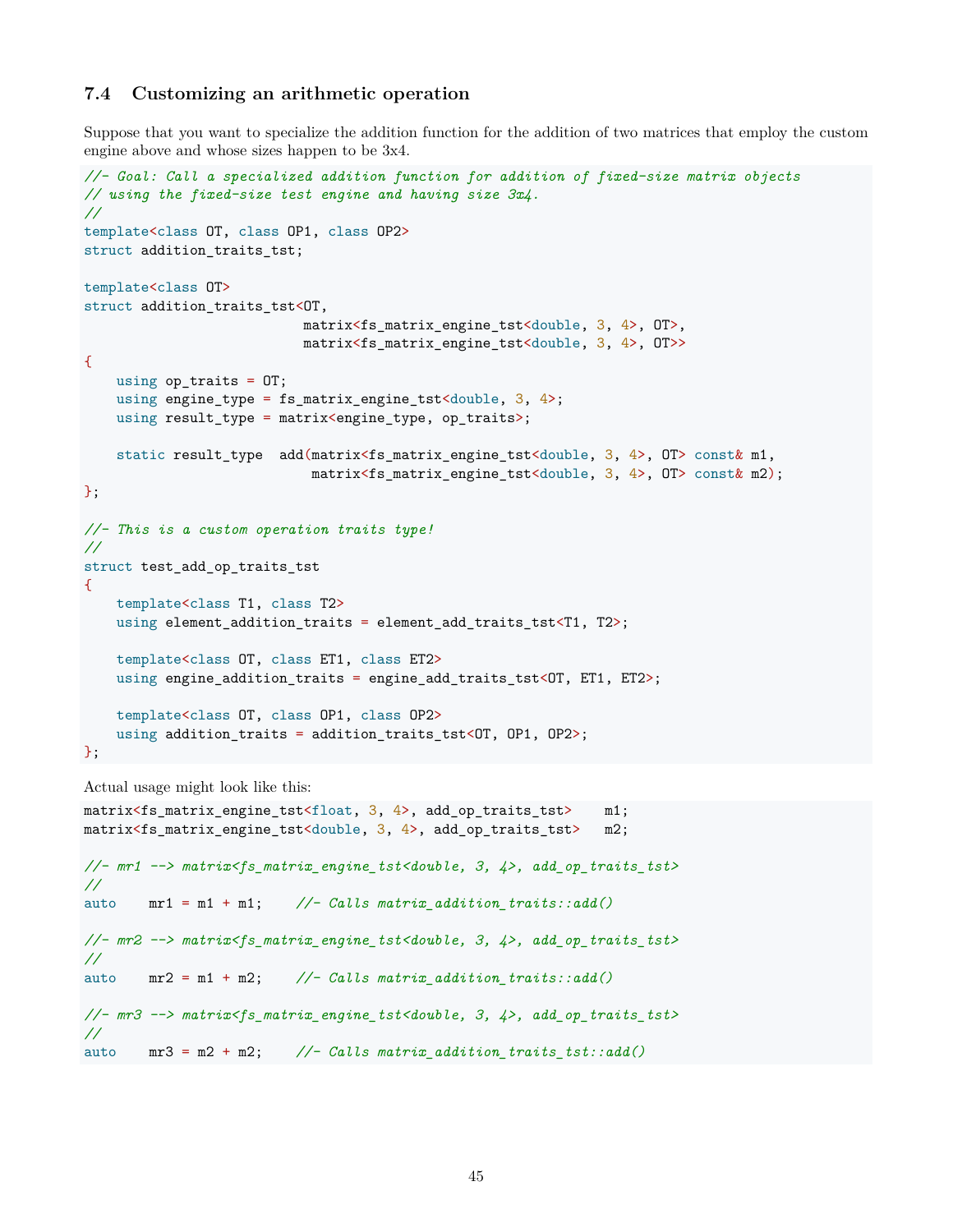### 7.4 Customizing an arithmetic operation

Suppose that you want to specialize the addition function for the addition of two matrices that employ the custom engine above and whose sizes happen to be 3x4.

```
//- Goal: Call a specialized addition function for addition of fixed-size matrix objects
// using the fixed-size test engine and having size 3x4.
//
template<class OT, class OP1, class OP2>
struct addition_traits_tst;

template<class OT>
struct addition_traits_tst<OT,
                           matrix<fs_matrix_engine_tst<double, 3, 4>, OT>,
                           matrix<fs_matrix_engine_tst<double, 3, 4>, OT>>
{
    using op_traits = OT;
    using engine_type = fs_matrix_engine_tst<double, 3, 4>;
    using result_type = matrix<engine_type, op_traits>;

    static result_type  add(matrix<fs_matrix_engine_tst<double, 3, 4>, OT> const& m1,
                            matrix<fs_matrix_engine_tst<double, 3, 4>, OT> const& m2);
};

//- This is a custom operation traits type!
//
struct test_add_op_traits_tst
{
    template<class T1, class T2>
    using element_addition_traits = element_add_traits_tst<T1, T2>;

    template<class OT, class ET1, class ET2>
    using engine_addition_traits = engine_add_traits_tst<OT, ET1, ET2>;

    template<class OT, class OP1, class OP2>
    using addition_traits = addition_traits_tst<OT, OP1, OP2>;
};
```

Actual usage might look like this:

```
matrix<fs_matrix_engine_tst<float, 3, 4>, add_op_traits_tst>    m1;
matrix<fs_matrix_engine_tst<double, 3, 4>, add_op_traits_tst>   m2;

//- mr1 --> matrix<fs_matrix_engine_tst<double, 3, 4>, add_op_traits_tst>
//
auto    mr1 = m1 + m1;    //- Calls matrix_addition_traits::add()

//- mr2 --> matrix<fs_matrix_engine_tst<double, 3, 4>, add_op_traits_tst>
//
auto    mr2 = m1 + m2;    //- Calls matrix_addition_traits::add()

//- mr3 --> matrix<fs_matrix_engine_tst<double, 3, 4>, add_op_traits_tst>
//
auto    mr3 = m2 + m2;    //- Calls matrix_addition_traits_tst::add()
```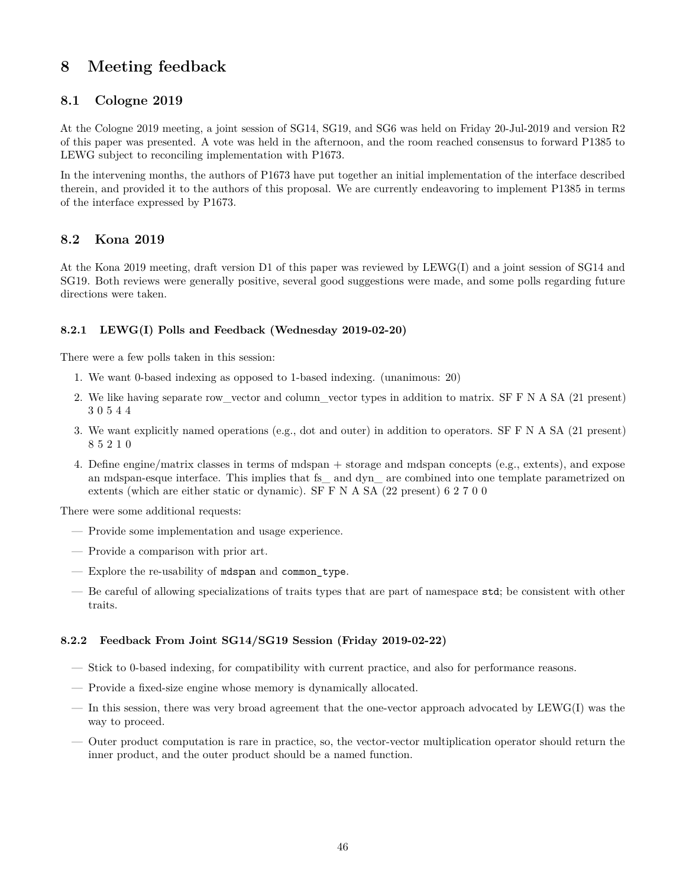# 8 Meeting feedback

## 8.1 Cologne 2019

At the Cologne 2019 meeting, a joint session of SG14, SG19, and SG6 was held on Friday 20-Jul-2019 and version R2 of this paper was presented. A vote was held in the afternoon, and the room reached consensus to forward P1385 to LEWG subject to reconciling implementation with P1673.

In the intervening months, the authors of P1673 have put together an initial implementation of the interface described therein, and provided it to the authors of this proposal. We are currently endeavoring to implement P1385 in terms of the interface expressed by P1673.

## 8.2 Kona 2019

At the Kona 2019 meeting, draft version D1 of this paper was reviewed by LEWG(I) and a joint session of SG14 and SG19. Both reviews were generally positive, several good suggestions were made, and some polls regarding future directions were taken.

### 8.2.1 LEWG(I) Polls and Feedback (Wednesday 2019-02-20)

There were a few polls taken in this session:

1. We want 0-based indexing as opposed to 1-based indexing. (unanimous: 20)
2. We like having separate row_vector and column_vector types in addition to matrix. SF F N A SA (21 present) 3 0 5 4 4
3. We want explicitly named operations (e.g., dot and outer) in addition to operators. SF F N A SA (21 present) 8 5 2 1 0
4. Define engine/matrix classes in terms of mdspan + storage and mdspan concepts (e.g., extents), and expose an mdspan-esque interface. This implies that fs_ and dyn_ are combined into one template parametrized on extents (which are either static or dynamic). SF F N A SA (22 present) 6 2 7 0 0

There were some additional requests:

- Provide some implementation and usage experience.
- Provide a comparison with prior art.
- Explore the re-usability of `mdspan` and `common_type`.
- Be careful of allowing specializations of traits types that are part of namespace `std`; be consistent with other traits.

### 8.2.2 Feedback From Joint SG14/SG19 Session (Friday 2019-02-22)

- Stick to 0-based indexing, for compatibility with current practice, and also for performance reasons.
- Provide a fixed-size engine whose memory is dynamically allocated.
- In this session, there was very broad agreement that the one-vector approach advocated by LEWG(I) was the way to proceed.
- Outer product computation is rare in practice, so, the vector-vector multiplication operator should return the inner product, and the outer product should be a named function.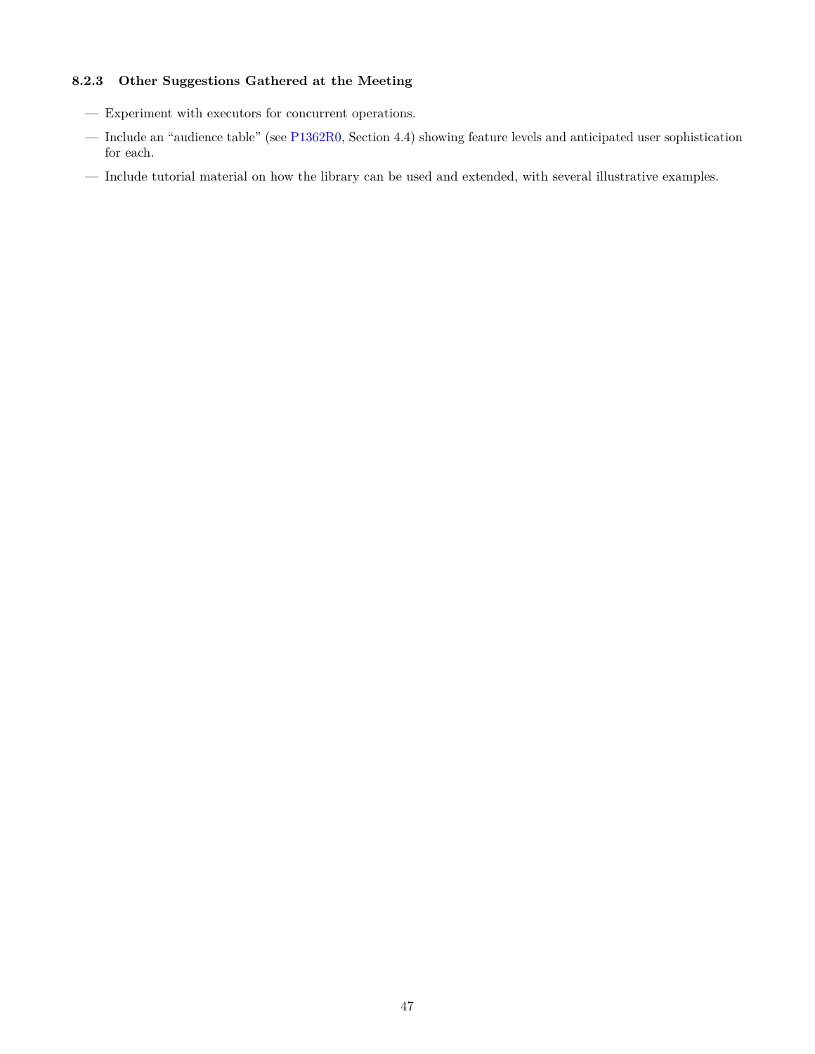#### 8.2.3 Other Suggestions Gathered at the Meeting

- Experiment with executors for concurrent operations.
- Include an "audience table" (see P1362R0, Section 4.4) showing feature levels and anticipated user sophistication for each.
- Include tutorial material on how the library can be used and extended, with several illustrative examples.